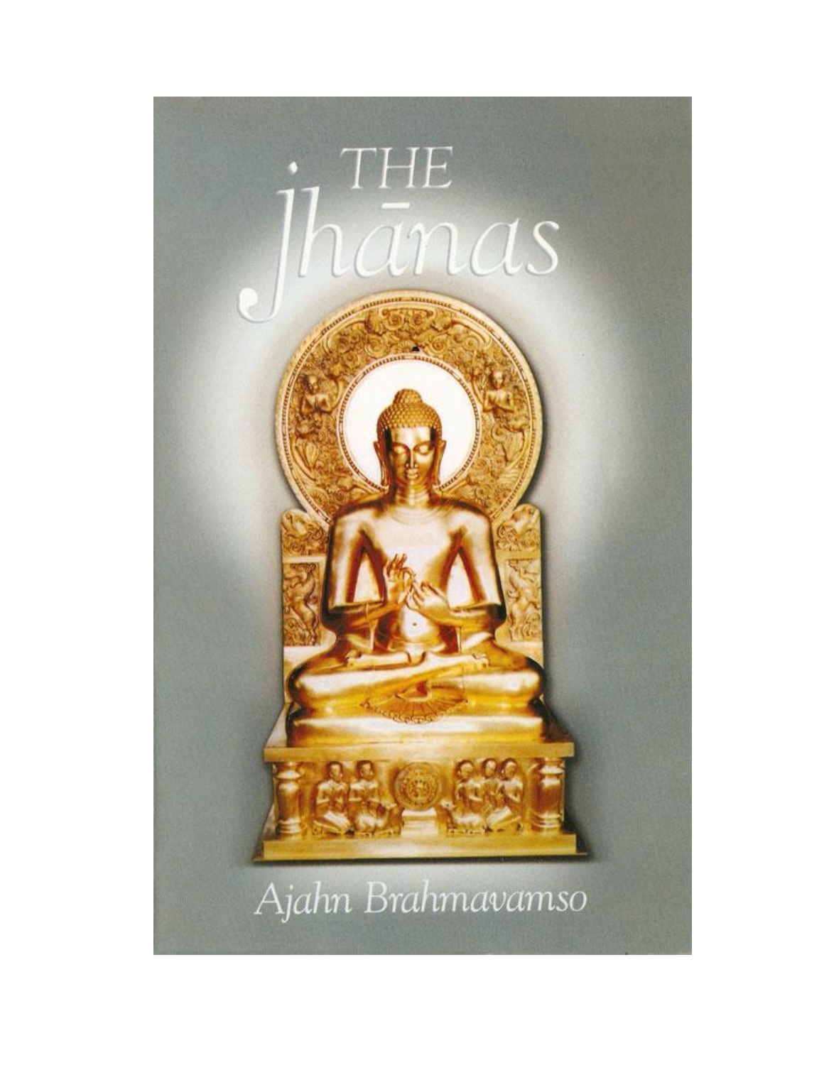# THE Jhānas

Ajahn Brahmavamso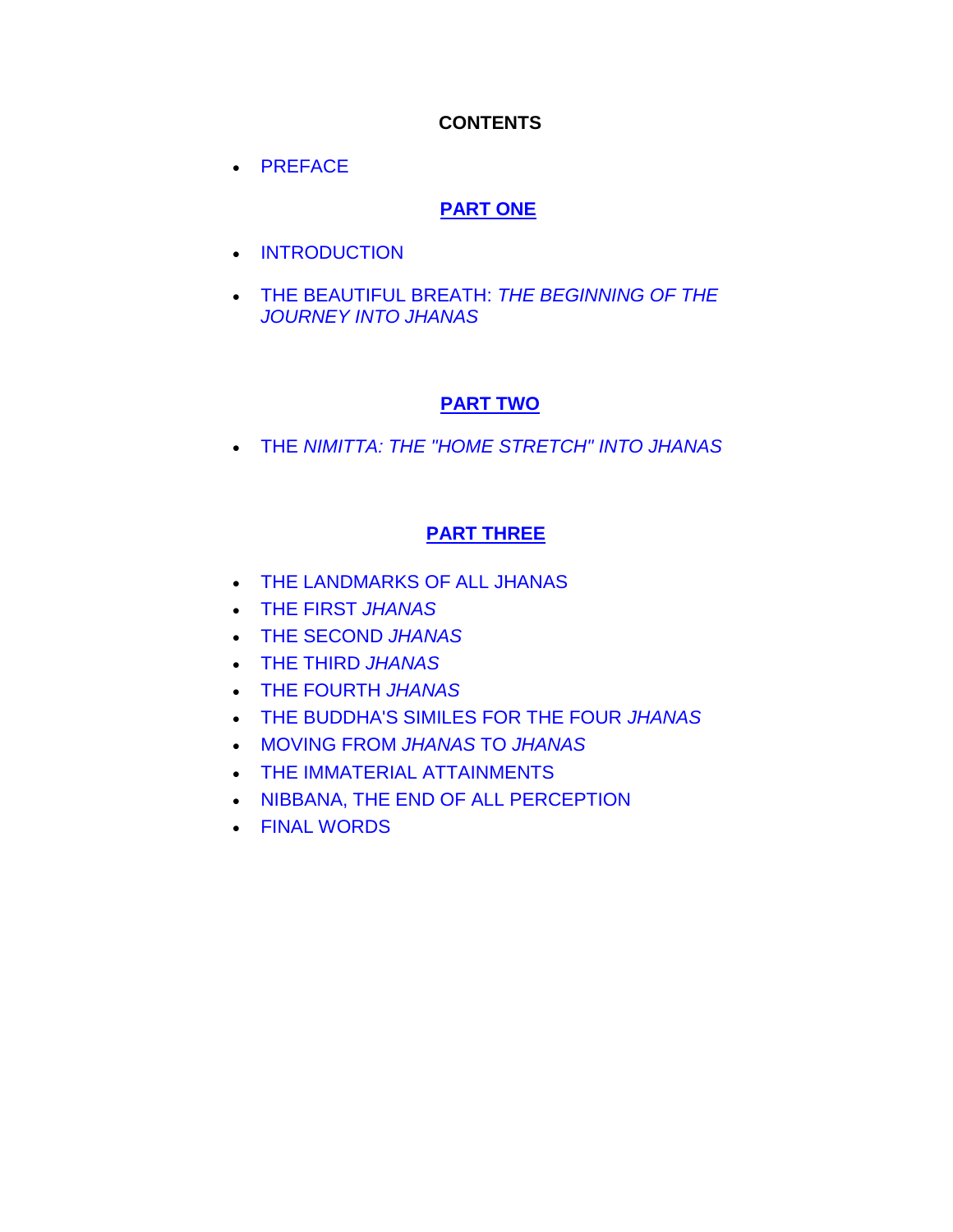**CONTENTS**

- PREFACE

**PART ONE**

- INTRODUCTION
- THE BEAUTIFUL BREATH: *THE BEGINNING OF THE JOURNEY INTO JHANAS*

**PART TWO**

- THE *NIMITTA: THE "HOME STRETCH" INTO JHANAS*

**PART THREE**

- THE LANDMARKS OF ALL JHANAS
- THE FIRST *JHANAS*
- THE SECOND *JHANAS*
- THE THIRD *JHANAS*
- THE FOURTH *JHANAS*
- THE BUDDHA'S SIMILES FOR THE FOUR *JHANAS*
- MOVING FROM *JHANAS* TO *JHANAS*
- THE IMMATERIAL ATTAINMENTS
- NIBBANA, THE END OF ALL PERCEPTION
- FINAL WORDS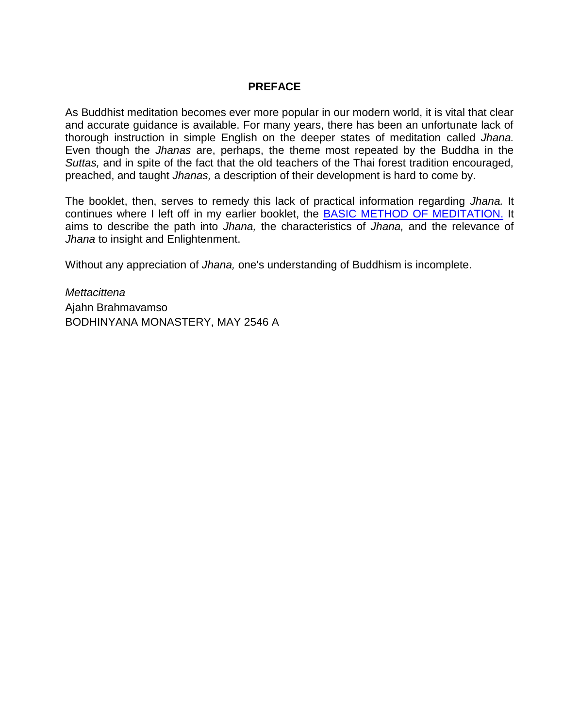## PREFACE

As Buddhist meditation becomes ever more popular in our modern world, it is vital that clear and accurate guidance is available. For many years, there has been an unfortunate lack of thorough instruction in simple English on the deeper states of meditation called *Jhana.* Even though the *Jhanas* are, perhaps, the theme most repeated by the Buddha in the *Suttas,* and in spite of the fact that the old teachers of the Thai forest tradition encouraged, preached, and taught *Jhanas,* a description of their development is hard to come by.

The booklet, then, serves to remedy this lack of practical information regarding *Jhana.* It continues where I left off in my earlier booklet, the BASIC METHOD OF MEDITATION. It aims to describe the path into *Jhana,* the characteristics of *Jhana,* and the relevance of *Jhana* to insight and Enlightenment.

Without any appreciation of *Jhana,* one's understanding of Buddhism is incomplete.

*Mettacittena*  
Ajahn Brahmavamso  
BODHINYANA MONASTERY, MAY 2546 A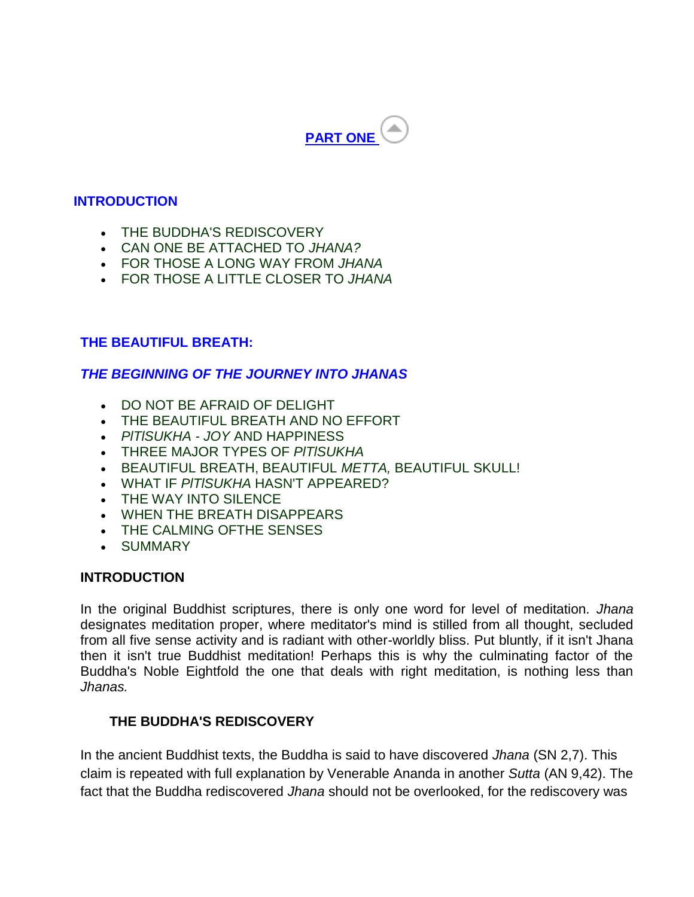## PART ONE

### INTRODUCTION

- THE BUDDHA'S REDISCOVERY
- CAN ONE BE ATTACHED TO *JHANA?*
- FOR THOSE A LONG WAY FROM *JHANA*
- FOR THOSE A LITTLE CLOSER TO *JHANA*

### THE BEAUTIFUL BREATH:

### *THE BEGINNING OF THE JOURNEY INTO JHANAS*

- DO NOT BE AFRAID OF DELIGHT
- THE BEAUTIFUL BREATH AND NO EFFORT
- *PITISUKHA - JOY* AND HAPPINESS
- THREE MAJOR TYPES OF *PITISUKHA*
- BEAUTIFUL BREATH, BEAUTIFUL *METTA,* BEAUTIFUL SKULL!
- WHAT IF *PITISUKHA* HASN'T APPEARED?
- THE WAY INTO SILENCE
- WHEN THE BREATH DISAPPEARS
- THE CALMING OFTHE SENSES
- SUMMARY

**INTRODUCTION**

In the original Buddhist scriptures, there is only one word for level of meditation. *Jhana* designates meditation proper, where meditator's mind is stilled from all thought, secluded from all five sense activity and is radiant with other-worldly bliss. Put bluntly, if it isn't Jhana then it isn't true Buddhist meditation! Perhaps this is why the culminating factor of the Buddha's Noble Eightfold the one that deals with right meditation, is nothing less than *Jhanas.*

**THE BUDDHA'S REDISCOVERY**

In the ancient Buddhist texts, the Buddha is said to have discovered *Jhana* (SN 2,7). This claim is repeated with full explanation by Venerable Ananda in another *Sutta* (AN 9,42). The fact that the Buddha rediscovered *Jhana* should not be overlooked, for the rediscovery was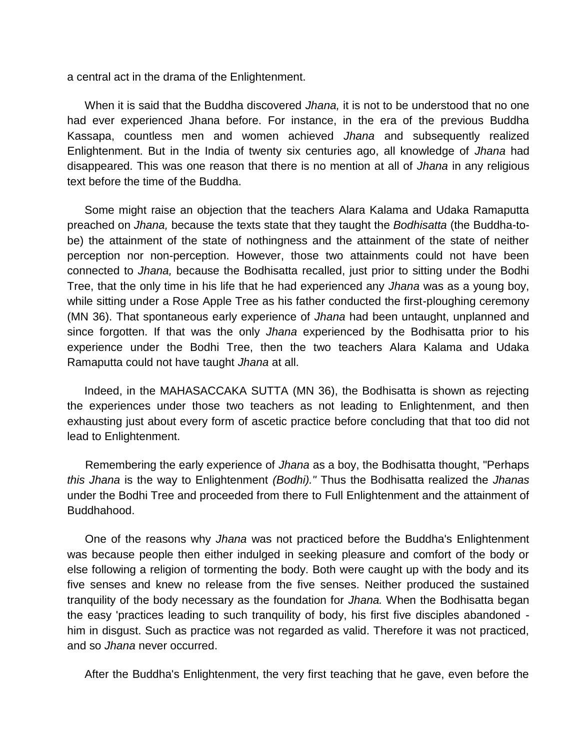a central act in the drama of the Enlightenment.

When it is said that the Buddha discovered *Jhana,* it is not to be understood that no one had ever experienced Jhana before. For instance, in the era of the previous Buddha Kassapa, countless men and women achieved *Jhana* and subsequently realized Enlightenment. But in the India of twenty six centuries ago, all knowledge of *Jhana* had disappeared. This was one reason that there is no mention at all of *Jhana* in any religious text before the time of the Buddha.

Some might raise an objection that the teachers Alara Kalama and Udaka Ramaputta preached on *Jhana,* because the texts state that they taught the *Bodhisatta* (the Buddha-to-be) the attainment of the state of nothingness and the attainment of the state of neither perception nor non-perception. However, those two attainments could not have been connected to *Jhana,* because the Bodhisatta recalled, just prior to sitting under the Bodhi Tree, that the only time in his life that he had experienced any *Jhana* was as a young boy, while sitting under a Rose Apple Tree as his father conducted the first-ploughing ceremony (MN 36). That spontaneous early experience of *Jhana* had been untaught, unplanned and since forgotten. If that was the only *Jhana* experienced by the Bodhisatta prior to his experience under the Bodhi Tree, then the two teachers Alara Kalama and Udaka Ramaputta could not have taught *Jhana* at all.

Indeed, in the MAHASACCAKA SUTTA (MN 36), the Bodhisatta is shown as rejecting the experiences under those two teachers as not leading to Enlightenment, and then exhausting just about every form of ascetic practice before concluding that that too did not lead to Enlightenment.

Remembering the early experience of *Jhana* as a boy, the Bodhisatta thought, "Perhaps *this Jhana* is the way to Enlightenment *(Bodhi)."* Thus the Bodhisatta realized the *Jhanas* under the Bodhi Tree and proceeded from there to Full Enlightenment and the attainment of Buddhahood.

One of the reasons why *Jhana* was not practiced before the Buddha's Enlightenment was because people then either indulged in seeking pleasure and comfort of the body or else following a religion of tormenting the body. Both were caught up with the body and its five senses and knew no release from the five senses. Neither produced the sustained tranquility of the body necessary as the foundation for *Jhana.* When the Bodhisatta began the easy 'practices leading to such tranquility of body, his first five disciples abandoned - him in disgust. Such as practice was not regarded as valid. Therefore it was not practiced, and so *Jhana* never occurred.

After the Buddha's Enlightenment, the very first teaching that he gave, even before the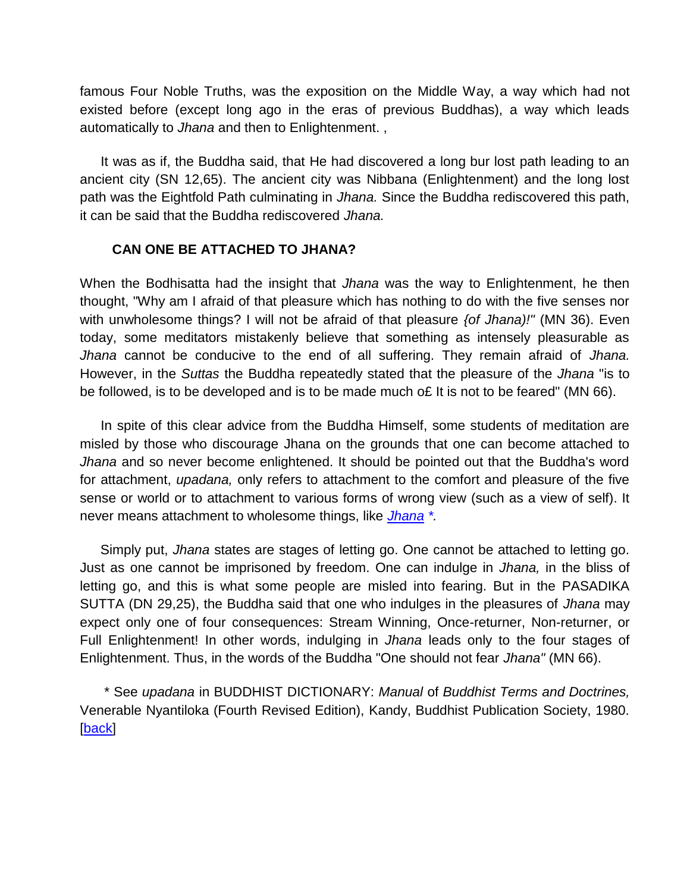famous Four Noble Truths, was the exposition on the Middle Way, a way which had not existed before (except long ago in the eras of previous Buddhas), a way which leads automatically to *Jhana* and then to Enlightenment. ,

It was as if, the Buddha said, that He had discovered a long bur lost path leading to an ancient city (SN 12,65). The ancient city was Nibbana (Enlightenment) and the long lost path was the Eightfold Path culminating in *Jhana.* Since the Buddha rediscovered this path, it can be said that the Buddha rediscovered *Jhana.*

## CAN ONE BE ATTACHED TO JHANA?

When the Bodhisatta had the insight that *Jhana* was the way to Enlightenment, he then thought, "Why am I afraid of that pleasure which has nothing to do with the five senses nor with unwholesome things? I will not be afraid of that pleasure *{of Jhana)!"* (MN 36). Even today, some meditators mistakenly believe that something as intensely pleasurable as *Jhana* cannot be conducive to the end of all suffering. They remain afraid of *Jhana.* However, in the *Suttas* the Buddha repeatedly stated that the pleasure of the *Jhana* "is to be followed, is to be developed and is to be made much o£ It is not to be feared" (MN 66).

In spite of this clear advice from the Buddha Himself, some students of meditation are misled by those who discourage Jhana on the grounds that one can become attached to *Jhana* and so never become enlightened. It should be pointed out that the Buddha's word for attachment, *upadana,* only refers to attachment to the comfort and pleasure of the five sense or world or to attachment to various forms of wrong view (such as a view of self). It never means attachment to wholesome things, like *Jhana* *.

Simply put, *Jhana* states are stages of letting go. One cannot be attached to letting go. Just as one cannot be imprisoned by freedom. One can indulge in *Jhana,* in the bliss of letting go, and this is what some people are misled into fearing. But in the PASADIKA SUTTA (DN 29,25), the Buddha said that one who indulges in the pleasures of *Jhana* may expect only one of four consequences: Stream Winning, Once-returner, Non-returner, or Full Enlightenment! In other words, indulging in *Jhana* leads only to the four stages of Enlightenment. Thus, in the words of the Buddha "One should not fear *Jhana"* (MN 66).

\* See *upadana* in BUDDHIST DICTIONARY: *Manual* of *Buddhist Terms and Doctrines,* Venerable Nyantiloka (Fourth Revised Edition), Kandy, Buddhist Publication Society, 1980. [back]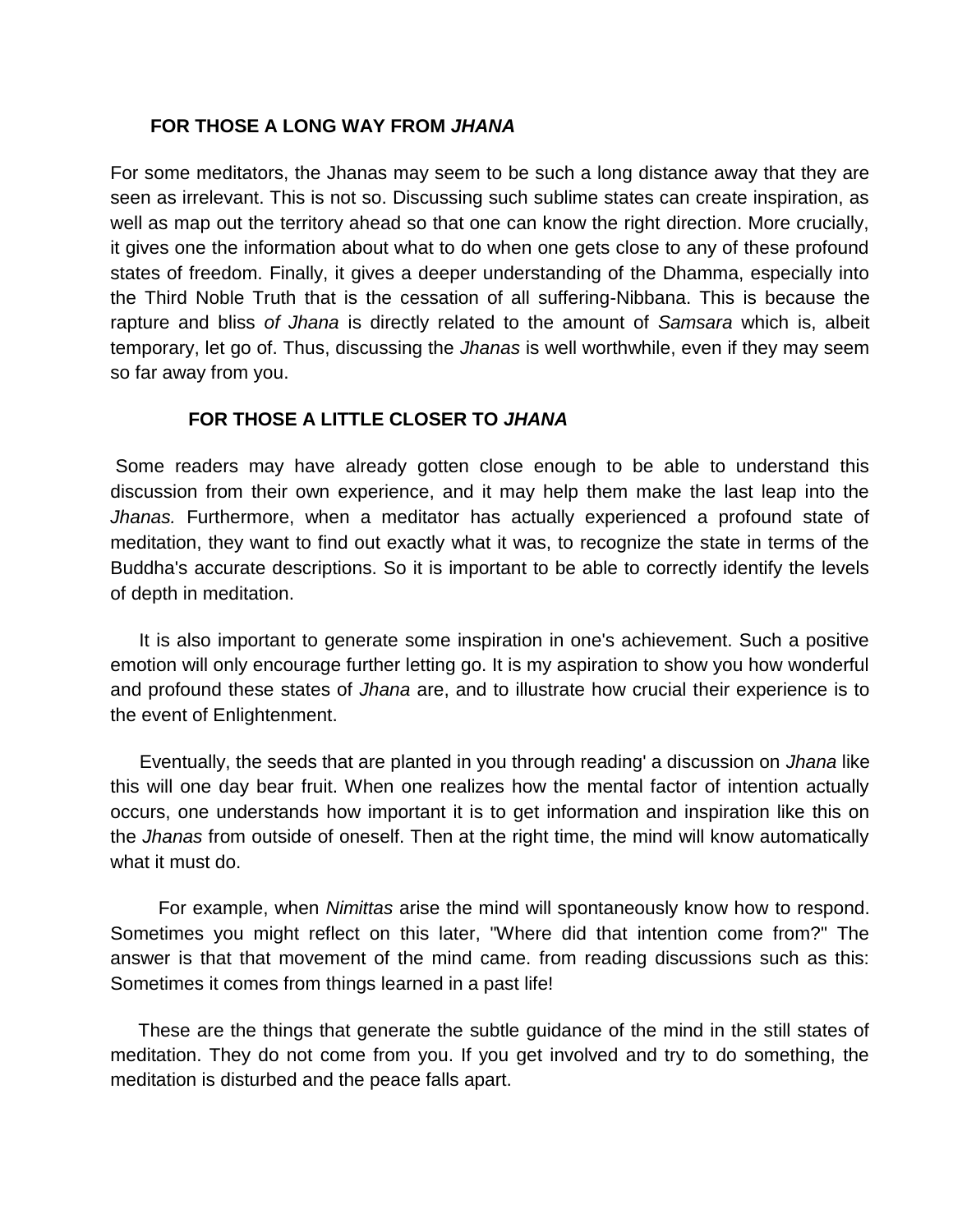## FOR THOSE A LONG WAY FROM *JHANA*

For some meditators, the Jhanas may seem to be such a long distance away that they are seen as irrelevant. This is not so. Discussing such sublime states can create inspiration, as well as map out the territory ahead so that one can know the right direction. More crucially, it gives one the information about what to do when one gets close to any of these profound states of freedom. Finally, it gives a deeper understanding of the Dhamma, especially into the Third Noble Truth that is the cessation of all suffering-Nibbana. This is because the rapture and bliss *of Jhana* is directly related to the amount of *Samsara* which is, albeit temporary, let go of. Thus, discussing the *Jhanas* is well worthwhile, even if they may seem so far away from you.

## FOR THOSE A LITTLE CLOSER TO *JHANA*

Some readers may have already gotten close enough to be able to understand this discussion from their own experience, and it may help them make the last leap into the *Jhanas.* Furthermore, when a meditator has actually experienced a profound state of meditation, they want to find out exactly what it was, to recognize the state in terms of the Buddha's accurate descriptions. So it is important to be able to correctly identify the levels of depth in meditation.

It is also important to generate some inspiration in one's achievement. Such a positive emotion will only encourage further letting go. It is my aspiration to show you how wonderful and profound these states of *Jhana* are, and to illustrate how crucial their experience is to the event of Enlightenment.

Eventually, the seeds that are planted in you through reading' a discussion on *Jhana* like this will one day bear fruit. When one realizes how the mental factor of intention actually occurs, one understands how important it is to get information and inspiration like this on the *Jhanas* from outside of oneself. Then at the right time, the mind will know automatically what it must do.

For example, when *Nimittas* arise the mind will spontaneously know how to respond. Sometimes you might reflect on this later, "Where did that intention come from?" The answer is that that movement of the mind came. from reading discussions such as this: Sometimes it comes from things learned in a past life!

These are the things that generate the subtle guidance of the mind in the still states of meditation. They do not come from you. If you get involved and try to do something, the meditation is disturbed and the peace falls apart.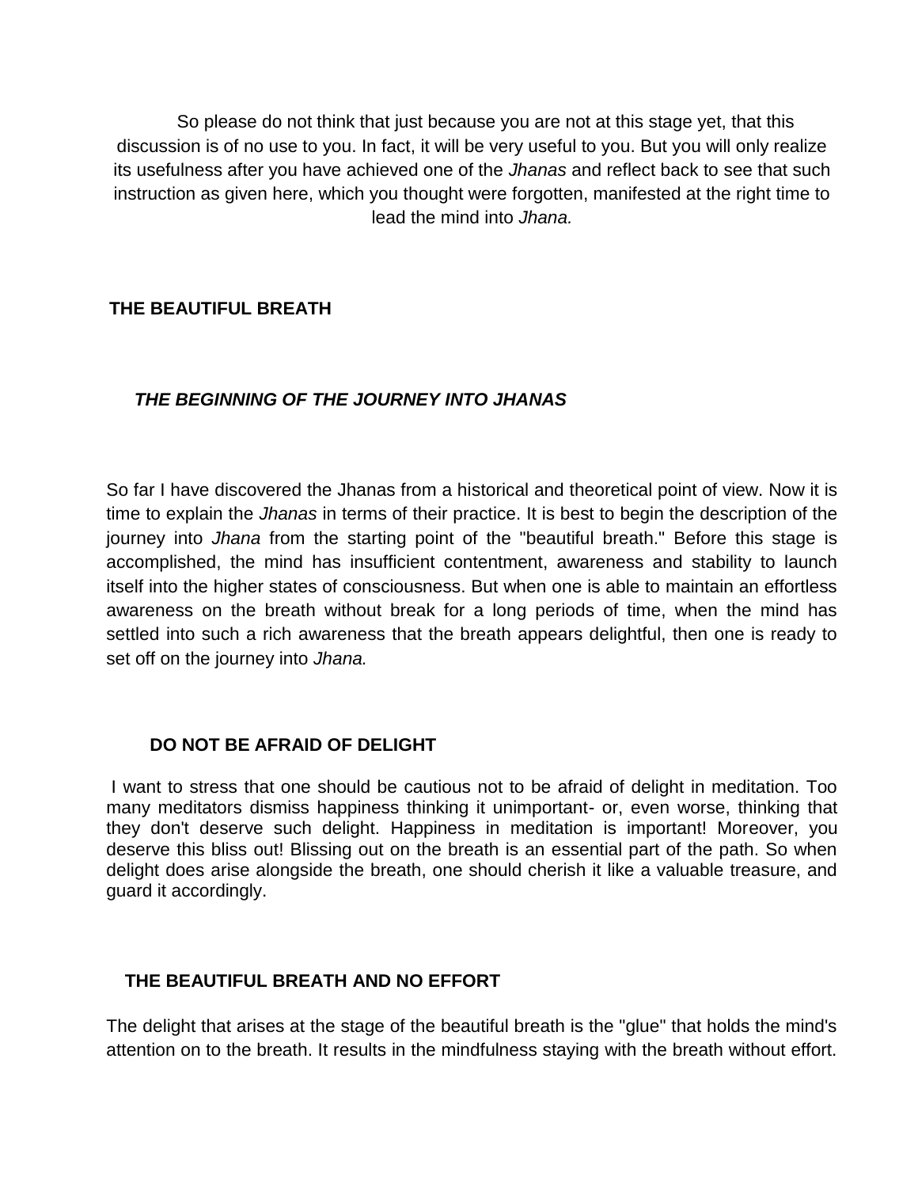So please do not think that just because you are not at this stage yet, that this discussion is of no use to you. In fact, it will be very useful to you. But you will only realize its usefulness after you have achieved one of the *Jhanas* and reflect back to see that such instruction as given here, which you thought were forgotten, manifested at the right time to lead the mind into *Jhana.*

## THE BEAUTIFUL BREATH

### *THE BEGINNING OF THE JOURNEY INTO JHANAS*

So far I have discovered the Jhanas from a historical and theoretical point of view. Now it is time to explain the *Jhanas* in terms of their practice. It is best to begin the description of the journey into *Jhana* from the starting point of the "beautiful breath." Before this stage is accomplished, the mind has insufficient contentment, awareness and stability to launch itself into the higher states of consciousness. But when one is able to maintain an effortless awareness on the breath without break for a long periods of time, when the mind has settled into such a rich awareness that the breath appears delightful, then one is ready to set off on the journey into *Jhana.*

### DO NOT BE AFRAID OF DELIGHT

I want to stress that one should be cautious not to be afraid of delight in meditation. Too many meditators dismiss happiness thinking it unimportant- or, even worse, thinking that they don't deserve such delight. Happiness in meditation is important! Moreover, you deserve this bliss out! Blissing out on the breath is an essential part of the path. So when delight does arise alongside the breath, one should cherish it like a valuable treasure, and guard it accordingly.

### THE BEAUTIFUL BREATH AND NO EFFORT

The delight that arises at the stage of the beautiful breath is the "glue" that holds the mind's attention on to the breath. It results in the mindfulness staying with the breath without effort.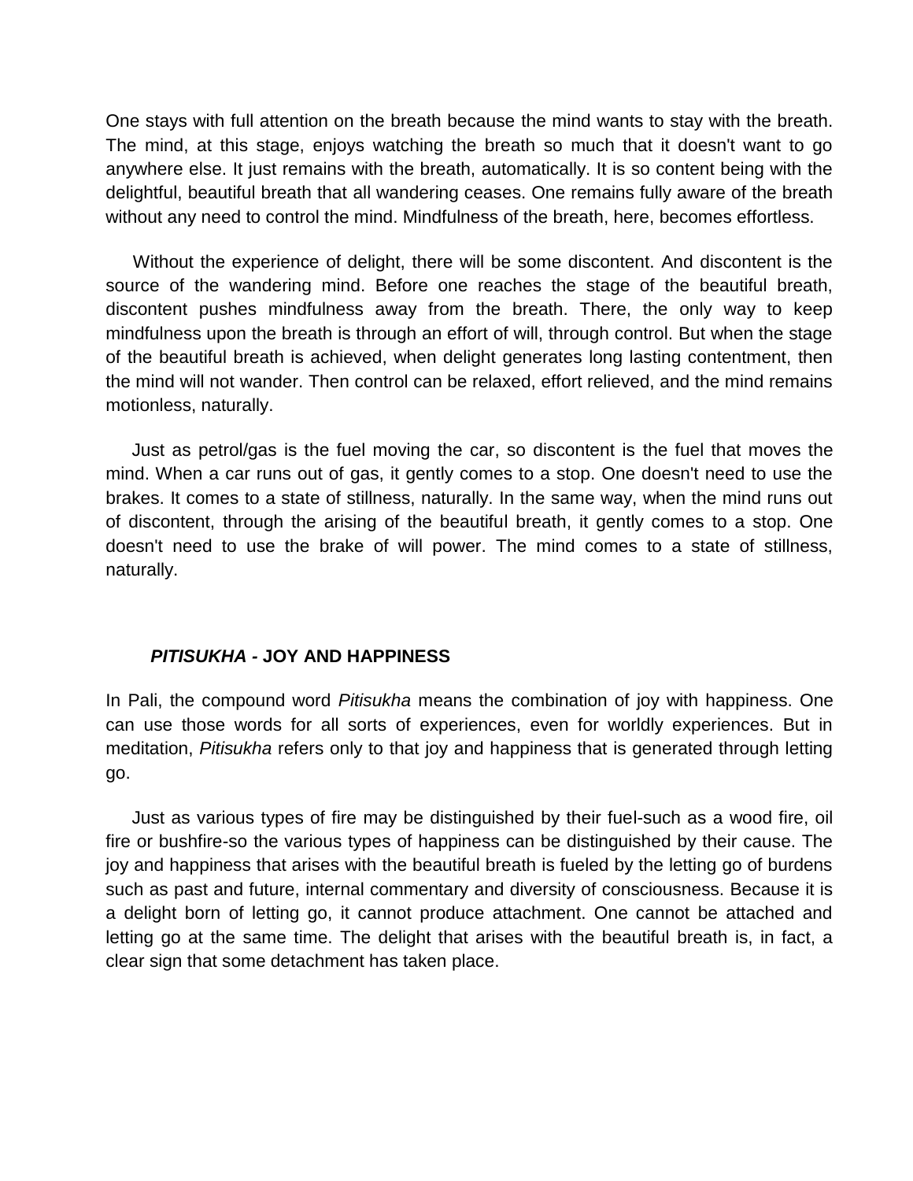One stays with full attention on the breath because the mind wants to stay with the breath. The mind, at this stage, enjoys watching the breath so much that it doesn't want to go anywhere else. It just remains with the breath, automatically. It is so content being with the delightful, beautiful breath that all wandering ceases. One remains fully aware of the breath without any need to control the mind. Mindfulness of the breath, here, becomes effortless.

Without the experience of delight, there will be some discontent. And discontent is the source of the wandering mind. Before one reaches the stage of the beautiful breath, discontent pushes mindfulness away from the breath. There, the only way to keep mindfulness upon the breath is through an effort of will, through control. But when the stage of the beautiful breath is achieved, when delight generates long lasting contentment, then the mind will not wander. Then control can be relaxed, effort relieved, and the mind remains motionless, naturally.

Just as petrol/gas is the fuel moving the car, so discontent is the fuel that moves the mind. When a car runs out of gas, it gently comes to a stop. One doesn't need to use the brakes. It comes to a state of stillness, naturally. In the same way, when the mind runs out of discontent, through the arising of the beautiful breath, it gently comes to a stop. One doesn't need to use the brake of will power. The mind comes to a state of stillness, naturally.

### ***PITISUKHA* - JOY AND HAPPINESS**

In Pali, the compound word *Pitisukha* means the combination of joy with happiness. One can use those words for all sorts of experiences, even for worldly experiences. But in meditation, *Pitisukha* refers only to that joy and happiness that is generated through letting go.

Just as various types of fire may be distinguished by their fuel-such as a wood fire, oil fire or bushfire-so the various types of happiness can be distinguished by their cause. The joy and happiness that arises with the beautiful breath is fueled by the letting go of burdens such as past and future, internal commentary and diversity of consciousness. Because it is a delight born of letting go, it cannot produce attachment. One cannot be attached and letting go at the same time. The delight that arises with the beautiful breath is, in fact, a clear sign that some detachment has taken place.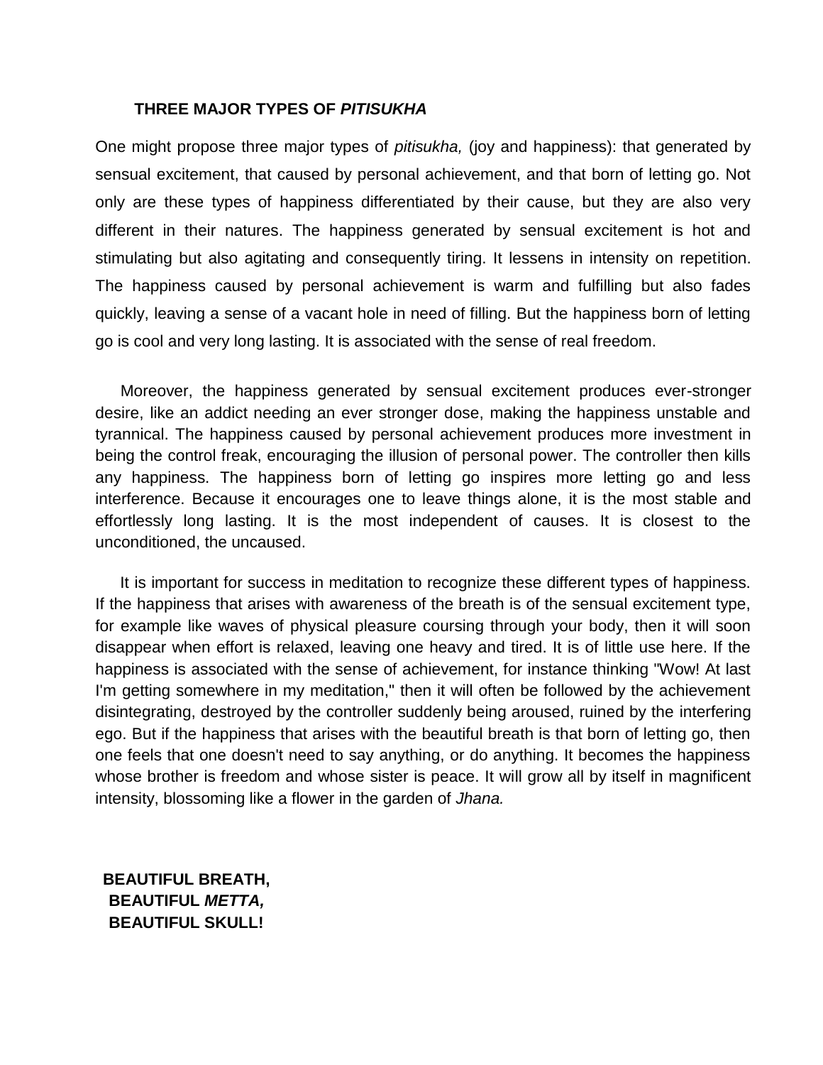## THREE MAJOR TYPES OF *PITISUKHA*

One might propose three major types of *pitisukha,* (joy and happiness): that generated by sensual excitement, that caused by personal achievement, and that born of letting go. Not only are these types of happiness differentiated by their cause, but they are also very different in their natures. The happiness generated by sensual excitement is hot and stimulating but also agitating and consequently tiring. It lessens in intensity on repetition. The happiness caused by personal achievement is warm and fulfilling but also fades quickly, leaving a sense of a vacant hole in need of filling. But the happiness born of letting go is cool and very long lasting. It is associated with the sense of real freedom.

Moreover, the happiness generated by sensual excitement produces ever-stronger desire, like an addict needing an ever stronger dose, making the happiness unstable and tyrannical. The happiness caused by personal achievement produces more investment in being the control freak, encouraging the illusion of personal power. The controller then kills any happiness. The happiness born of letting go inspires more letting go and less interference. Because it encourages one to leave things alone, it is the most stable and effortlessly long lasting. It is the most independent of causes. It is closest to the unconditioned, the uncaused.

It is important for success in meditation to recognize these different types of happiness. If the happiness that arises with awareness of the breath is of the sensual excitement type, for example like waves of physical pleasure coursing through your body, then it will soon disappear when effort is relaxed, leaving one heavy and tired. It is of little use here. If the happiness is associated with the sense of achievement, for instance thinking "Wow! At last I'm getting somewhere in my meditation," then it will often be followed by the achievement disintegrating, destroyed by the controller suddenly being aroused, ruined by the interfering ego. But if the happiness that arises with the beautiful breath is that born of letting go, then one feels that one doesn't need to say anything, or do anything. It becomes the happiness whose brother is freedom and whose sister is peace. It will grow all by itself in magnificent intensity, blossoming like a flower in the garden of *Jhana.*

## BEAUTIFUL BREATH, BEAUTIFUL *METTA,* BEAUTIFUL SKULL!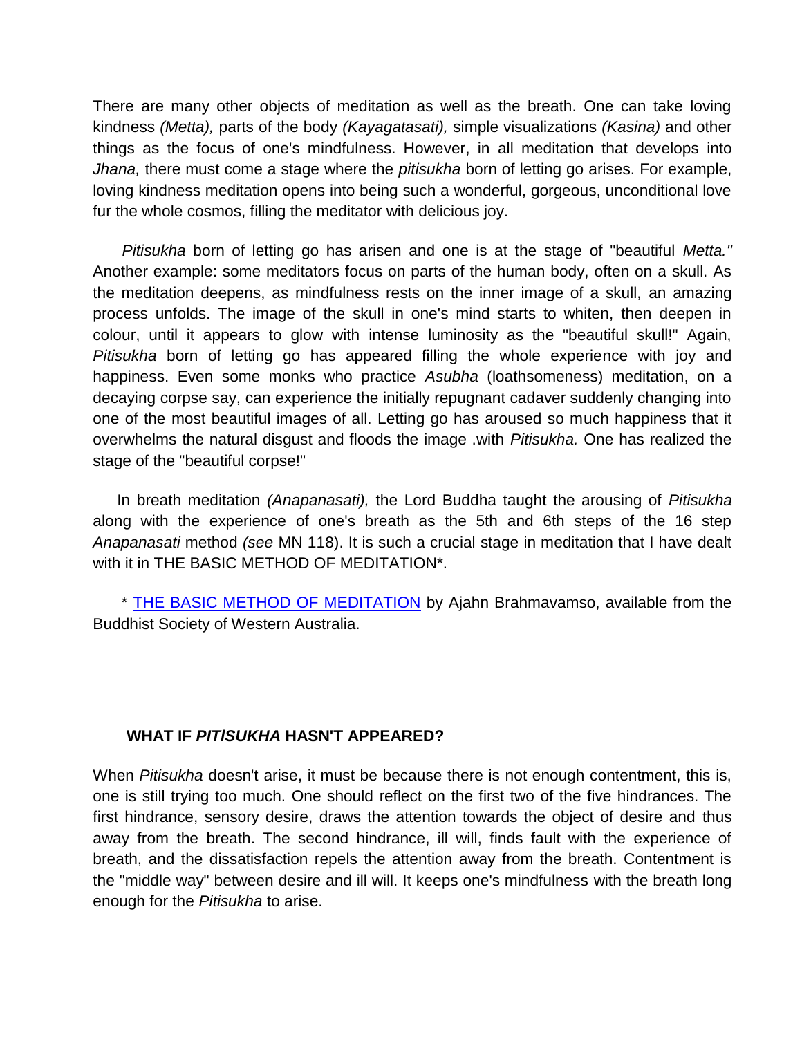There are many other objects of meditation as well as the breath. One can take loving kindness *(Metta),* parts of the body *(Kayagatasati),* simple visualizations *(Kasina)* and other things as the focus of one's mindfulness. However, in all meditation that develops into *Jhana,* there must come a stage where the *pitisukha* born of letting go arises. For example, loving kindness meditation opens into being such a wonderful, gorgeous, unconditional love fur the whole cosmos, filling the meditator with delicious joy.

*Pitisukha* born of letting go has arisen and one is at the stage of "beautiful *Metta."* Another example: some meditators focus on parts of the human body, often on a skull. As the meditation deepens, as mindfulness rests on the inner image of a skull, an amazing process unfolds. The image of the skull in one's mind starts to whiten, then deepen in colour, until it appears to glow with intense luminosity as the "beautiful skull!" Again, *Pitisukha* born of letting go has appeared filling the whole experience with joy and happiness. Even some monks who practice *Asubha* (loathsomeness) meditation, on a decaying corpse say, can experience the initially repugnant cadaver suddenly changing into one of the most beautiful images of all. Letting go has aroused so much happiness that it overwhelms the natural disgust and floods the image .with *Pitisukha.* One has realized the stage of the "beautiful corpse!"

In breath meditation *(Anapanasati),* the Lord Buddha taught the arousing of *Pitisukha* along with the experience of one's breath as the 5th and 6th steps of the 16 step *Anapanasati* method *(see* MN 118). It is such a crucial stage in meditation that I have dealt with it in THE BASIC METHOD OF MEDITATION*.

* THE BASIC METHOD OF MEDITATION by Ajahn Brahmavamso, available from the Buddhist Society of Western Australia.

### WHAT IF *PITISUKHA* HASN'T APPEARED?

When *Pitisukha* doesn't arise, it must be because there is not enough contentment, this is, one is still trying too much. One should reflect on the first two of the five hindrances. The first hindrance, sensory desire, draws the attention towards the object of desire and thus away from the breath. The second hindrance, ill will, finds fault with the experience of breath, and the dissatisfaction repels the attention away from the breath. Contentment is the "middle way" between desire and ill will. It keeps one's mindfulness with the breath long enough for the *Pitisukha* to arise.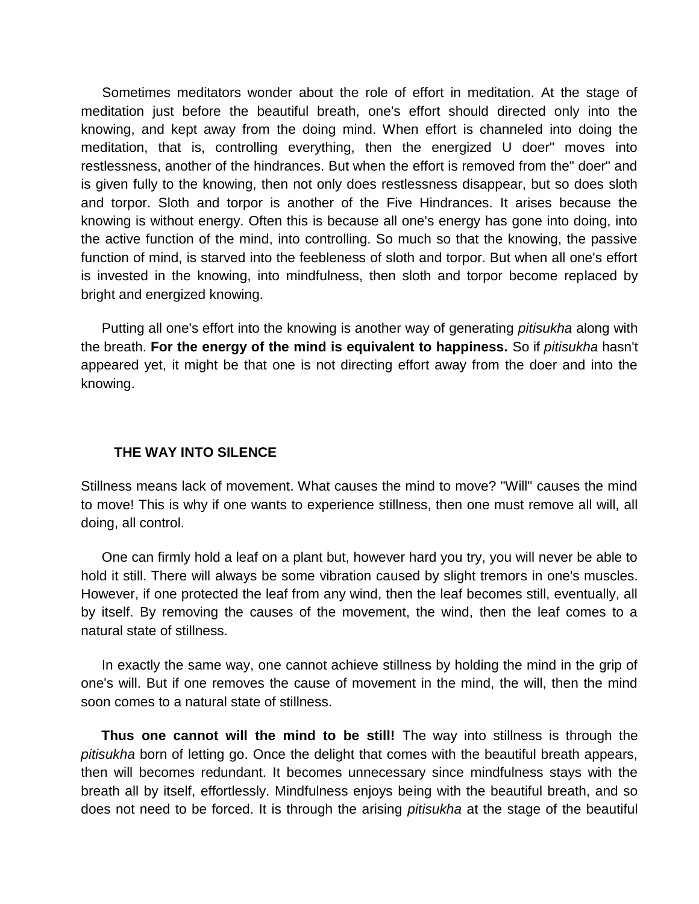Sometimes meditators wonder about the role of effort in meditation. At the stage of meditation just before the beautiful breath, one's effort should directed only into the knowing, and kept away from the doing mind. When effort is channeled into doing the meditation, that is, controlling everything, then the energized U doer" moves into restlessness, another of the hindrances. But when the effort is removed from the" doer" and is given fully to the knowing, then not only does restlessness disappear, but so does sloth and torpor. Sloth and torpor is another of the Five Hindrances. It arises because the knowing is without energy. Often this is because all one's energy has gone into doing, into the active function of the mind, into controlling. So much so that the knowing, the passive function of mind, is starved into the feebleness of sloth and torpor. But when all one's effort is invested in the knowing, into mindfulness, then sloth and torpor become replaced by bright and energized knowing.

Putting all one's effort into the knowing is another way of generating *pitisukha* along with the breath. **For the energy of the mind is equivalent to happiness.** So if *pitisukha* hasn't appeared yet, it might be that one is not directing effort away from the doer and into the knowing.

## THE WAY INTO SILENCE

Stillness means lack of movement. What causes the mind to move? "Will" causes the mind to move! This is why if one wants to experience stillness, then one must remove all will, all doing, all control.

One can firmly hold a leaf on a plant but, however hard you try, you will never be able to hold it still. There will always be some vibration caused by slight tremors in one's muscles. However, if one protected the leaf from any wind, then the leaf becomes still, eventually, all by itself. By removing the causes of the movement, the wind, then the leaf comes to a natural state of stillness.

In exactly the same way, one cannot achieve stillness by holding the mind in the grip of one's will. But if one removes the cause of movement in the mind, the will, then the mind soon comes to a natural state of stillness.

**Thus one cannot will the mind to be still!** The way into stillness is through the *pitisukha* born of letting go. Once the delight that comes with the beautiful breath appears, then will becomes redundant. It becomes unnecessary since mindfulness stays with the breath all by itself, effortlessly. Mindfulness enjoys being with the beautiful breath, and so does not need to be forced. It is through the arising *pitisukha* at the stage of the beautiful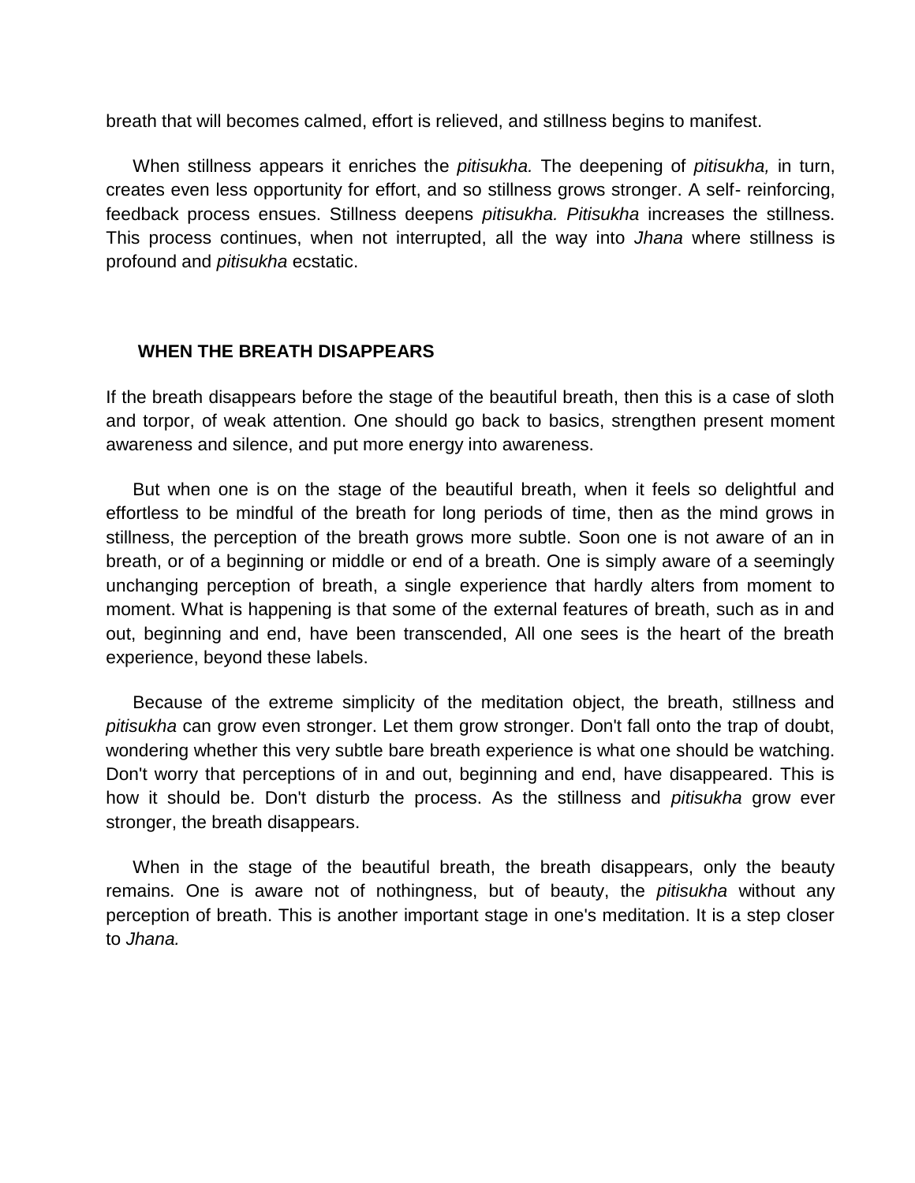breath that will becomes calmed, effort is relieved, and stillness begins to manifest.

When stillness appears it enriches the *pitisukha.* The deepening of *pitisukha,* in turn, creates even less opportunity for effort, and so stillness grows stronger. A self- reinforcing, feedback process ensues. Stillness deepens *pitisukha. Pitisukha* increases the stillness. This process continues, when not interrupted, all the way into *Jhana* where stillness is profound and *pitisukha* ecstatic.

## WHEN THE BREATH DISAPPEARS

If the breath disappears before the stage of the beautiful breath, then this is a case of sloth and torpor, of weak attention. One should go back to basics, strengthen present moment awareness and silence, and put more energy into awareness.

But when one is on the stage of the beautiful breath, when it feels so delightful and effortless to be mindful of the breath for long periods of time, then as the mind grows in stillness, the perception of the breath grows more subtle. Soon one is not aware of an in breath, or of a beginning or middle or end of a breath. One is simply aware of a seemingly unchanging perception of breath, a single experience that hardly alters from moment to moment. What is happening is that some of the external features of breath, such as in and out, beginning and end, have been transcended, All one sees is the heart of the breath experience, beyond these labels.

Because of the extreme simplicity of the meditation object, the breath, stillness and *pitisukha* can grow even stronger. Let them grow stronger. Don't fall onto the trap of doubt, wondering whether this very subtle bare breath experience is what one should be watching. Don't worry that perceptions of in and out, beginning and end, have disappeared. This is how it should be. Don't disturb the process. As the stillness and *pitisukha* grow ever stronger, the breath disappears.

When in the stage of the beautiful breath, the breath disappears, only the beauty remains. One is aware not of nothingness, but of beauty, the *pitisukha* without any perception of breath. This is another important stage in one's meditation. It is a step closer to *Jhana.*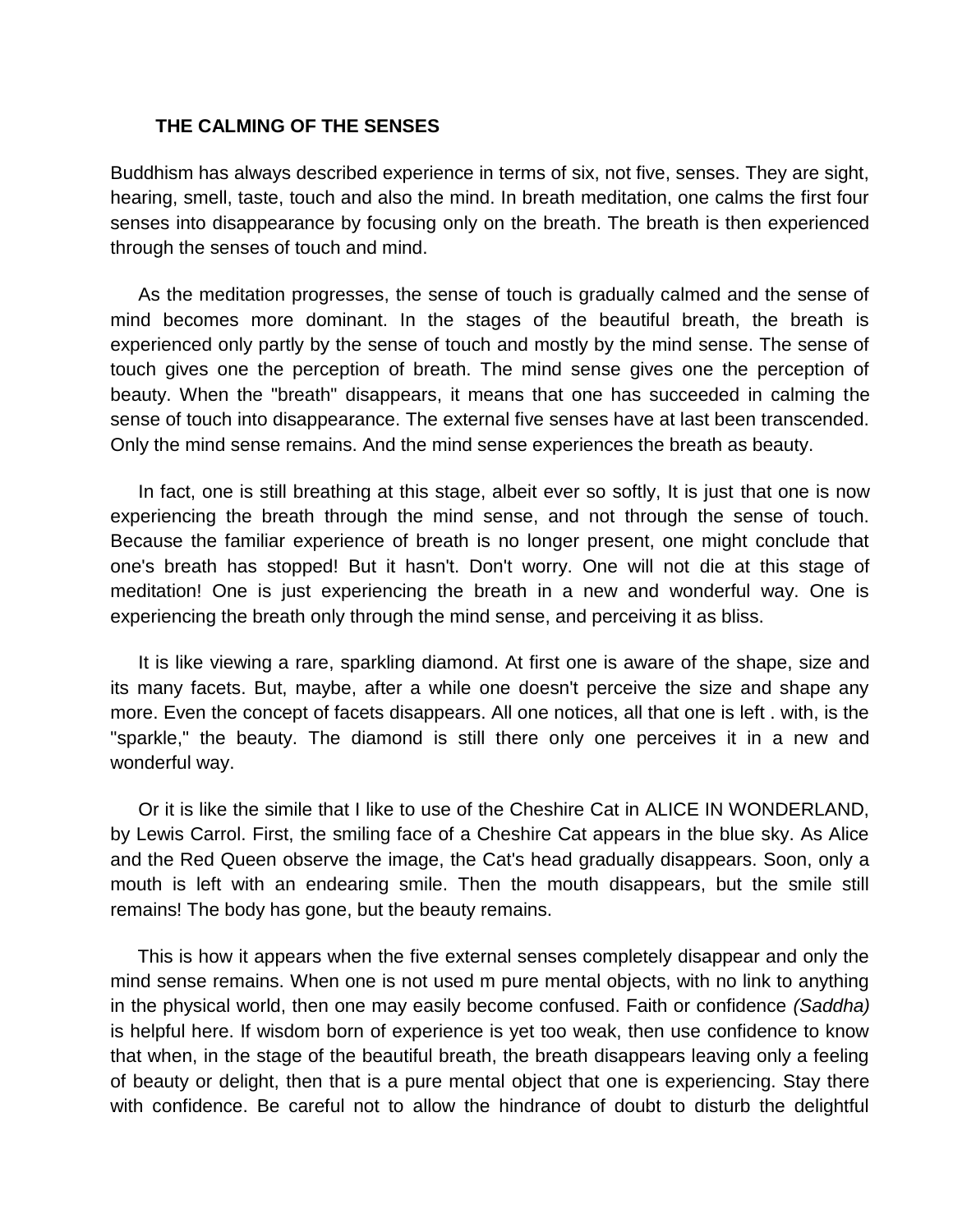## THE CALMING OF THE SENSES

Buddhism has always described experience in terms of six, not five, senses. They are sight, hearing, smell, taste, touch and also the mind. In breath meditation, one calms the first four senses into disappearance by focusing only on the breath. The breath is then experienced through the senses of touch and mind.

As the meditation progresses, the sense of touch is gradually calmed and the sense of mind becomes more dominant. In the stages of the beautiful breath, the breath is experienced only partly by the sense of touch and mostly by the mind sense. The sense of touch gives one the perception of breath. The mind sense gives one the perception of beauty. When the "breath" disappears, it means that one has succeeded in calming the sense of touch into disappearance. The external five senses have at last been transcended. Only the mind sense remains. And the mind sense experiences the breath as beauty.

In fact, one is still breathing at this stage, albeit ever so softly, It is just that one is now experiencing the breath through the mind sense, and not through the sense of touch. Because the familiar experience of breath is no longer present, one might conclude that one's breath has stopped! But it hasn't. Don't worry. One will not die at this stage of meditation! One is just experiencing the breath in a new and wonderful way. One is experiencing the breath only through the mind sense, and perceiving it as bliss.

It is like viewing a rare, sparkling diamond. At first one is aware of the shape, size and its many facets. But, maybe, after a while one doesn't perceive the size and shape any more. Even the concept of facets disappears. All one notices, all that one is left . with, is the "sparkle," the beauty. The diamond is still there only one perceives it in a new and wonderful way.

Or it is like the simile that I like to use of the Cheshire Cat in ALICE IN WONDERLAND, by Lewis Carrol. First, the smiling face of a Cheshire Cat appears in the blue sky. As Alice and the Red Queen observe the image, the Cat's head gradually disappears. Soon, only a mouth is left with an endearing smile. Then the mouth disappears, but the smile still remains! The body has gone, but the beauty remains.

This is how it appears when the five external senses completely disappear and only the mind sense remains. When one is not used m pure mental objects, with no link to anything in the physical world, then one may easily become confused. Faith or confidence *(Saddha)* is helpful here. If wisdom born of experience is yet too weak, then use confidence to know that when, in the stage of the beautiful breath, the breath disappears leaving only a feeling of beauty or delight, then that is a pure mental object that one is experiencing. Stay there with confidence. Be careful not to allow the hindrance of doubt to disturb the delightful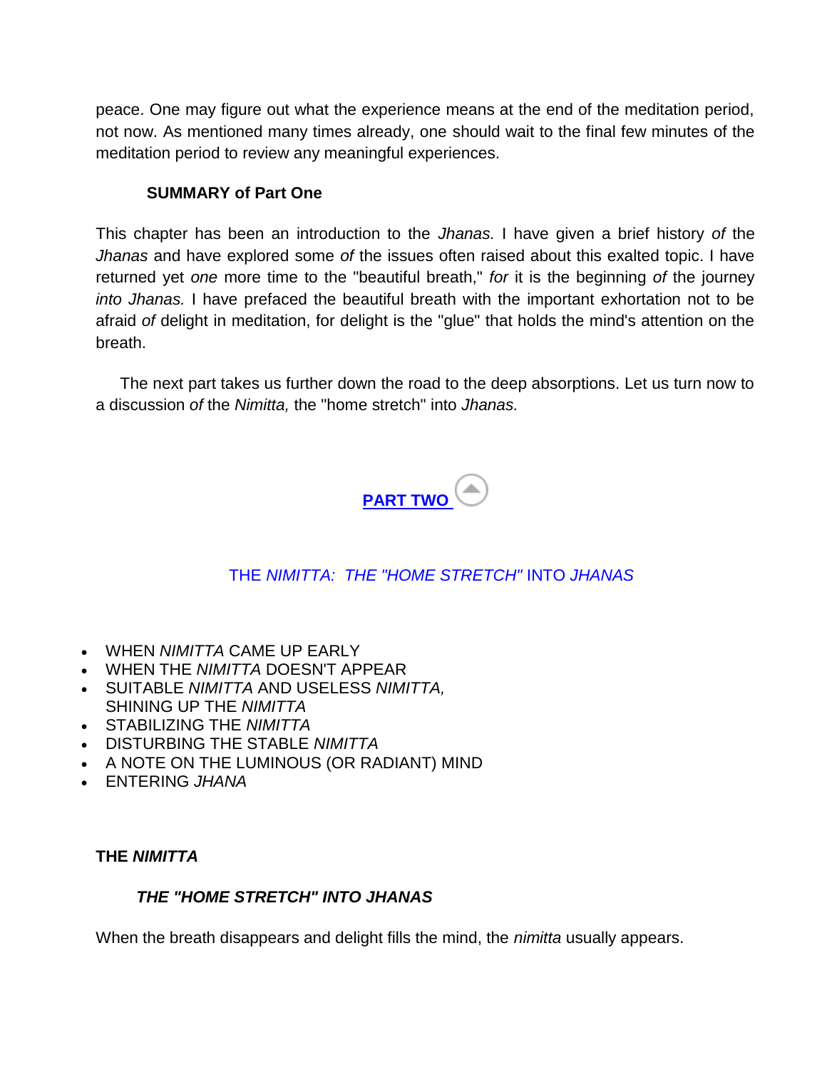peace. One may figure out what the experience means at the end of the meditation period, not now. As mentioned many times already, one should wait to the final few minutes of the meditation period to review any meaningful experiences.

### SUMMARY of Part One

This chapter has been an introduction to the *Jhanas.* I have given a brief history *of* the *Jhanas* and have explored some *of* the issues often raised about this exalted topic. I have returned yet *one* more time to the "beautiful breath," *for* it is the beginning *of* the journey *into Jhanas.* I have prefaced the beautiful breath with the important exhortation not to be afraid *of* delight in meditation, for delight is the "glue" that holds the mind's attention on the breath.

The next part takes us further down the road to the deep absorptions. Let us turn now to a discussion *of* the *Nimitta,* the "home stretch" into *Jhanas.*

## PART TWO

THE *NIMITTA: THE "HOME STRETCH"* INTO *JHANAS*

- WHEN *NIMITTA* CAME UP EARLY
- WHEN THE *NIMITTA* DOESN'T APPEAR
- SUITABLE *NIMITTA* AND USELESS *NIMITTA,* SHINING UP THE *NIMITTA*
- STABILIZING THE *NIMITTA*
- DISTURBING THE STABLE *NIMITTA*
- A NOTE ON THE LUMINOUS (OR RADIANT) MIND
- ENTERING *JHANA*

### THE *NIMITTA*

#### *THE "HOME STRETCH" INTO JHANAS*

When the breath disappears and delight fills the mind, the *nimitta* usually appears.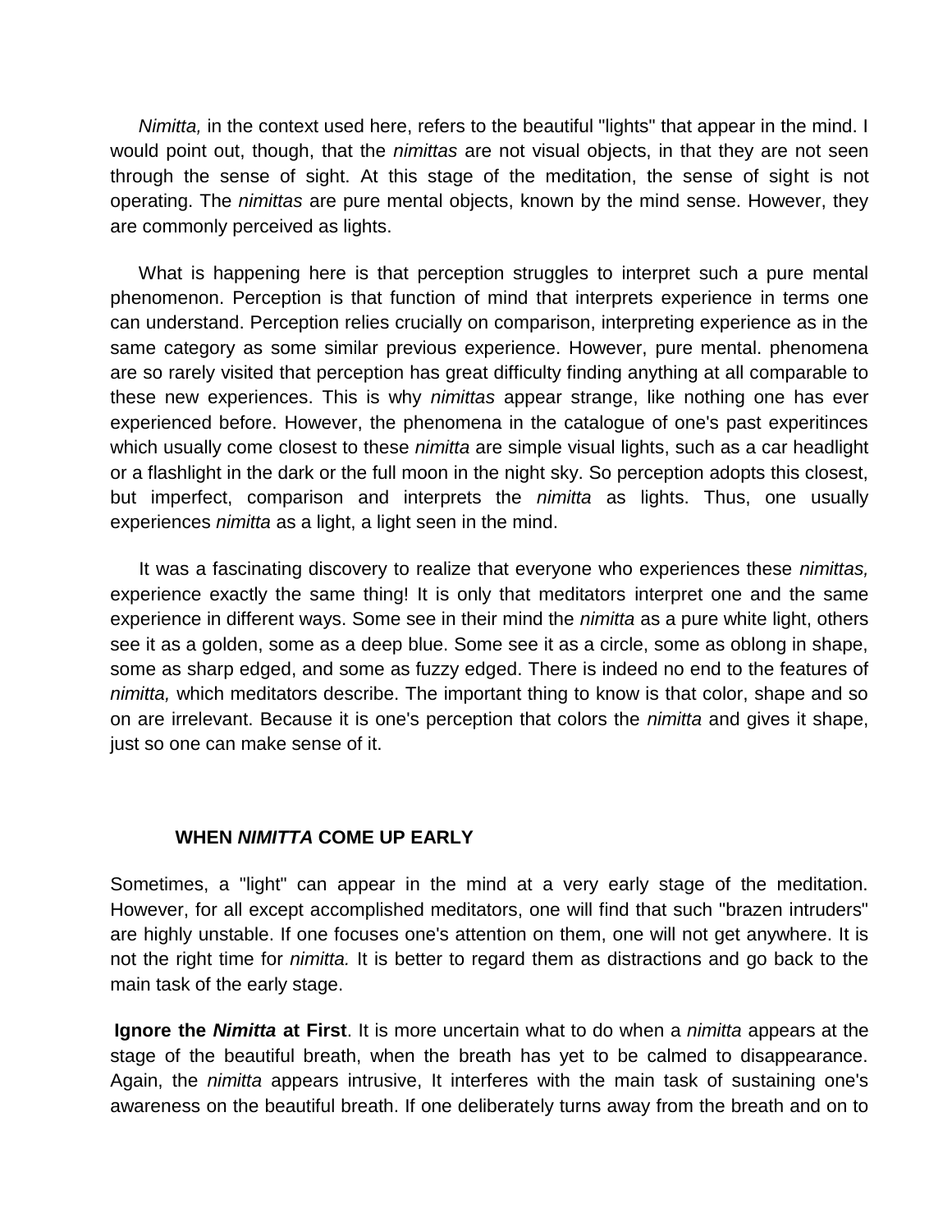*Nimitta,* in the context used here, refers to the beautiful "lights" that appear in the mind. I would point out, though, that the *nimittas* are not visual objects, in that they are not seen through the sense of sight. At this stage of the meditation, the sense of sight is not operating. The *nimittas* are pure mental objects, known by the mind sense. However, they are commonly perceived as lights.

What is happening here is that perception struggles to interpret such a pure mental phenomenon. Perception is that function of mind that interprets experience in terms one can understand. Perception relies crucially on comparison, interpreting experience as in the same category as some similar previous experience. However, pure mental. phenomena are so rarely visited that perception has great difficulty finding anything at all comparable to these new experiences. This is why *nimittas* appear strange, like nothing one has ever experienced before. However, the phenomena in the catalogue of one's past experitinces which usually come closest to these *nimitta* are simple visual lights, such as a car headlight or a flashlight in the dark or the full moon in the night sky. So perception adopts this closest, but imperfect, comparison and interprets the *nimitta* as lights. Thus, one usually experiences *nimitta* as a light, a light seen in the mind.

It was a fascinating discovery to realize that everyone who experiences these *nimittas,* experience exactly the same thing! It is only that meditators interpret one and the same experience in different ways. Some see in their mind the *nimitta* as a pure white light, others see it as a golden, some as a deep blue. Some see it as a circle, some as oblong in shape, some as sharp edged, and some as fuzzy edged. There is indeed no end to the features of *nimitta,* which meditators describe. The important thing to know is that color, shape and so on are irrelevant. Because it is one's perception that colors the *nimitta* and gives it shape, just so one can make sense of it.

## WHEN *NIMITTA* COME UP EARLY

Sometimes, a "light" can appear in the mind at a very early stage of the meditation. However, for all except accomplished meditators, one will find that such "brazen intruders" are highly unstable. If one focuses one's attention on them, one will not get anywhere. It is not the right time for *nimitta.* It is better to regard them as distractions and go back to the main task of the early stage.

**Ignore the *Nimitta* at First**. It is more uncertain what to do when a *nimitta* appears at the stage of the beautiful breath, when the breath has yet to be calmed to disappearance. Again, the *nimitta* appears intrusive, It interferes with the main task of sustaining one's awareness on the beautiful breath. If one deliberately turns away from the breath and on to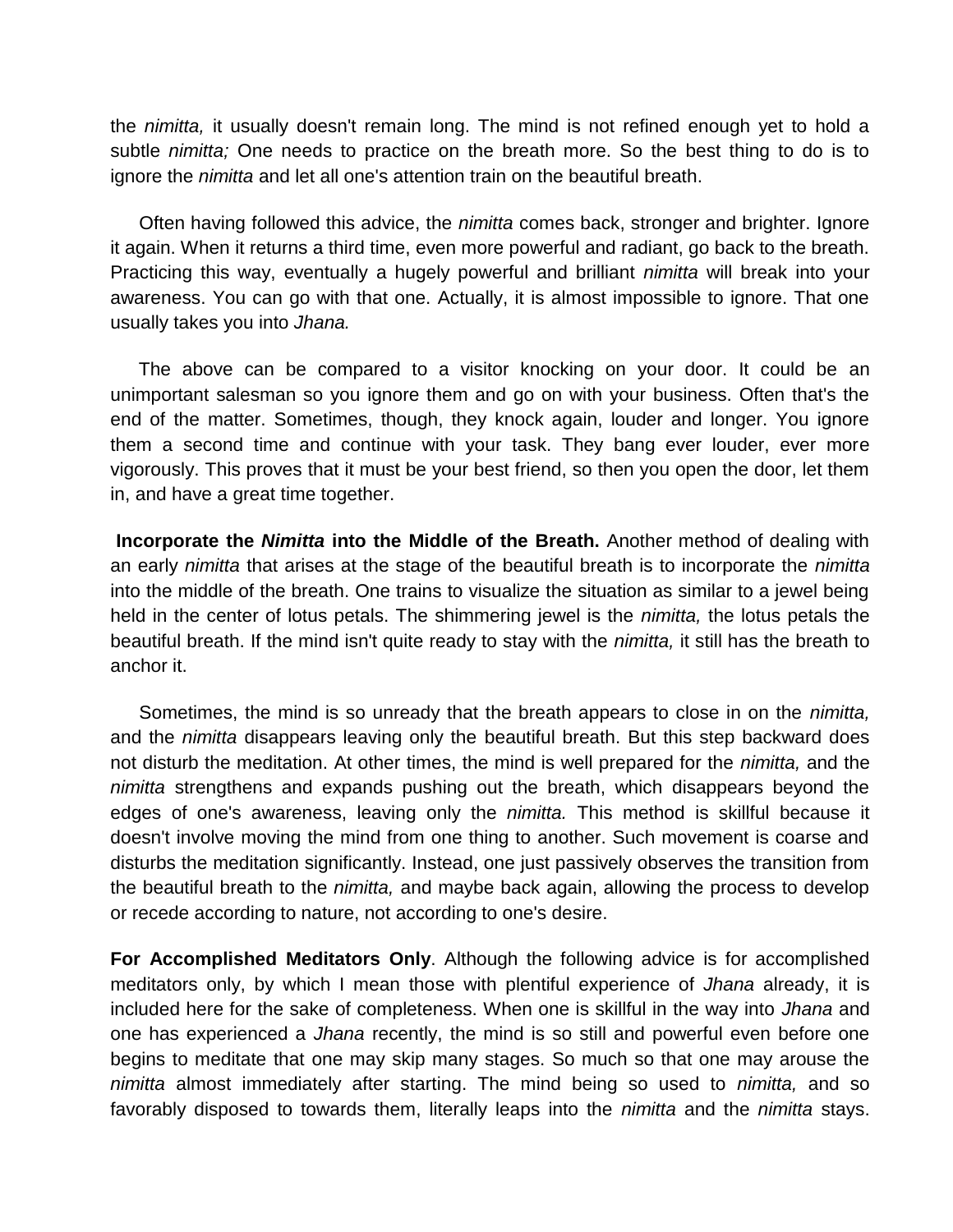the *nimitta,* it usually doesn't remain long. The mind is not refined enough yet to hold a subtle *nimitta;* One needs to practice on the breath more. So the best thing to do is to ignore the *nimitta* and let all one's attention train on the beautiful breath.

Often having followed this advice, the *nimitta* comes back, stronger and brighter. Ignore it again. When it returns a third time, even more powerful and radiant, go back to the breath. Practicing this way, eventually a hugely powerful and brilliant *nimitta* will break into your awareness. You can go with that one. Actually, it is almost impossible to ignore. That one usually takes you into *Jhana.*

The above can be compared to a visitor knocking on your door. It could be an unimportant salesman so you ignore them and go on with your business. Often that's the end of the matter. Sometimes, though, they knock again, louder and longer. You ignore them a second time and continue with your task. They bang ever louder, ever more vigorously. This proves that it must be your best friend, so then you open the door, let them in, and have a great time together.

**Incorporate the *Nimitta* into the Middle of the Breath.** Another method of dealing with an early *nimitta* that arises at the stage of the beautiful breath is to incorporate the *nimitta* into the middle of the breath. One trains to visualize the situation as similar to a jewel being held in the center of lotus petals. The shimmering jewel is the *nimitta,* the lotus petals the beautiful breath. If the mind isn't quite ready to stay with the *nimitta,* it still has the breath to anchor it.

Sometimes, the mind is so unready that the breath appears to close in on the *nimitta,* and the *nimitta* disappears leaving only the beautiful breath. But this step backward does not disturb the meditation. At other times, the mind is well prepared for the *nimitta,* and the *nimitta* strengthens and expands pushing out the breath, which disappears beyond the edges of one's awareness, leaving only the *nimitta.* This method is skillful because it doesn't involve moving the mind from one thing to another. Such movement is coarse and disturbs the meditation significantly. Instead, one just passively observes the transition from the beautiful breath to the *nimitta,* and maybe back again, allowing the process to develop or recede according to nature, not according to one's desire.

**For Accomplished Meditators Only**. Although the following advice is for accomplished meditators only, by which I mean those with plentiful experience of *Jhana* already, it is included here for the sake of completeness. When one is skillful in the way into *Jhana* and one has experienced a *Jhana* recently, the mind is so still and powerful even before one begins to meditate that one may skip many stages. So much so that one may arouse the *nimitta* almost immediately after starting. The mind being so used to *nimitta,* and so favorably disposed to towards them, literally leaps into the *nimitta* and the *nimitta* stays.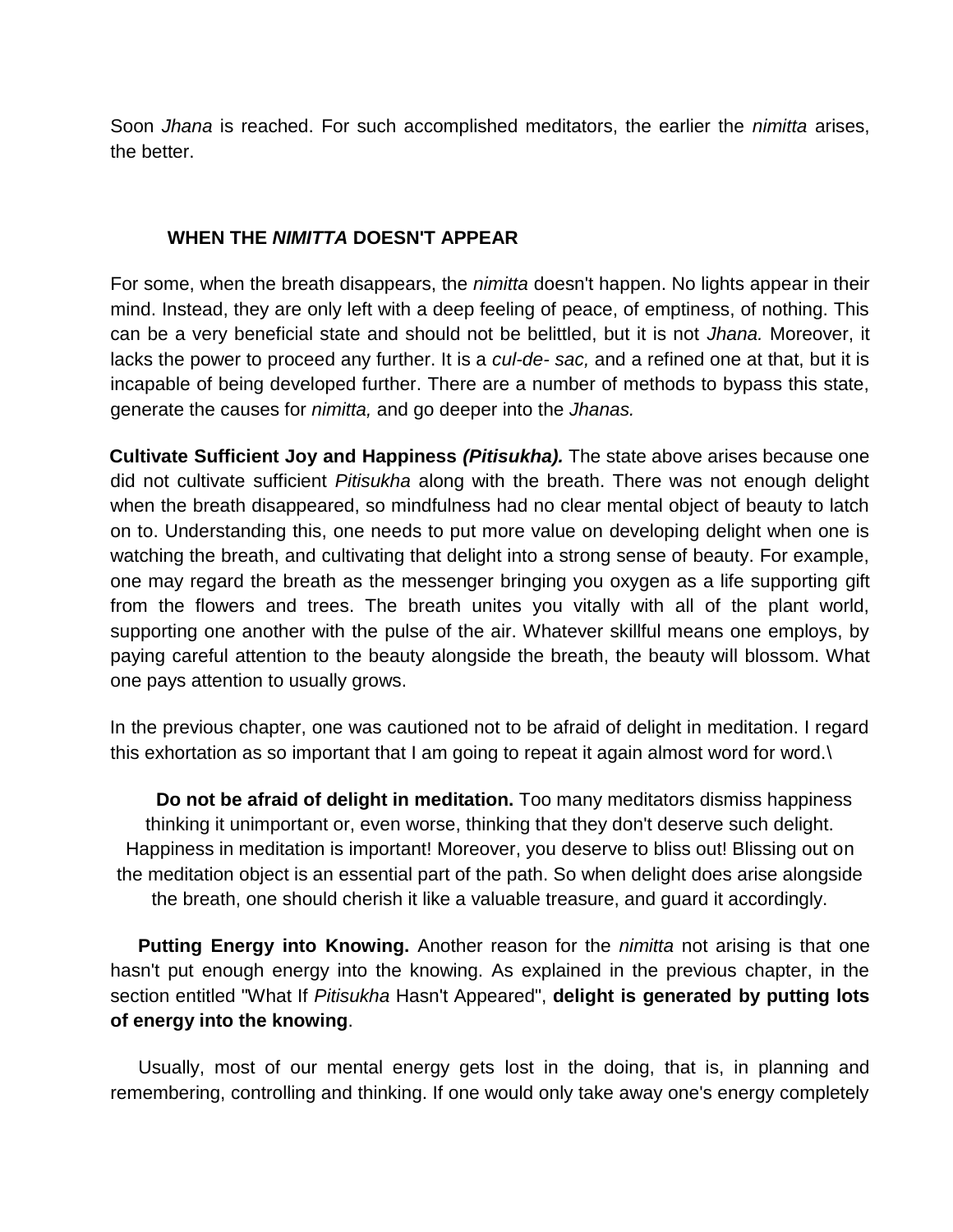Soon *Jhana* is reached. For such accomplished meditators, the earlier the *nimitta* arises, the better.

### WHEN THE *NIMITTA* DOESN'T APPEAR

For some, when the breath disappears, the *nimitta* doesn't happen. No lights appear in their mind. Instead, they are only left with a deep feeling of peace, of emptiness, of nothing. This can be a very beneficial state and should not be belittled, but it is not *Jhana.* Moreover, it lacks the power to proceed any further. It is a *cul-de- sac,* and a refined one at that, but it is incapable of being developed further. There are a number of methods to bypass this state, generate the causes for *nimitta,* and go deeper into the *Jhanas.*

**Cultivate Sufficient Joy and Happiness *(Pitisukha).*** The state above arises because one did not cultivate sufficient *Pitisukha* along with the breath. There was not enough delight when the breath disappeared, so mindfulness had no clear mental object of beauty to latch on to. Understanding this, one needs to put more value on developing delight when one is watching the breath, and cultivating that delight into a strong sense of beauty. For example, one may regard the breath as the messenger bringing you oxygen as a life supporting gift from the flowers and trees. The breath unites you vitally with all of the plant world, supporting one another with the pulse of the air. Whatever skillful means one employs, by paying careful attention to the beauty alongside the breath, the beauty will blossom. What one pays attention to usually grows.

In the previous chapter, one was cautioned not to be afraid of delight in meditation. I regard this exhortation as so important that I am going to repeat it again almost word for word.\

**Do not be afraid of delight in meditation.** Too many meditators dismiss happiness thinking it unimportant or, even worse, thinking that they don't deserve such delight. Happiness in meditation is important! Moreover, you deserve to bliss out! Blissing out on the meditation object is an essential part of the path. So when delight does arise alongside the breath, one should cherish it like a valuable treasure, and guard it accordingly.

**Putting Energy into Knowing.** Another reason for the *nimitta* not arising is that one hasn't put enough energy into the knowing. As explained in the previous chapter, in the section entitled "What If *Pitisukha* Hasn't Appeared", **delight is generated by putting lots of energy into the knowing**.

Usually, most of our mental energy gets lost in the doing, that is, in planning and remembering, controlling and thinking. If one would only take away one's energy completely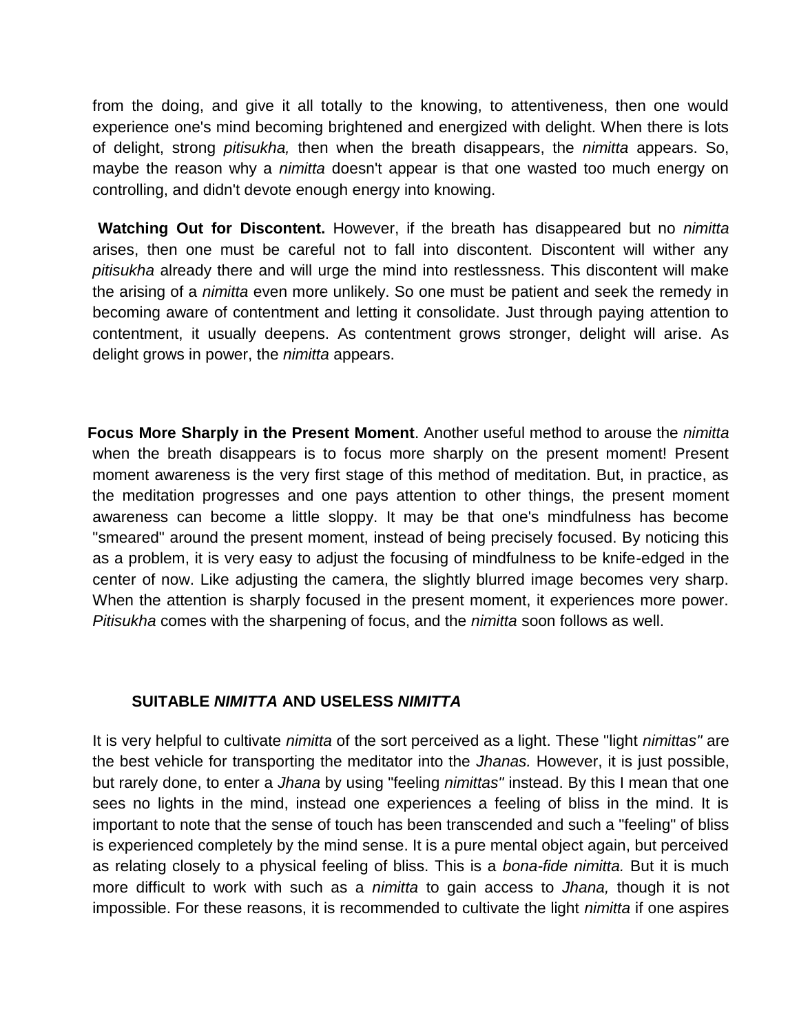from the doing, and give it all totally to the knowing, to attentiveness, then one would experience one's mind becoming brightened and energized with delight. When there is lots of delight, strong *pitisukha,* then when the breath disappears, the *nimitta* appears. So, maybe the reason why a *nimitta* doesn't appear is that one wasted too much energy on controlling, and didn't devote enough energy into knowing.

**Watching Out for Discontent.** However, if the breath has disappeared but no *nimitta* arises, then one must be careful not to fall into discontent. Discontent will wither any *pitisukha* already there and will urge the mind into restlessness. This discontent will make the arising of a *nimitta* even more unlikely. So one must be patient and seek the remedy in becoming aware of contentment and letting it consolidate. Just through paying attention to contentment, it usually deepens. As contentment grows stronger, delight will arise. As delight grows in power, the *nimitta* appears.

**Focus More Sharply in the Present Moment**. Another useful method to arouse the *nimitta* when the breath disappears is to focus more sharply on the present moment! Present moment awareness is the very first stage of this method of meditation. But, in practice, as the meditation progresses and one pays attention to other things, the present moment awareness can become a little sloppy. It may be that one's mindfulness has become "smeared" around the present moment, instead of being precisely focused. By noticing this as a problem, it is very easy to adjust the focusing of mindfulness to be knife-edged in the center of now. Like adjusting the camera, the slightly blurred image becomes very sharp. When the attention is sharply focused in the present moment, it experiences more power. *Pitisukha* comes with the sharpening of focus, and the *nimitta* soon follows as well.

## SUITABLE *NIMITTA* AND USELESS *NIMITTA*

It is very helpful to cultivate *nimitta* of the sort perceived as a light. These "light *nimittas"* are the best vehicle for transporting the meditator into the *Jhanas.* However, it is just possible, but rarely done, to enter a *Jhana* by using "feeling *nimittas"* instead. By this I mean that one sees no lights in the mind, instead one experiences a feeling of bliss in the mind. It is important to note that the sense of touch has been transcended and such a "feeling" of bliss is experienced completely by the mind sense. It is a pure mental object again, but perceived as relating closely to a physical feeling of bliss. This is a *bona-fide nimitta.* But it is much more difficult to work with such as a *nimitta* to gain access to *Jhana,* though it is not impossible. For these reasons, it is recommended to cultivate the light *nimitta* if one aspires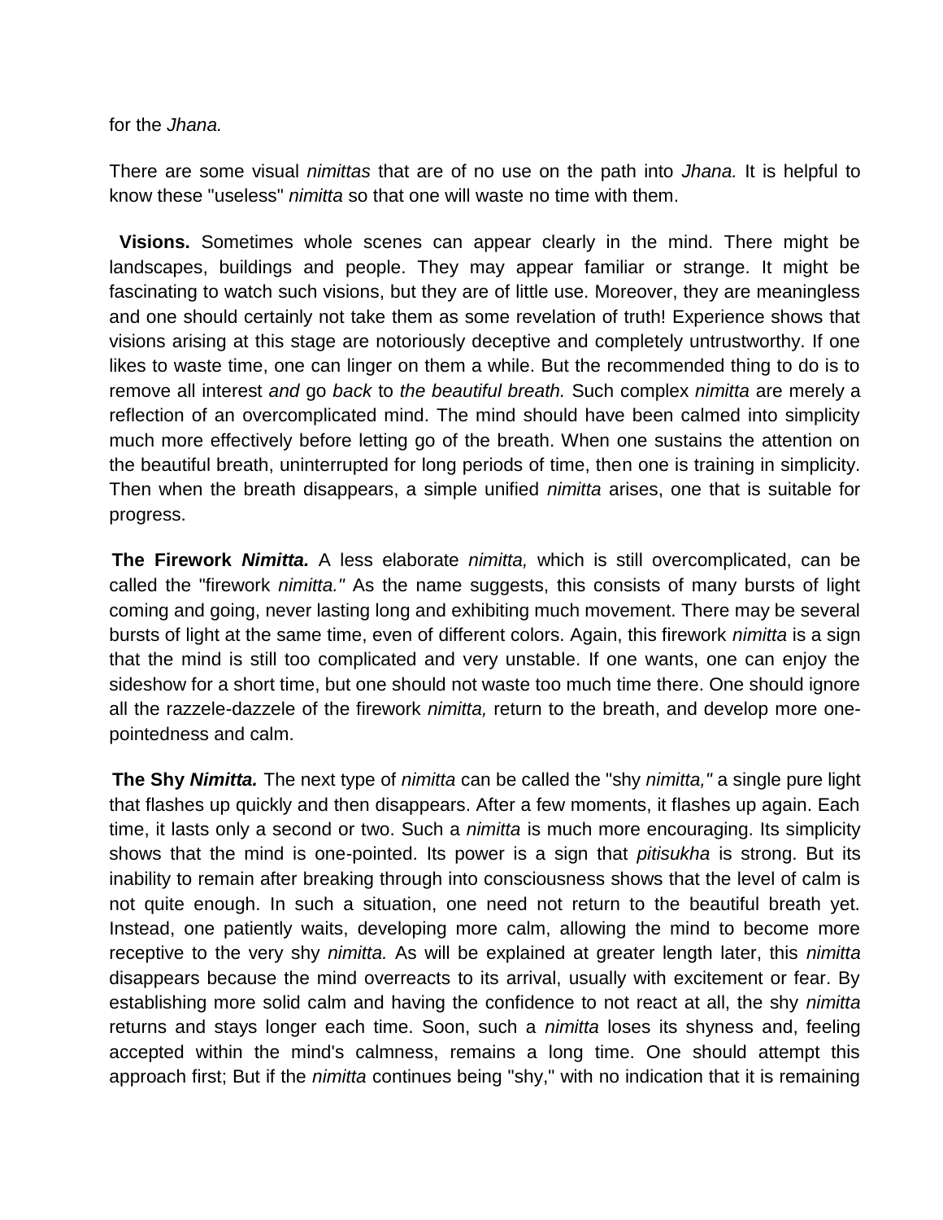for the *Jhana.*

There are some visual *nimittas* that are of no use on the path into *Jhana.* It is helpful to know these "useless" *nimitta* so that one will waste no time with them.

**Visions.** Sometimes whole scenes can appear clearly in the mind. There might be landscapes, buildings and people. They may appear familiar or strange. It might be fascinating to watch such visions, but they are of little use. Moreover, they are meaningless and one should certainly not take them as some revelation of truth! Experience shows that visions arising at this stage are notoriously deceptive and completely untrustworthy. If one likes to waste time, one can linger on them a while. But the recommended thing to do is to remove all interest *and* go *back* to *the beautiful breath.* Such complex *nimitta* are merely a reflection of an overcomplicated mind. The mind should have been calmed into simplicity much more effectively before letting go of the breath. When one sustains the attention on the beautiful breath, uninterrupted for long periods of time, then one is training in simplicity. Then when the breath disappears, a simple unified *nimitta* arises, one that is suitable for progress.

**The Firework *Nimitta.*** A less elaborate *nimitta,* which is still overcomplicated, can be called the "firework *nimitta."* As the name suggests, this consists of many bursts of light coming and going, never lasting long and exhibiting much movement. There may be several bursts of light at the same time, even of different colors. Again, this firework *nimitta* is a sign that the mind is still too complicated and very unstable. If one wants, one can enjoy the sideshow for a short time, but one should not waste too much time there. One should ignore all the razzele-dazzele of the firework *nimitta,* return to the breath, and develop more one-pointedness and calm.

**The Shy *Nimitta.*** The next type of *nimitta* can be called the "shy *nimitta,"* a single pure light that flashes up quickly and then disappears. After a few moments, it flashes up again. Each time, it lasts only a second or two. Such a *nimitta* is much more encouraging. Its simplicity shows that the mind is one-pointed. Its power is a sign that *pitisukha* is strong. But its inability to remain after breaking through into consciousness shows that the level of calm is not quite enough. In such a situation, one need not return to the beautiful breath yet. Instead, one patiently waits, developing more calm, allowing the mind to become more receptive to the very shy *nimitta.* As will be explained at greater length later, this *nimitta* disappears because the mind overreacts to its arrival, usually with excitement or fear. By establishing more solid calm and having the confidence to not react at all, the shy *nimitta* returns and stays longer each time. Soon, such a *nimitta* loses its shyness and, feeling accepted within the mind's calmness, remains a long time. One should attempt this approach first; But if the *nimitta* continues being "shy," with no indication that it is remaining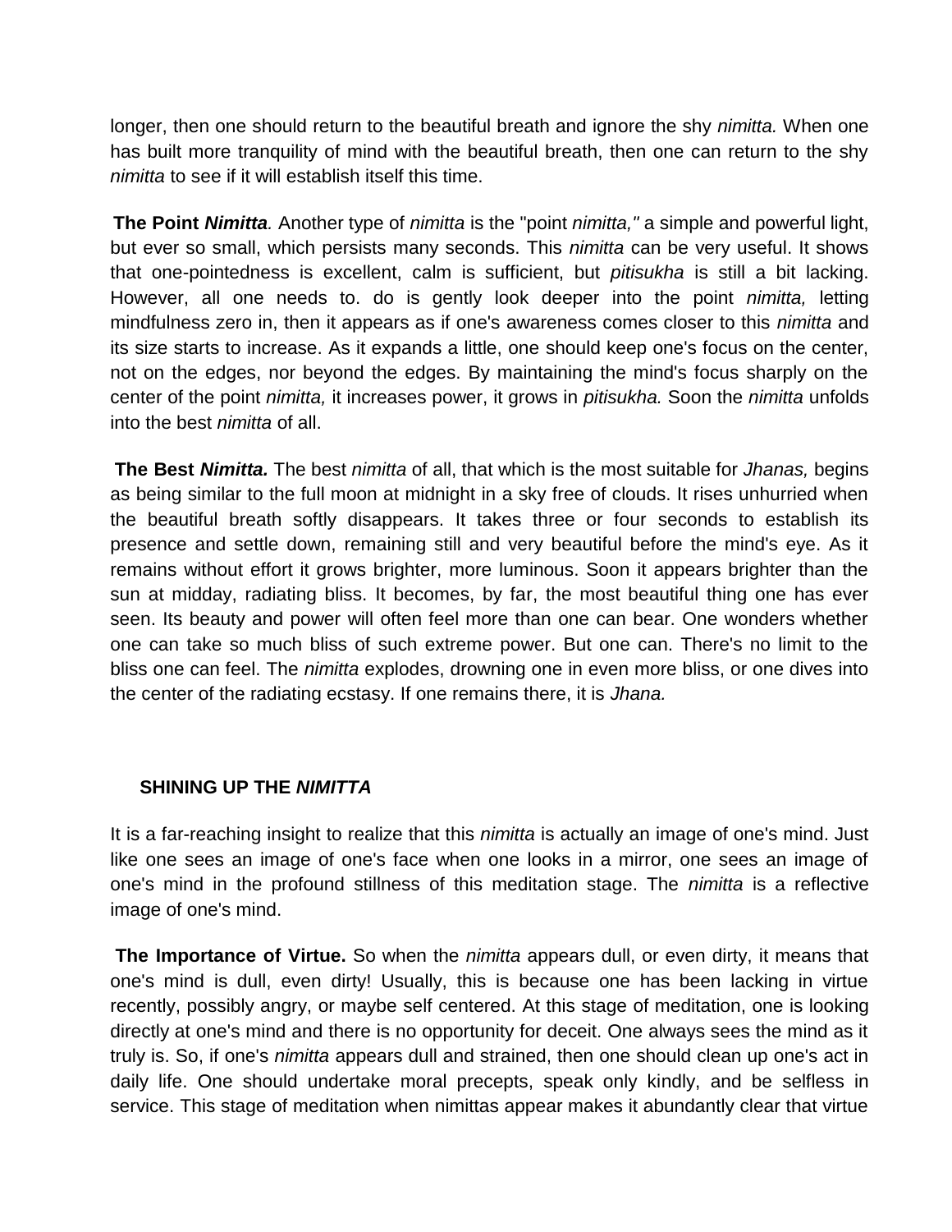longer, then one should return to the beautiful breath and ignore the shy *nimitta.* When one has built more tranquility of mind with the beautiful breath, then one can return to the shy *nimitta* to see if it will establish itself this time.

**The Point *Nimitta*.** Another type of *nimitta* is the "point *nimitta,"* a simple and powerful light, but ever so small, which persists many seconds. This *nimitta* can be very useful. It shows that one-pointedness is excellent, calm is sufficient, but *pitisukha* is still a bit lacking. However, all one needs to. do is gently look deeper into the point *nimitta,* letting mindfulness zero in, then it appears as if one's awareness comes closer to this *nimitta* and its size starts to increase. As it expands a little, one should keep one's focus on the center, not on the edges, nor beyond the edges. By maintaining the mind's focus sharply on the center of the point *nimitta,* it increases power, it grows in *pitisukha.* Soon the *nimitta* unfolds into the best *nimitta* of all.

**The Best *Nimitta.*** The best *nimitta* of all, that which is the most suitable for *Jhanas,* begins as being similar to the full moon at midnight in a sky free of clouds. It rises unhurried when the beautiful breath softly disappears. It takes three or four seconds to establish its presence and settle down, remaining still and very beautiful before the mind's eye. As it remains without effort it grows brighter, more luminous. Soon it appears brighter than the sun at midday, radiating bliss. It becomes, by far, the most beautiful thing one has ever seen. Its beauty and power will often feel more than one can bear. One wonders whether one can take so much bliss of such extreme power. But one can. There's no limit to the bliss one can feel. The *nimitta* explodes, drowning one in even more bliss, or one dives into the center of the radiating ecstasy. If one remains there, it is *Jhana.*

## SHINING UP THE *NIMITTA*

It is a far-reaching insight to realize that this *nimitta* is actually an image of one's mind. Just like one sees an image of one's face when one looks in a mirror, one sees an image of one's mind in the profound stillness of this meditation stage. The *nimitta* is a reflective image of one's mind.

**The Importance of Virtue.** So when the *nimitta* appears dull, or even dirty, it means that one's mind is dull, even dirty! Usually, this is because one has been lacking in virtue recently, possibly angry, or maybe self centered. At this stage of meditation, one is looking directly at one's mind and there is no opportunity for deceit. One always sees the mind as it truly is. So, if one's *nimitta* appears dull and strained, then one should clean up one's act in daily life. One should undertake moral precepts, speak only kindly, and be selfless in service. This stage of meditation when nimittas appear makes it abundantly clear that virtue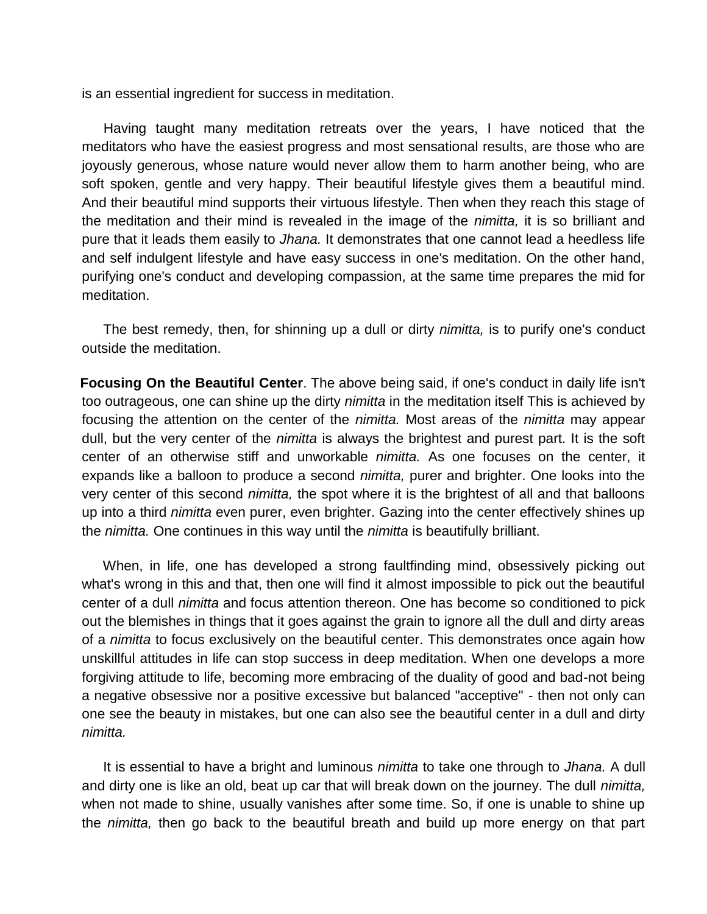is an essential ingredient for success in meditation.

Having taught many meditation retreats over the years, I have noticed that the meditators who have the easiest progress and most sensational results, are those who are joyously generous, whose nature would never allow them to harm another being, who are soft spoken, gentle and very happy. Their beautiful lifestyle gives them a beautiful mind. And their beautiful mind supports their virtuous lifestyle. Then when they reach this stage of the meditation and their mind is revealed in the image of the *nimitta,* it is so brilliant and pure that it leads them easily to *Jhana.* It demonstrates that one cannot lead a heedless life and self indulgent lifestyle and have easy success in one's meditation. On the other hand, purifying one's conduct and developing compassion, at the same time prepares the mid for meditation.

The best remedy, then, for shinning up a dull or dirty *nimitta,* is to purify one's conduct outside the meditation.

**Focusing On the Beautiful Center**. The above being said, if one's conduct in daily life isn't too outrageous, one can shine up the dirty *nimitta* in the meditation itself This is achieved by focusing the attention on the center of the *nimitta.* Most areas of the *nimitta* may appear dull, but the very center of the *nimitta* is always the brightest and purest part. It is the soft center of an otherwise stiff and unworkable *nimitta.* As one focuses on the center, it expands like a balloon to produce a second *nimitta,* purer and brighter. One looks into the very center of this second *nimitta,* the spot where it is the brightest of all and that balloons up into a third *nimitta* even purer, even brighter. Gazing into the center effectively shines up the *nimitta.* One continues in this way until the *nimitta* is beautifully brilliant.

When, in life, one has developed a strong faultfinding mind, obsessively picking out what's wrong in this and that, then one will find it almost impossible to pick out the beautiful center of a dull *nimitta* and focus attention thereon. One has become so conditioned to pick out the blemishes in things that it goes against the grain to ignore all the dull and dirty areas of a *nimitta* to focus exclusively on the beautiful center. This demonstrates once again how unskillful attitudes in life can stop success in deep meditation. When one develops a more forgiving attitude to life, becoming more embracing of the duality of good and bad-not being a negative obsessive nor a positive excessive but balanced "acceptive" - then not only can one see the beauty in mistakes, but one can also see the beautiful center in a dull and dirty *nimitta.*

It is essential to have a bright and luminous *nimitta* to take one through to *Jhana.* A dull and dirty one is like an old, beat up car that will break down on the journey. The dull *nimitta,* when not made to shine, usually vanishes after some time. So, if one is unable to shine up the *nimitta,* then go back to the beautiful breath and build up more energy on that part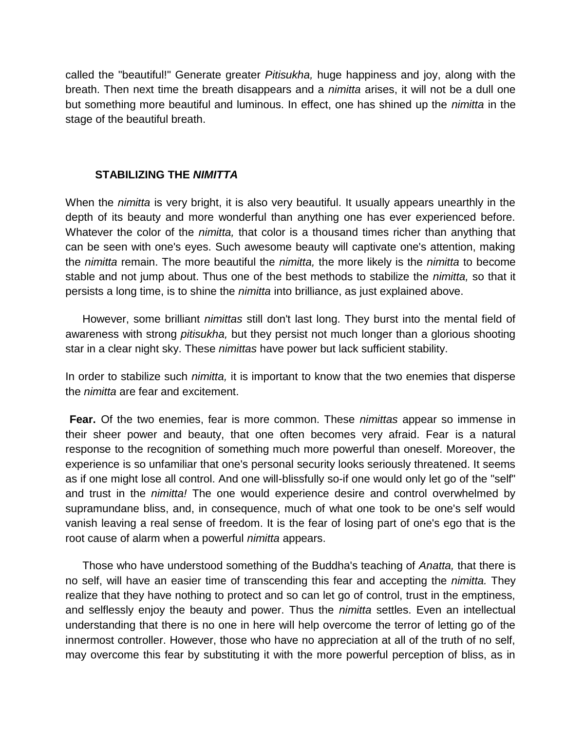called the "beautiful!" Generate greater *Pitisukha,* huge happiness and joy, along with the breath. Then next time the breath disappears and a *nimitta* arises, it will not be a dull one but something more beautiful and luminous. In effect, one has shined up the *nimitta* in the stage of the beautiful breath.

## STABILIZING THE *NIMITTA*

When the *nimitta* is very bright, it is also very beautiful. It usually appears unearthly in the depth of its beauty and more wonderful than anything one has ever experienced before. Whatever the color of the *nimitta,* that color is a thousand times richer than anything that can be seen with one's eyes. Such awesome beauty will captivate one's attention, making the *nimitta* remain. The more beautiful the *nimitta,* the more likely is the *nimitta* to become stable and not jump about. Thus one of the best methods to stabilize the *nimitta,* so that it persists a long time, is to shine the *nimitta* into brilliance, as just explained above.

However, some brilliant *nimittas* still don't last long. They burst into the mental field of awareness with strong *pitisukha,* but they persist not much longer than a glorious shooting star in a clear night sky. These *nimittas* have power but lack sufficient stability.

In order to stabilize such *nimitta,* it is important to know that the two enemies that disperse the *nimitta* are fear and excitement.

**Fear.** Of the two enemies, fear is more common. These *nimittas* appear so immense in their sheer power and beauty, that one often becomes very afraid. Fear is a natural response to the recognition of something much more powerful than oneself. Moreover, the experience is so unfamiliar that one's personal security looks seriously threatened. It seems as if one might lose all control. And one will-blissfully so-if one would only let go of the "self" and trust in the *nimitta!* The one would experience desire and control overwhelmed by supramundane bliss, and, in consequence, much of what one took to be one's self would vanish leaving a real sense of freedom. It is the fear of losing part of one's ego that is the root cause of alarm when a powerful *nimitta* appears.

Those who have understood something of the Buddha's teaching of *Anatta,* that there is no self, will have an easier time of transcending this fear and accepting the *nimitta.* They realize that they have nothing to protect and so can let go of control, trust in the emptiness, and selflessly enjoy the beauty and power. Thus the *nimitta* settles. Even an intellectual understanding that there is no one in here will help overcome the terror of letting go of the innermost controller. However, those who have no appreciation at all of the truth of no self, may overcome this fear by substituting it with the more powerful perception of bliss, as in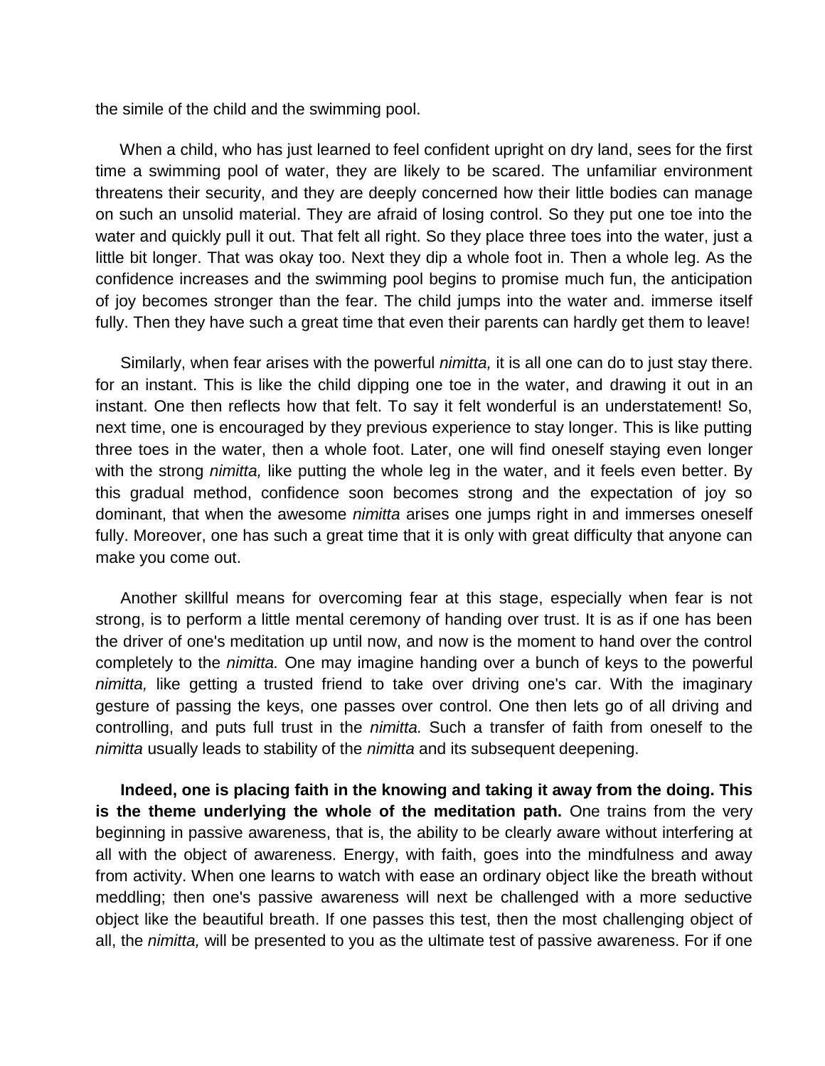the simile of the child and the swimming pool.

When a child, who has just learned to feel confident upright on dry land, sees for the first time a swimming pool of water, they are likely to be scared. The unfamiliar environment threatens their security, and they are deeply concerned how their little bodies can manage on such an unsolid material. They are afraid of losing control. So they put one toe into the water and quickly pull it out. That felt all right. So they place three toes into the water, just a little bit longer. That was okay too. Next they dip a whole foot in. Then a whole leg. As the confidence increases and the swimming pool begins to promise much fun, the anticipation of joy becomes stronger than the fear. The child jumps into the water and. immerse itself fully. Then they have such a great time that even their parents can hardly get them to leave!

Similarly, when fear arises with the powerful *nimitta,* it is all one can do to just stay there. for an instant. This is like the child dipping one toe in the water, and drawing it out in an instant. One then reflects how that felt. To say it felt wonderful is an understatement! So, next time, one is encouraged by they previous experience to stay longer. This is like putting three toes in the water, then a whole foot. Later, one will find oneself staying even longer with the strong *nimitta,* like putting the whole leg in the water, and it feels even better. By this gradual method, confidence soon becomes strong and the expectation of joy so dominant, that when the awesome *nimitta* arises one jumps right in and immerses oneself fully. Moreover, one has such a great time that it is only with great difficulty that anyone can make you come out.

Another skillful means for overcoming fear at this stage, especially when fear is not strong, is to perform a little mental ceremony of handing over trust. It is as if one has been the driver of one's meditation up until now, and now is the moment to hand over the control completely to the *nimitta.* One may imagine handing over a bunch of keys to the powerful *nimitta,* like getting a trusted friend to take over driving one's car. With the imaginary gesture of passing the keys, one passes over control. One then lets go of all driving and controlling, and puts full trust in the *nimitta.* Such a transfer of faith from oneself to the *nimitta* usually leads to stability of the *nimitta* and its subsequent deepening.

**Indeed, one is placing faith in the knowing and taking it away from the doing. This is the theme underlying the whole of the meditation path.** One trains from the very beginning in passive awareness, that is, the ability to be clearly aware without interfering at all with the object of awareness. Energy, with faith, goes into the mindfulness and away from activity. When one learns to watch with ease an ordinary object like the breath without meddling; then one's passive awareness will next be challenged with a more seductive object like the beautiful breath. If one passes this test, then the most challenging object of all, the *nimitta,* will be presented to you as the ultimate test of passive awareness. For if one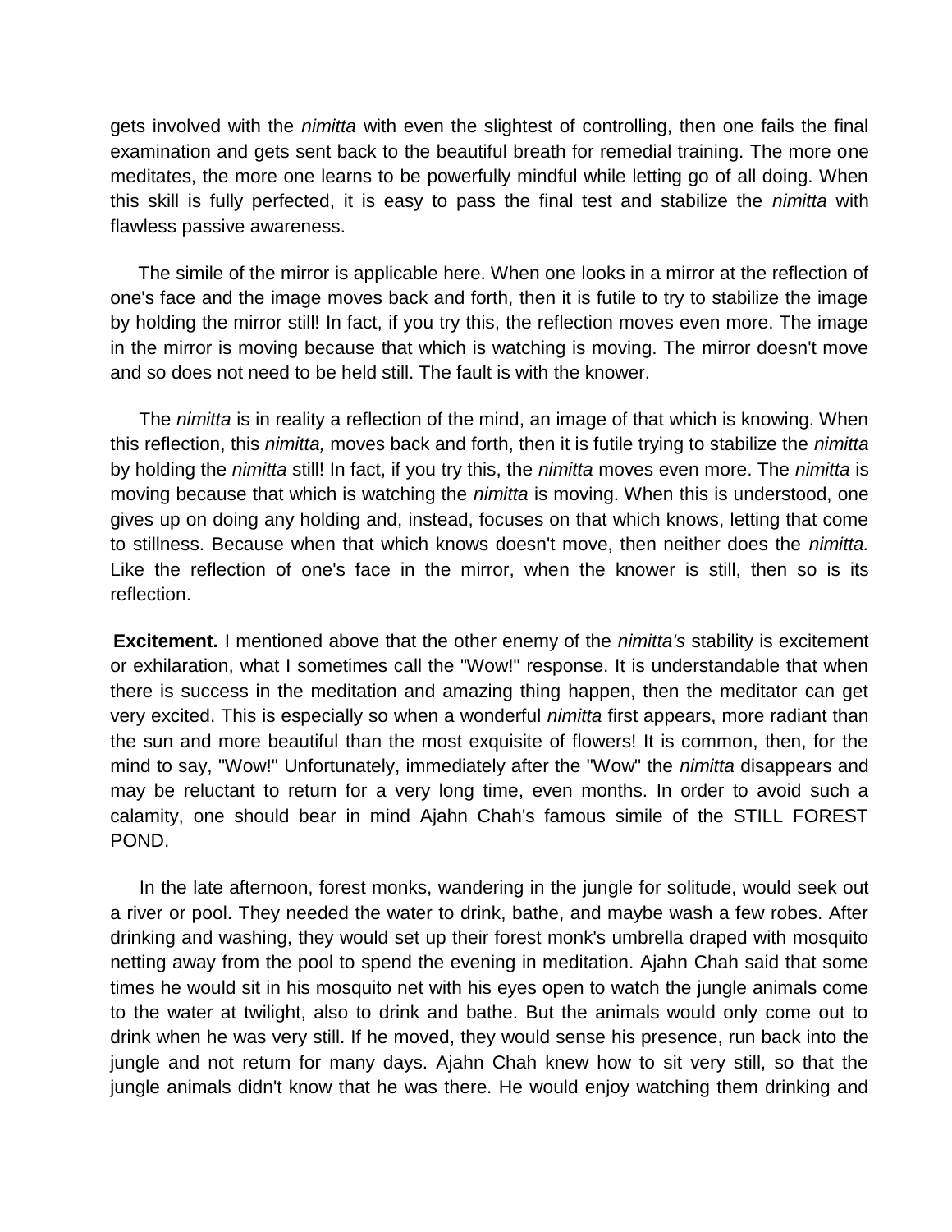gets involved with the *nimitta* with even the slightest of controlling, then one fails the final examination and gets sent back to the beautiful breath for remedial training. The more one meditates, the more one learns to be powerfully mindful while letting go of all doing. When this skill is fully perfected, it is easy to pass the final test and stabilize the *nimitta* with flawless passive awareness.

The simile of the mirror is applicable here. When one looks in a mirror at the reflection of one's face and the image moves back and forth, then it is futile to try to stabilize the image by holding the mirror still! In fact, if you try this, the reflection moves even more. The image in the mirror is moving because that which is watching is moving. The mirror doesn't move and so does not need to be held still. The fault is with the knower.

The *nimitta* is in reality a reflection of the mind, an image of that which is knowing. When this reflection, this *nimitta,* moves back and forth, then it is futile trying to stabilize the *nimitta* by holding the *nimitta* still! In fact, if you try this, the *nimitta* moves even more. The *nimitta* is moving because that which is watching the *nimitta* is moving. When this is understood, one gives up on doing any holding and, instead, focuses on that which knows, letting that come to stillness. Because when that which knows doesn't move, then neither does the *nimitta.* Like the reflection of one's face in the mirror, when the knower is still, then so is its reflection.

**Excitement.** I mentioned above that the other enemy of the *nimitta's* stability is excitement or exhilaration, what I sometimes call the "Wow!" response. It is understandable that when there is success in the meditation and amazing thing happen, then the meditator can get very excited. This is especially so when a wonderful *nimitta* first appears, more radiant than the sun and more beautiful than the most exquisite of flowers! It is common, then, for the mind to say, "Wow!" Unfortunately, immediately after the "Wow" the *nimitta* disappears and may be reluctant to return for a very long time, even months. In order to avoid such a calamity, one should bear in mind Ajahn Chah's famous simile of the STILL FOREST POND.

In the late afternoon, forest monks, wandering in the jungle for solitude, would seek out a river or pool. They needed the water to drink, bathe, and maybe wash a few robes. After drinking and washing, they would set up their forest monk's umbrella draped with mosquito netting away from the pool to spend the evening in meditation. Ajahn Chah said that some times he would sit in his mosquito net with his eyes open to watch the jungle animals come to the water at twilight, also to drink and bathe. But the animals would only come out to drink when he was very still. If he moved, they would sense his presence, run back into the jungle and not return for many days. Ajahn Chah knew how to sit very still, so that the jungle animals didn't know that he was there. He would enjoy watching them drinking and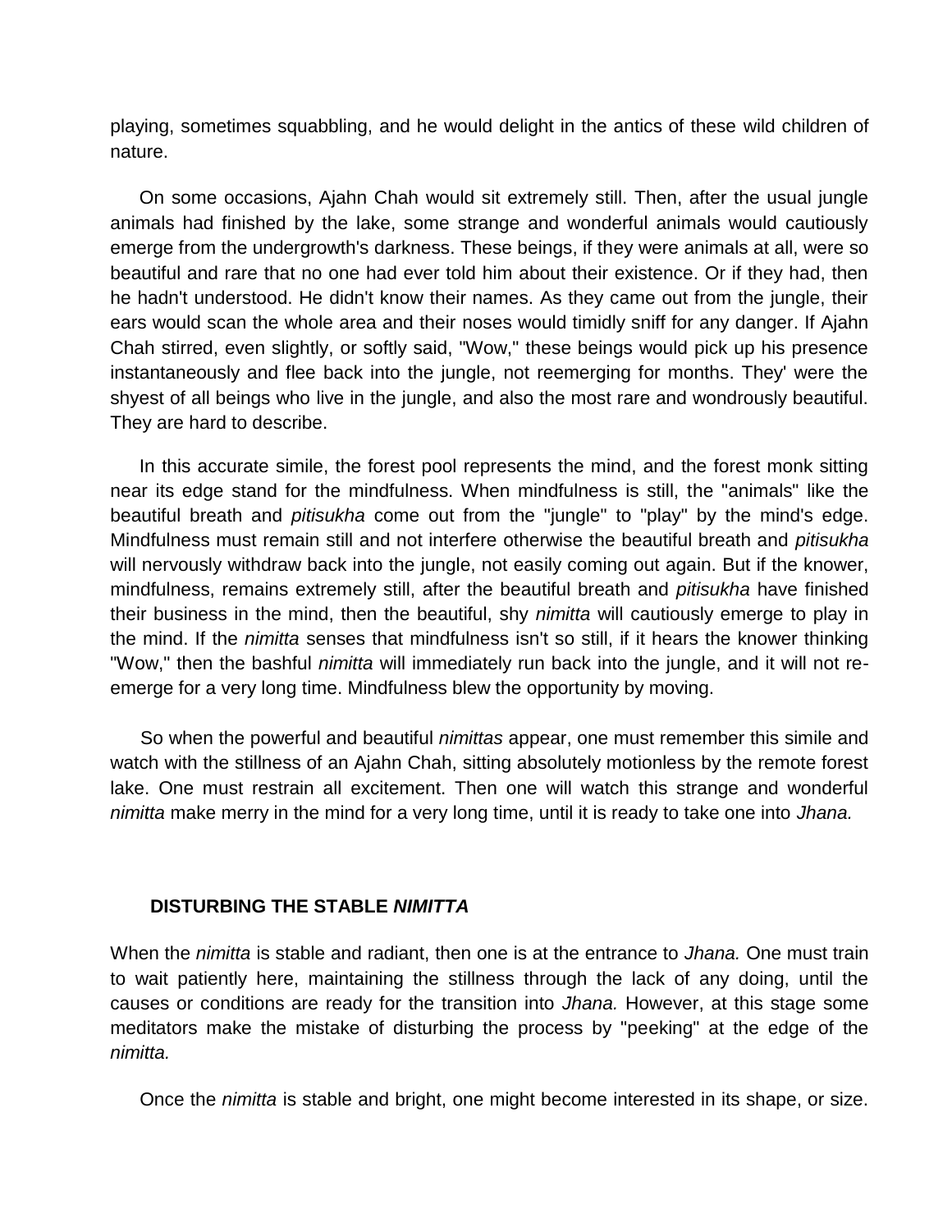playing, sometimes squabbling, and he would delight in the antics of these wild children of nature.

On some occasions, Ajahn Chah would sit extremely still. Then, after the usual jungle animals had finished by the lake, some strange and wonderful animals would cautiously emerge from the undergrowth's darkness. These beings, if they were animals at all, were so beautiful and rare that no one had ever told him about their existence. Or if they had, then he hadn't understood. He didn't know their names. As they came out from the jungle, their ears would scan the whole area and their noses would timidly sniff for any danger. If Ajahn Chah stirred, even slightly, or softly said, "Wow," these beings would pick up his presence instantaneously and flee back into the jungle, not reemerging for months. They' were the shyest of all beings who live in the jungle, and also the most rare and wondrously beautiful. They are hard to describe.

In this accurate simile, the forest pool represents the mind, and the forest monk sitting near its edge stand for the mindfulness. When mindfulness is still, the "animals" like the beautiful breath and *pitisukha* come out from the "jungle" to "play" by the mind's edge. Mindfulness must remain still and not interfere otherwise the beautiful breath and *pitisukha* will nervously withdraw back into the jungle, not easily coming out again. But if the knower, mindfulness, remains extremely still, after the beautiful breath and *pitisukha* have finished their business in the mind, then the beautiful, shy *nimitta* will cautiously emerge to play in the mind. If the *nimitta* senses that mindfulness isn't so still, if it hears the knower thinking "Wow," then the bashful *nimitta* will immediately run back into the jungle, and it will not re-emerge for a very long time. Mindfulness blew the opportunity by moving.

So when the powerful and beautiful *nimittas* appear, one must remember this simile and watch with the stillness of an Ajahn Chah, sitting absolutely motionless by the remote forest lake. One must restrain all excitement. Then one will watch this strange and wonderful *nimitta* make merry in the mind for a very long time, until it is ready to take one into *Jhana.*

## DISTURBING THE STABLE *NIMITTA*

When the *nimitta* is stable and radiant, then one is at the entrance to *Jhana.* One must train to wait patiently here, maintaining the stillness through the lack of any doing, until the causes or conditions are ready for the transition into *Jhana.* However, at this stage some meditators make the mistake of disturbing the process by "peeking" at the edge of the *nimitta.*

Once the *nimitta* is stable and bright, one might become interested in its shape, or size.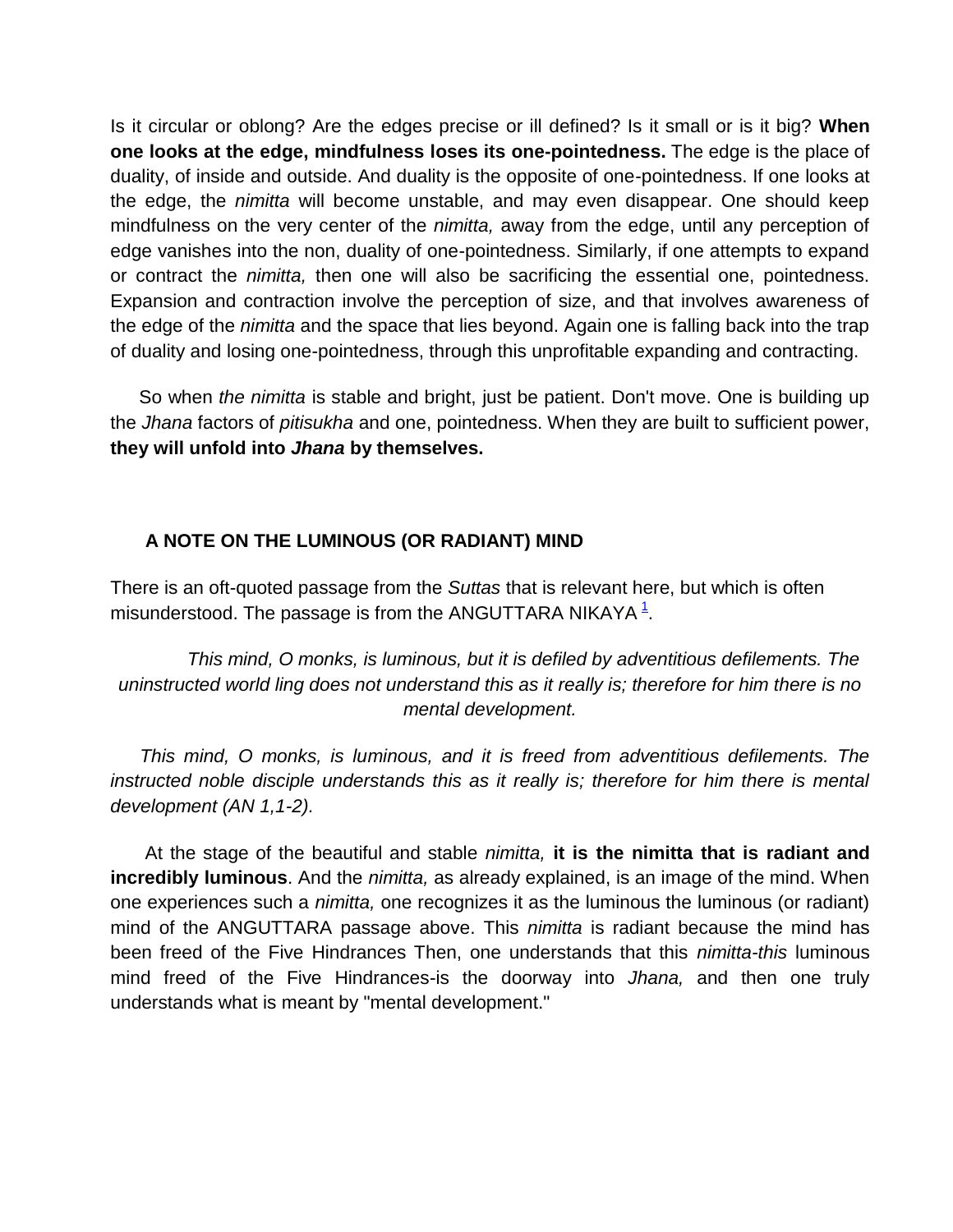Is it circular or oblong? Are the edges precise or ill defined? Is it small or is it big? **When one looks at the edge, mindfulness loses its one-pointedness.** The edge is the place of duality, of inside and outside. And duality is the opposite of one-pointedness. If one looks at the edge, the *nimitta* will become unstable, and may even disappear. One should keep mindfulness on the very center of the *nimitta,* away from the edge, until any perception of edge vanishes into the non, duality of one-pointedness. Similarly, if one attempts to expand or contract the *nimitta,* then one will also be sacrificing the essential one, pointedness. Expansion and contraction involve the perception of size, and that involves awareness of the edge of the *nimitta* and the space that lies beyond. Again one is falling back into the trap of duality and losing one-pointedness, through this unprofitable expanding and contracting.

So when *the nimitta* is stable and bright, just be patient. Don't move. One is building up the *Jhana* factors of *pitisukha* and one, pointedness. When they are built to sufficient power, **they will unfold into *Jhana* by themselves.**

## A NOTE ON THE LUMINOUS (OR RADIANT) MIND

There is an oft-quoted passage from the *Suttas* that is relevant here, but which is often misunderstood. The passage is from the ANGUTTARA NIKAYA [1].

*This mind, O monks, is luminous, but it is defiled by adventitious defilements. The uninstructed world ling does not understand this as it really is; therefore for him there is no mental development.*

*This mind, O monks, is luminous, and it is freed from adventitious defilements. The instructed noble disciple understands this as it really is; therefore for him there is mental development (AN 1,1-2).*

At the stage of the beautiful and stable *nimitta,* **it is the nimitta that is radiant and incredibly luminous**. And the *nimitta,* as already explained, is an image of the mind. When one experiences such a *nimitta,* one recognizes it as the luminous the luminous (or radiant) mind of the ANGUTTARA passage above. This *nimitta* is radiant because the mind has been freed of the Five Hindrances Then, one understands that this *nimitta-this* luminous mind freed of the Five Hindrances-is the doorway into *Jhana,* and then one truly understands what is meant by "mental development."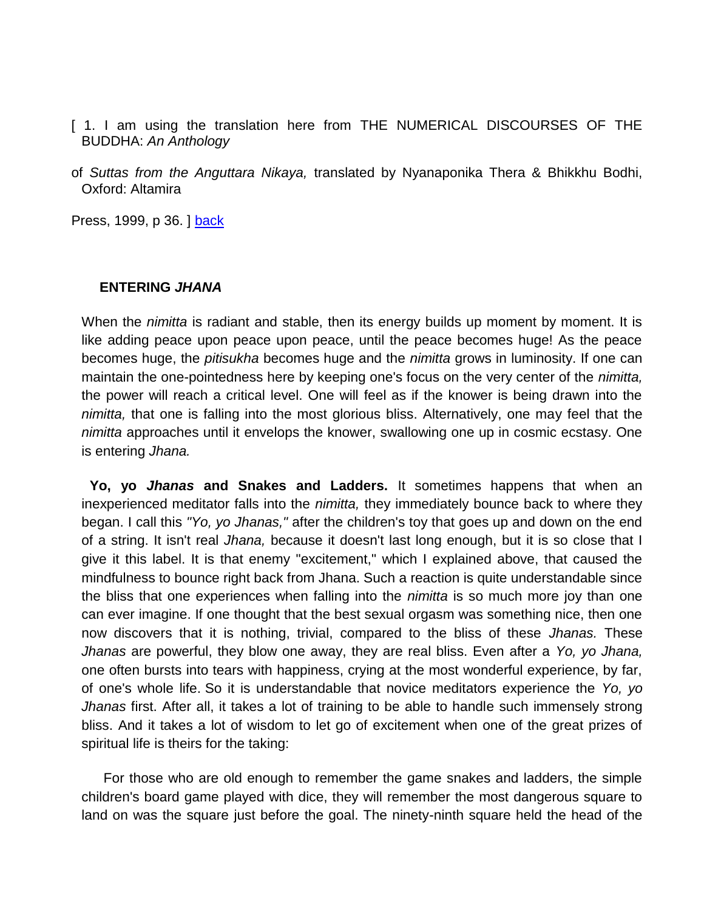[ 1. I am using the translation here from THE NUMERICAL DISCOURSES OF THE BUDDHA: *An Anthology* of *Suttas from the Anguttara Nikaya,* translated by Nyanaponika Thera & Bhikkhu Bodhi, Oxford: Altamira Press, 1999, p 36. ] back

### ENTERING *JHANA*

When the *nimitta* is radiant and stable, then its energy builds up moment by moment. It is like adding peace upon peace upon peace, until the peace becomes huge! As the peace becomes huge, the *pitisukha* becomes huge and the *nimitta* grows in luminosity. If one can maintain the one-pointedness here by keeping one's focus on the very center of the *nimitta,* the power will reach a critical level. One will feel as if the knower is being drawn into the *nimitta,* that one is falling into the most glorious bliss. Alternatively, one may feel that the *nimitta* approaches until it envelops the knower, swallowing one up in cosmic ecstasy. One is entering *Jhana.*

**Yo, yo *Jhanas* and Snakes and Ladders.** It sometimes happens that when an inexperienced meditator falls into the *nimitta,* they immediately bounce back to where they began. I call this *"Yo, yo Jhanas,"* after the children's toy that goes up and down on the end of a string. It isn't real *Jhana,* because it doesn't last long enough, but it is so close that I give it this label. It is that enemy "excitement," which I explained above, that caused the mindfulness to bounce right back from Jhana. Such a reaction is quite understandable since the bliss that one experiences when falling into the *nimitta* is so much more joy than one can ever imagine. If one thought that the best sexual orgasm was something nice, then one now discovers that it is nothing, trivial, compared to the bliss of these *Jhanas.* These *Jhanas* are powerful, they blow one away, they are real bliss. Even after a *Yo, yo Jhana,* one often bursts into tears with happiness, crying at the most wonderful experience, by far, of one's whole life. So it is understandable that novice meditators experience the *Yo, yo Jhanas* first. After all, it takes a lot of training to be able to handle such immensely strong bliss. And it takes a lot of wisdom to let go of excitement when one of the great prizes of spiritual life is theirs for the taking:

For those who are old enough to remember the game snakes and ladders, the simple children's board game played with dice, they will remember the most dangerous square to land on was the square just before the goal. The ninety-ninth square held the head of the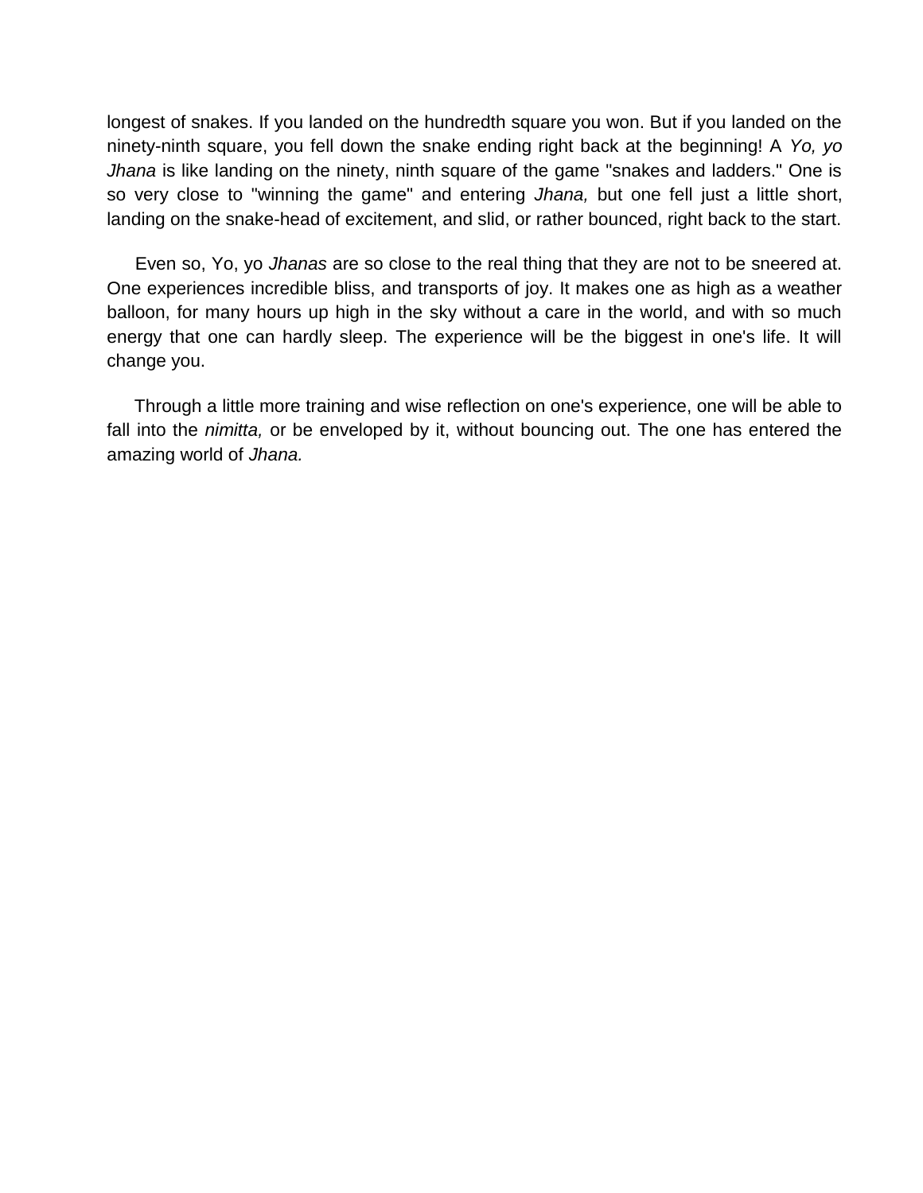longest of snakes. If you landed on the hundredth square you won. But if you landed on the ninety-ninth square, you fell down the snake ending right back at the beginning! A *Yo, yo Jhana* is like landing on the ninety, ninth square of the game "snakes and ladders." One is so very close to "winning the game" and entering *Jhana,* but one fell just a little short, landing on the snake-head of excitement, and slid, or rather bounced, right back to the start.

Even so, Yo, yo *Jhanas* are so close to the real thing that they are not to be sneered at. One experiences incredible bliss, and transports of joy. It makes one as high as a weather balloon, for many hours up high in the sky without a care in the world, and with so much energy that one can hardly sleep. The experience will be the biggest in one's life. It will change you.

Through a little more training and wise reflection on one's experience, one will be able to fall into the *nimitta,* or be enveloped by it, without bouncing out. The one has entered the amazing world of *Jhana.*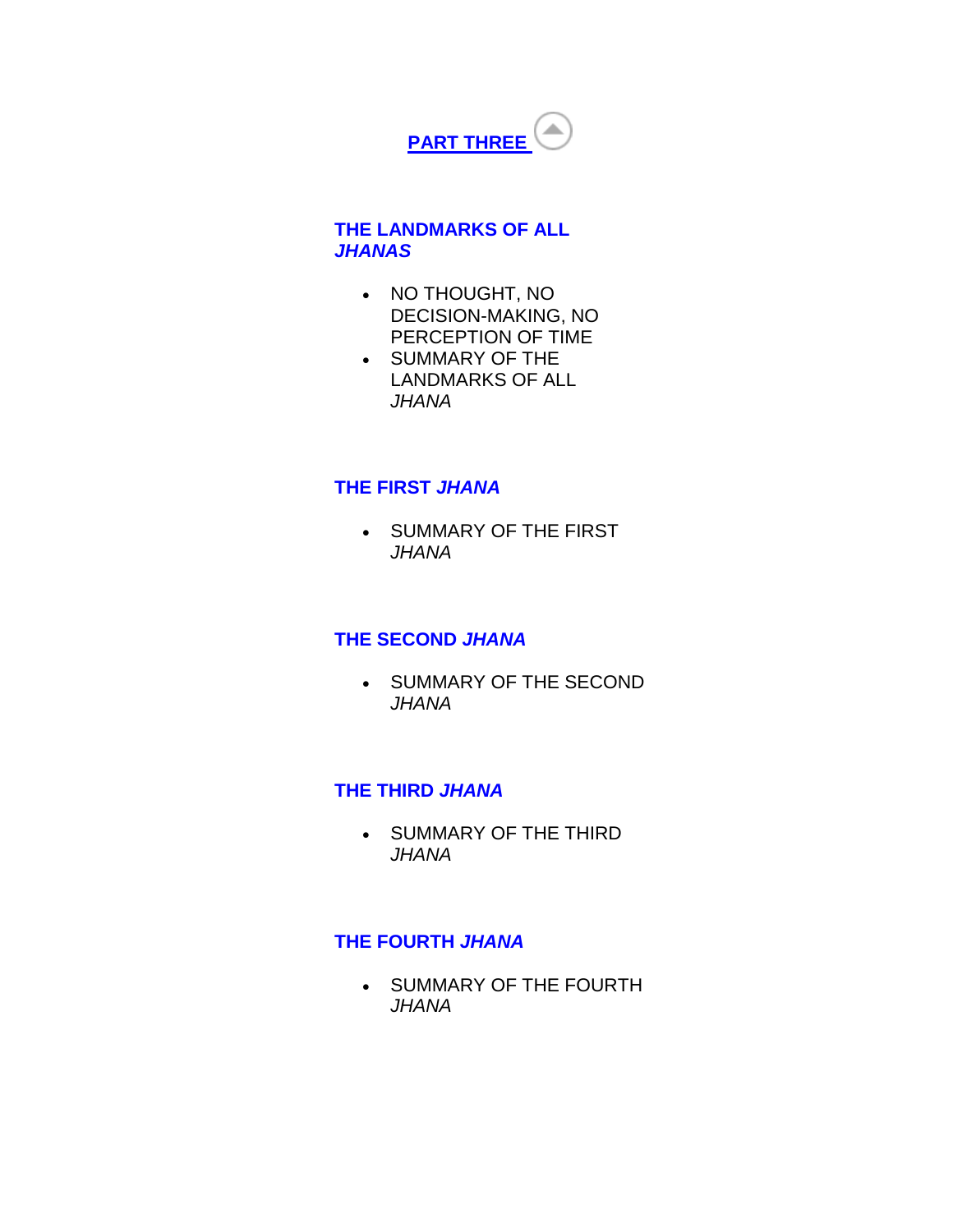## PART THREE

### THE LANDMARKS OF ALL *JHANAS*

- NO THOUGHT, NO DECISION-MAKING, NO PERCEPTION OF TIME
- SUMMARY OF THE LANDMARKS OF ALL *JHANA*

### THE FIRST *JHANA*

- SUMMARY OF THE FIRST *JHANA*

### THE SECOND *JHANA*

- SUMMARY OF THE SECOND *JHANA*

### THE THIRD *JHANA*

- SUMMARY OF THE THIRD *JHANA*

### THE FOURTH *JHANA*

- SUMMARY OF THE FOURTH *JHANA*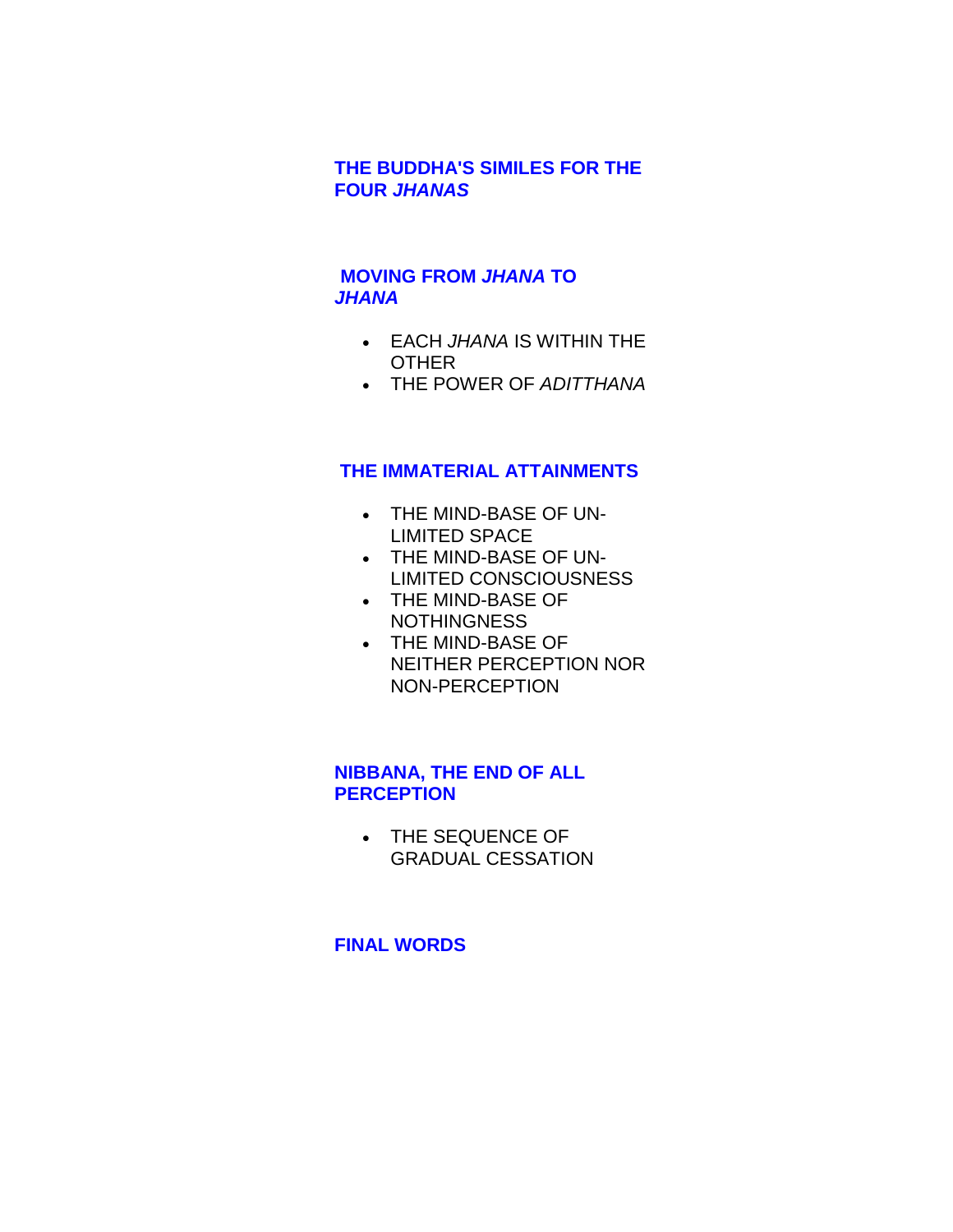## THE BUDDHA'S SIMILES FOR THE FOUR *JHANAS*

## MOVING FROM *JHANA* TO *JHANA*

- EACH *JHANA* IS WITHIN THE OTHER
- THE POWER OF *ADITTHANA*

## THE IMMATERIAL ATTAINMENTS

- THE MIND-BASE OF UN-LIMITED SPACE
- THE MIND-BASE OF UN-LIMITED CONSCIOUSNESS
- THE MIND-BASE OF NOTHINGNESS
- THE MIND-BASE OF NEITHER PERCEPTION NOR NON-PERCEPTION

## NIBBANA, THE END OF ALL PERCEPTION

- THE SEQUENCE OF GRADUAL CESSATION

## FINAL WORDS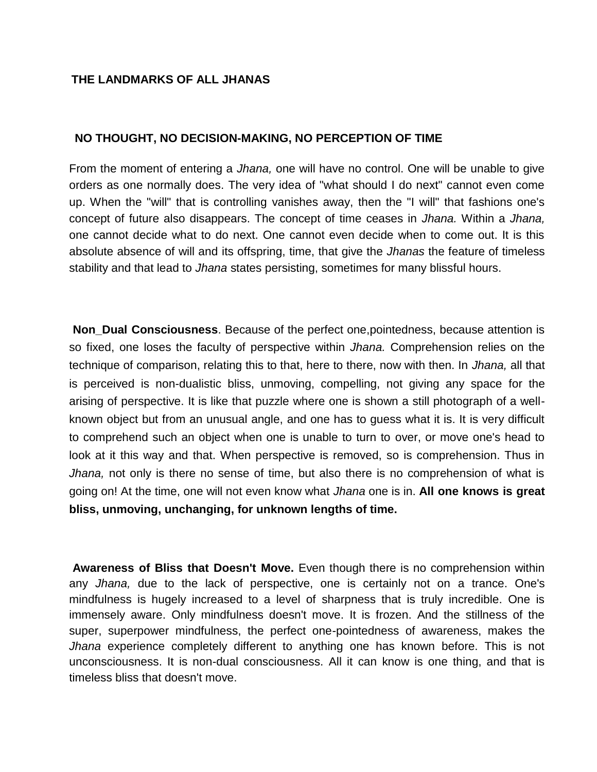## THE LANDMARKS OF ALL JHANAS

### NO THOUGHT, NO DECISION-MAKING, NO PERCEPTION OF TIME

From the moment of entering a *Jhana,* one will have no control. One will be unable to give orders as one normally does. The very idea of "what should I do next" cannot even come up. When the "will" that is controlling vanishes away, then the "I will" that fashions one's concept of future also disappears. The concept of time ceases in *Jhana.* Within a *Jhana,* one cannot decide what to do next. One cannot even decide when to come out. It is this absolute absence of will and its offspring, time, that give the *Jhanas* the feature of timeless stability and that lead to *Jhana* states persisting, sometimes for many blissful hours.

**Non_Dual Consciousness**. Because of the perfect one,pointedness, because attention is so fixed, one loses the faculty of perspective within *Jhana.* Comprehension relies on the technique of comparison, relating this to that, here to there, now with then. In *Jhana,* all that is perceived is non-dualistic bliss, unmoving, compelling, not giving any space for the arising of perspective. It is like that puzzle where one is shown a still photograph of a well-known object but from an unusual angle, and one has to guess what it is. It is very difficult to comprehend such an object when one is unable to turn to over, or move one's head to look at it this way and that. When perspective is removed, so is comprehension. Thus in *Jhana,* not only is there no sense of time, but also there is no comprehension of what is going on! At the time, one will not even know what *Jhana* one is in. **All one knows is great bliss, unmoving, unchanging, for unknown lengths of time.**

**Awareness of Bliss that Doesn't Move.** Even though there is no comprehension within any *Jhana,* due to the lack of perspective, one is certainly not on a trance. One's mindfulness is hugely increased to a level of sharpness that is truly incredible. One is immensely aware. Only mindfulness doesn't move. It is frozen. And the stillness of the super, superpower mindfulness, the perfect one-pointedness of awareness, makes the *Jhana* experience completely different to anything one has known before. This is not unconsciousness. It is non-dual consciousness. All it can know is one thing, and that is timeless bliss that doesn't move.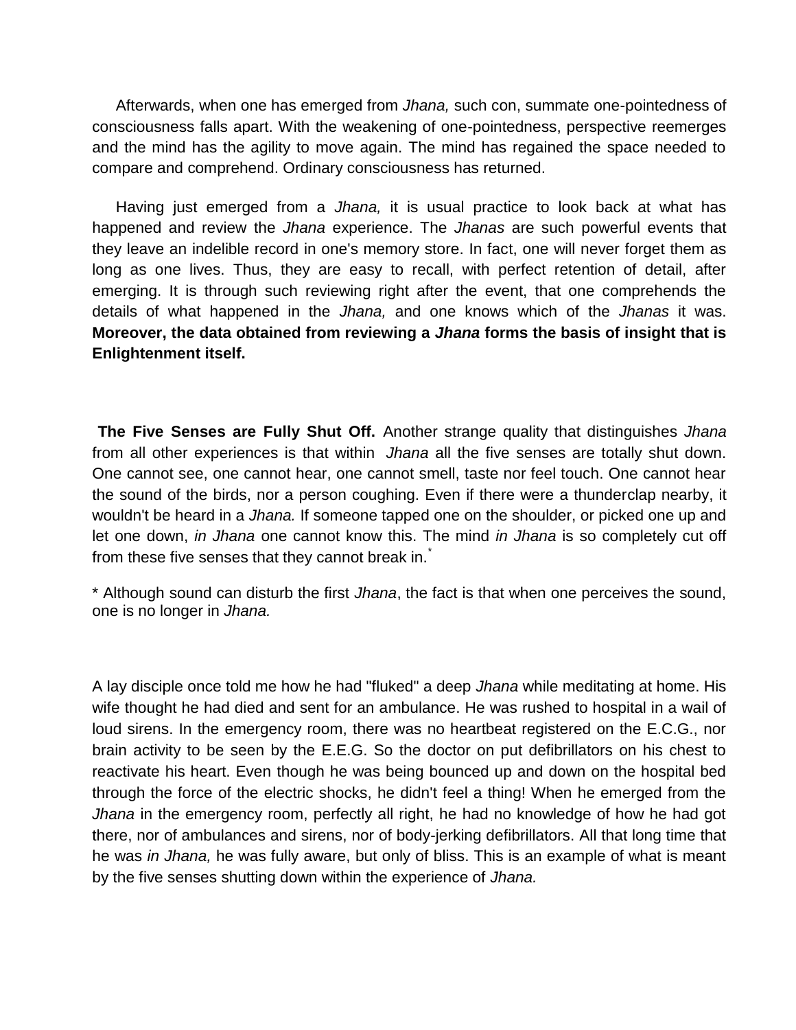Afterwards, when one has emerged from *Jhana,* such con, summate one-pointedness of consciousness falls apart. With the weakening of one-pointedness, perspective reemerges and the mind has the agility to move again. The mind has regained the space needed to compare and comprehend. Ordinary consciousness has returned.

Having just emerged from a *Jhana,* it is usual practice to look back at what has happened and review the *Jhana* experience. The *Jhanas* are such powerful events that they leave an indelible record in one's memory store. In fact, one will never forget them as long as one lives. Thus, they are easy to recall, with perfect retention of detail, after emerging. It is through such reviewing right after the event, that one comprehends the details of what happened in the *Jhana,* and one knows which of the *Jhanas* it was. **Moreover, the data obtained from reviewing a *Jhana* forms the basis of insight that is Enlightenment itself.**

**The Five Senses are Fully Shut Off.** Another strange quality that distinguishes *Jhana* from all other experiences is that within *Jhana* all the five senses are totally shut down. One cannot see, one cannot hear, one cannot smell, taste nor feel touch. One cannot hear the sound of the birds, nor a person coughing. Even if there were a thunderclap nearby, it wouldn't be heard in a *Jhana.* If someone tapped one on the shoulder, or picked one up and let one down, *in Jhana* one cannot know this. The mind *in Jhana* is so completely cut off from these five senses that they cannot break in.*

* Although sound can disturb the first *Jhana*, the fact is that when one perceives the sound, one is no longer in *Jhana.*

A lay disciple once told me how he had "fluked" a deep *Jhana* while meditating at home. His wife thought he had died and sent for an ambulance. He was rushed to hospital in a wail of loud sirens. In the emergency room, there was no heartbeat registered on the E.C.G., nor brain activity to be seen by the E.E.G. So the doctor on put defibrillators on his chest to reactivate his heart. Even though he was being bounced up and down on the hospital bed through the force of the electric shocks, he didn't feel a thing! When he emerged from the *Jhana* in the emergency room, perfectly all right, he had no knowledge of how he had got there, nor of ambulances and sirens, nor of body-jerking defibrillators. All that long time that he was *in Jhana,* he was fully aware, but only of bliss. This is an example of what is meant by the five senses shutting down within the experience of *Jhana.*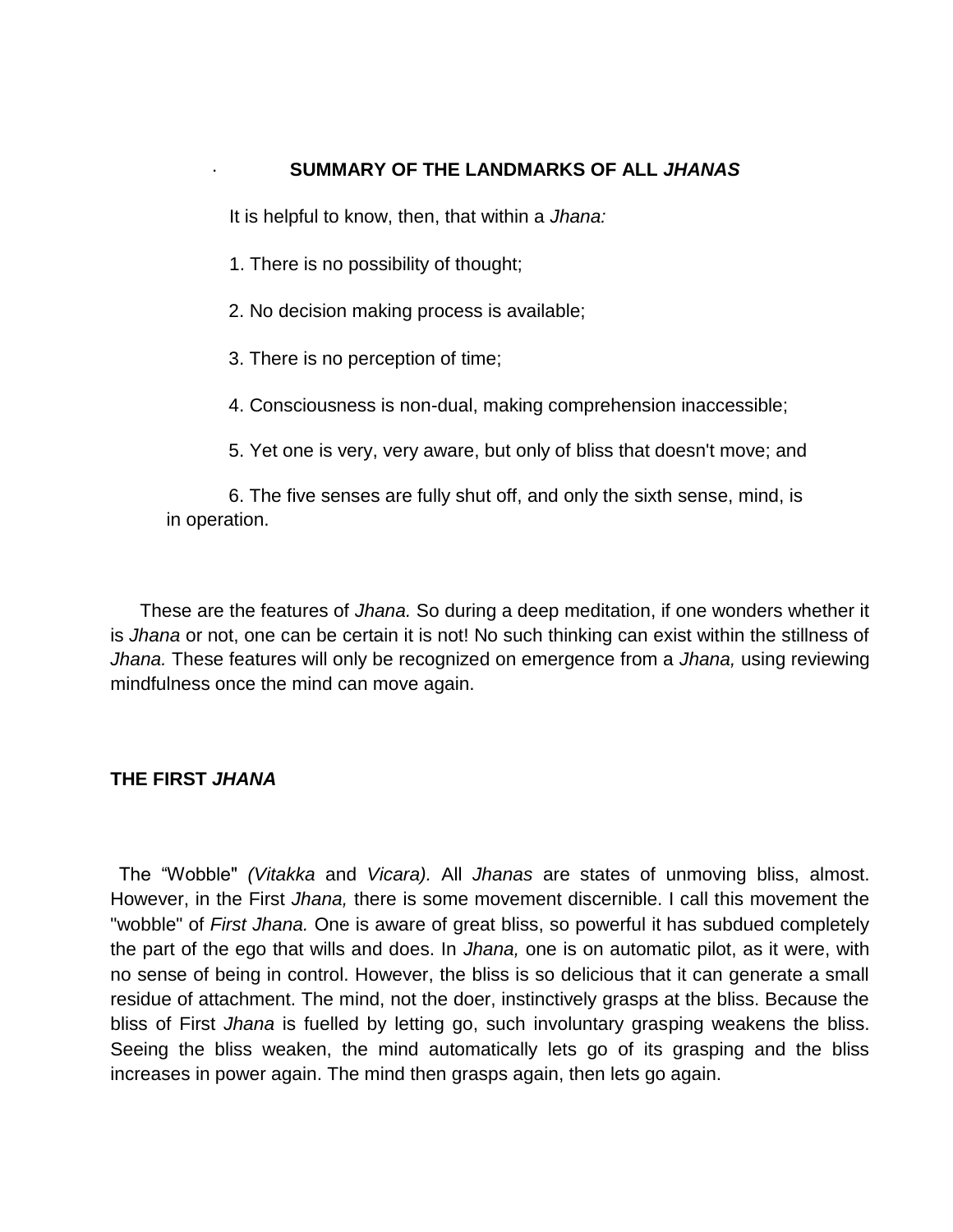## SUMMARY OF THE LANDMARKS OF ALL *JHANAS*

It is helpful to know, then, that within a *Jhana:*

1. There is no possibility of thought;

2. No decision making process is available;

3. There is no perception of time;

4. Consciousness is non-dual, making comprehension inaccessible;

5. Yet one is very, very aware, but only of bliss that doesn't move; and

6. The five senses are fully shut off, and only the sixth sense, mind, is in operation.

These are the features of *Jhana.* So during a deep meditation, if one wonders whether it is *Jhana* or not, one can be certain it is not! No such thinking can exist within the stillness of *Jhana.* These features will only be recognized on emergence from a *Jhana,* using reviewing mindfulness once the mind can move again.

## THE FIRST *JHANA*

The "Wobble" *(Vitakka* and *Vicara).* All *Jhanas* are states of unmoving bliss, almost. However, in the First *Jhana,* there is some movement discernible. I call this movement the "wobble" of *First Jhana.* One is aware of great bliss, so powerful it has subdued completely the part of the ego that wills and does. In *Jhana,* one is on automatic pilot, as it were, with no sense of being in control. However, the bliss is so delicious that it can generate a small residue of attachment. The mind, not the doer, instinctively grasps at the bliss. Because the bliss of First *Jhana* is fuelled by letting go, such involuntary grasping weakens the bliss. Seeing the bliss weaken, the mind automatically lets go of its grasping and the bliss increases in power again. The mind then grasps again, then lets go again.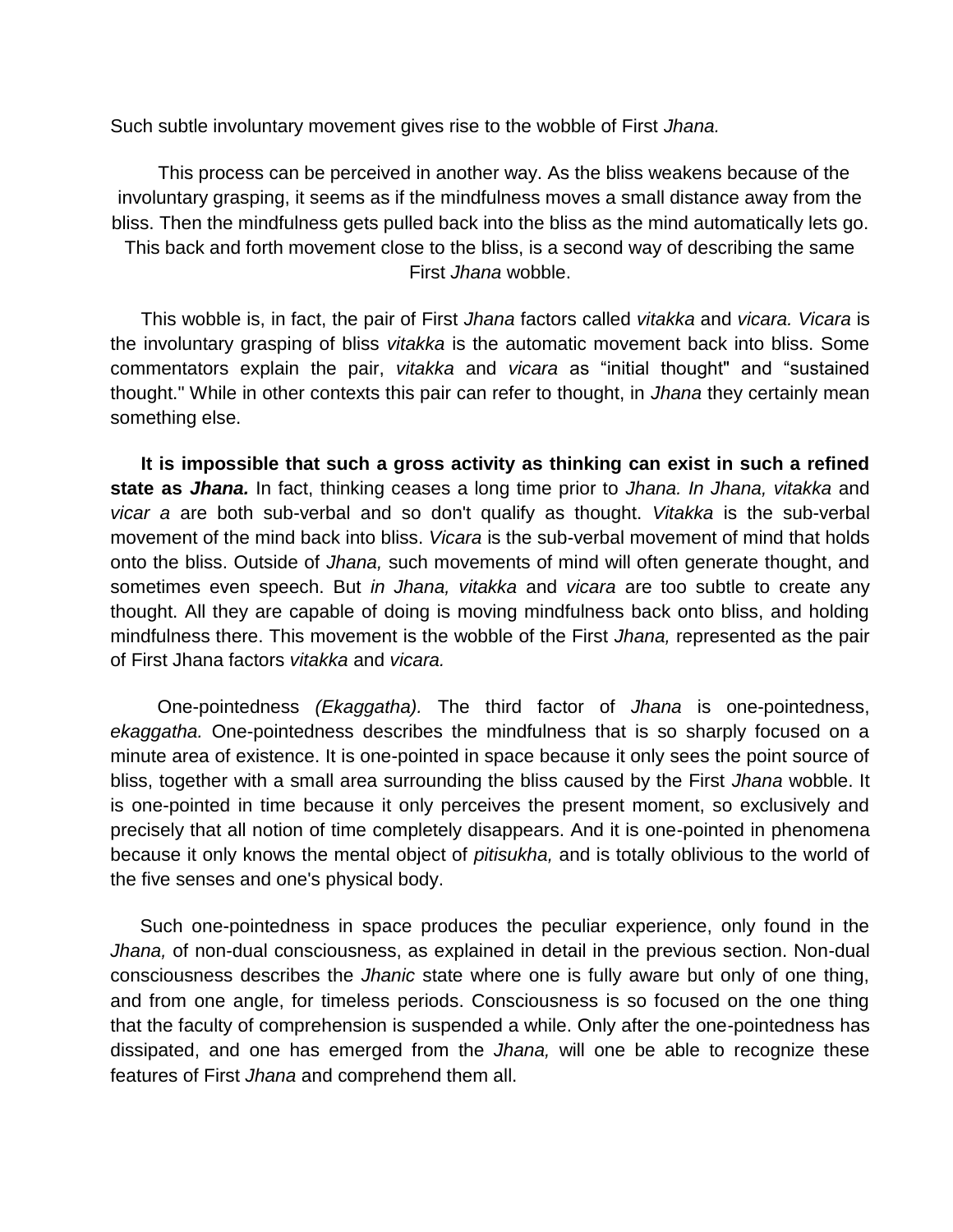Such subtle involuntary movement gives rise to the wobble of First *Jhana.*

This process can be perceived in another way. As the bliss weakens because of the involuntary grasping, it seems as if the mindfulness moves a small distance away from the bliss. Then the mindfulness gets pulled back into the bliss as the mind automatically lets go. This back and forth movement close to the bliss, is a second way of describing the same First *Jhana* wobble.

This wobble is, in fact, the pair of First *Jhana* factors called *vitakka* and *vicara. Vicara* is the involuntary grasping of bliss *vitakka* is the automatic movement back into bliss. Some commentators explain the pair, *vitakka* and *vicara* as “initial thought" and “sustained thought." While in other contexts this pair can refer to thought, in *Jhana* they certainly mean something else.

**It is impossible that such a gross activity as thinking can exist in such a refined state as *Jhana.*** In fact, thinking ceases a long time prior to *Jhana. In Jhana, vitakka* and *vicar a* are both sub-verbal and so don't qualify as thought. *Vitakka* is the sub-verbal movement of the mind back into bliss. *Vicara* is the sub-verbal movement of mind that holds onto the bliss. Outside of *Jhana,* such movements of mind will often generate thought, and sometimes even speech. But *in Jhana, vitakka* and *vicara* are too subtle to create any thought. All they are capable of doing is moving mindfulness back onto bliss, and holding mindfulness there. This movement is the wobble of the First *Jhana,* represented as the pair of First Jhana factors *vitakka* and *vicara.*

One-pointedness *(Ekaggatha).* The third factor of *Jhana* is one-pointedness, *ekaggatha.* One-pointedness describes the mindfulness that is so sharply focused on a minute area of existence. It is one-pointed in space because it only sees the point source of bliss, together with a small area surrounding the bliss caused by the First *Jhana* wobble. It is one-pointed in time because it only perceives the present moment, so exclusively and precisely that all notion of time completely disappears. And it is one-pointed in phenomena because it only knows the mental object of *pitisukha,* and is totally oblivious to the world of the five senses and one's physical body.

Such one-pointedness in space produces the peculiar experience, only found in the *Jhana,* of non-dual consciousness, as explained in detail in the previous section. Non-dual consciousness describes the *Jhanic* state where one is fully aware but only of one thing, and from one angle, for timeless periods. Consciousness is so focused on the one thing that the faculty of comprehension is suspended a while. Only after the one-pointedness has dissipated, and one has emerged from the *Jhana,* will one be able to recognize these features of First *Jhana* and comprehend them all.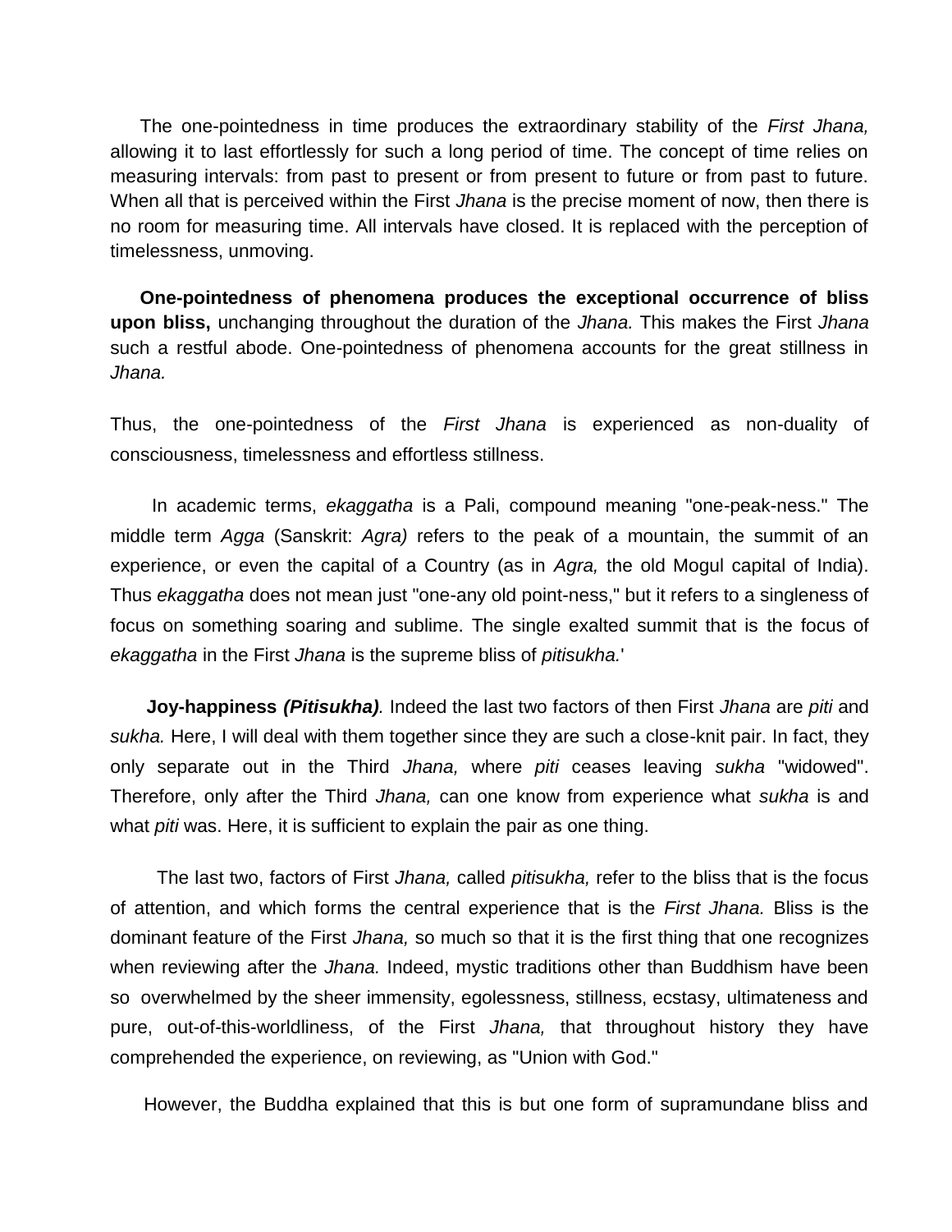The one-pointedness in time produces the extraordinary stability of the *First Jhana,* allowing it to last effortlessly for such a long period of time. The concept of time relies on measuring intervals: from past to present or from present to future or from past to future. When all that is perceived within the First *Jhana* is the precise moment of now, then there is no room for measuring time. All intervals have closed. It is replaced with the perception of timelessness, unmoving.

**One-pointedness of phenomena produces the exceptional occurrence of bliss upon bliss,** unchanging throughout the duration of the *Jhana.* This makes the First *Jhana* such a restful abode. One-pointedness of phenomena accounts for the great stillness in *Jhana.*

Thus, the one-pointedness of the *First Jhana* is experienced as non-duality of consciousness, timelessness and effortless stillness.

In academic terms, *ekaggatha* is a Pali, compound meaning "one-peak-ness." The middle term *Agga* (Sanskrit: *Agra)* refers to the peak of a mountain, the summit of an experience, or even the capital of a Country (as in *Agra,* the old Mogul capital of India). Thus *ekaggatha* does not mean just "one-any old point-ness," but it refers to a singleness of focus on something soaring and sublime. The single exalted summit that is the focus of *ekaggatha* in the First *Jhana* is the supreme bliss of *pitisukha.*'

**Joy-happiness *(Pitisukha)*.** Indeed the last two factors of then First *Jhana* are *piti* and *sukha.* Here, I will deal with them together since they are such a close-knit pair. In fact, they only separate out in the Third *Jhana,* where *piti* ceases leaving *sukha* "widowed". Therefore, only after the Third *Jhana,* can one know from experience what *sukha* is and what *piti* was. Here, it is sufficient to explain the pair as one thing.

The last two, factors of First *Jhana,* called *pitisukha,* refer to the bliss that is the focus of attention, and which forms the central experience that is the *First Jhana.* Bliss is the dominant feature of the First *Jhana,* so much so that it is the first thing that one recognizes when reviewing after the *Jhana.* Indeed, mystic traditions other than Buddhism have been so overwhelmed by the sheer immensity, egolessness, stillness, ecstasy, ultimateness and pure, out-of-this-worldliness, of the First *Jhana,* that throughout history they have comprehended the experience, on reviewing, as "Union with God."

However, the Buddha explained that this is but one form of supramundane bliss and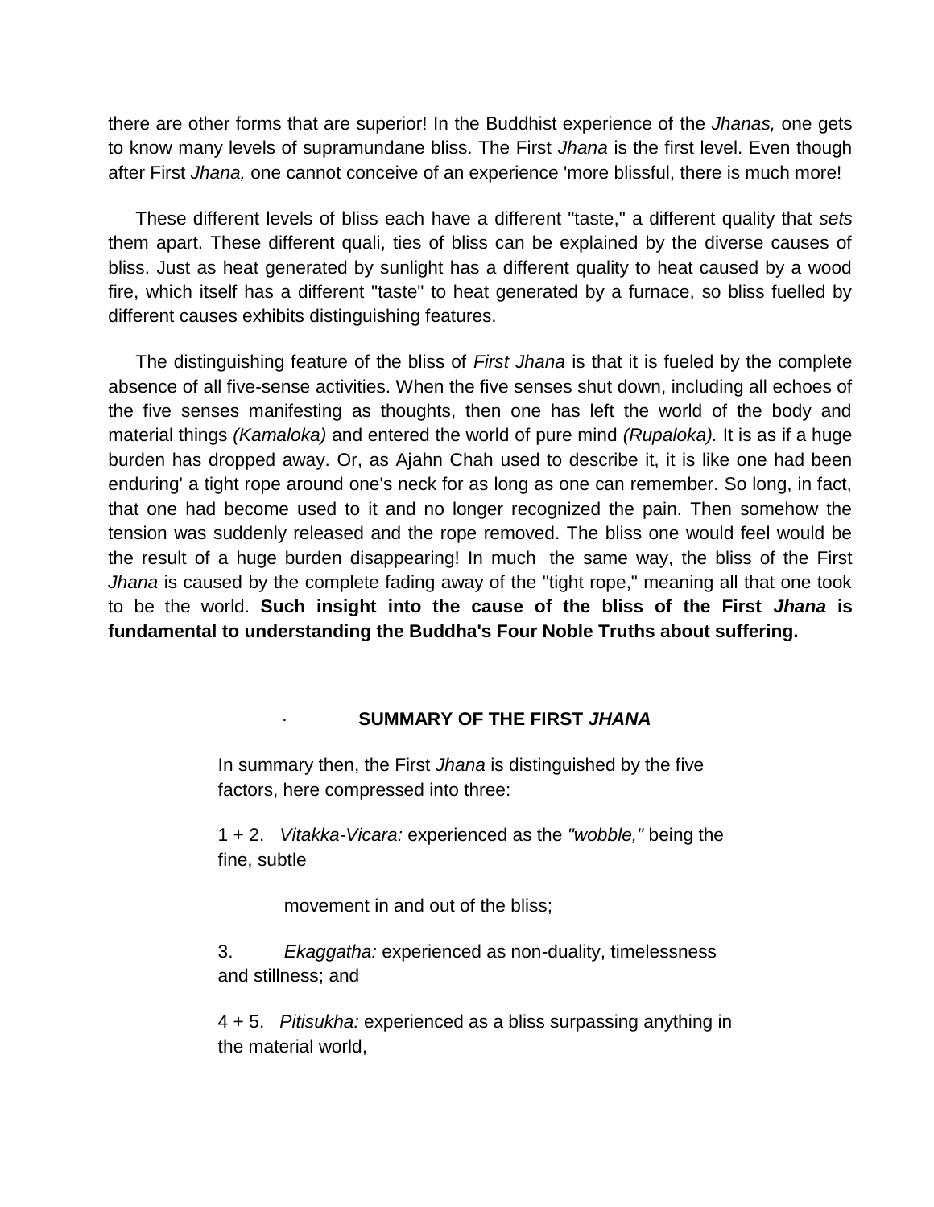there are other forms that are superior! In the Buddhist experience of the *Jhanas,* one gets to know many levels of supramundane bliss. The First *Jhana* is the first level. Even though after First *Jhana,* one cannot conceive of an experience 'more blissful, there is much more!

These different levels of bliss each have a different "taste," a different quality that *sets* them apart. These different quali, ties of bliss can be explained by the diverse causes of bliss. Just as heat generated by sunlight has a different quality to heat caused by a wood fire, which itself has a different "taste" to heat generated by a furnace, so bliss fuelled by different causes exhibits distinguishing features.

The distinguishing feature of the bliss of *First Jhana* is that it is fueled by the complete absence of all five-sense activities. When the five senses shut down, including all echoes of the five senses manifesting as thoughts, then one has left the world of the body and material things *(Kamaloka)* and entered the world of pure mind *(Rupaloka).* It is as if a huge burden has dropped away. Or, as Ajahn Chah used to describe it, it is like one had been enduring' a tight rope around one's neck for as long as one can remember. So long, in fact, that one had become used to it and no longer recognized the pain. Then somehow the tension was suddenly released and the rope removed. The bliss one would feel would be the result of a huge burden disappearing! In much the same way, the bliss of the First *Jhana* is caused by the complete fading away of the "tight rope," meaning all that one took to be the world. **Such insight into the cause of the bliss of the First *Jhana* is fundamental to understanding the Buddha's Four Noble Truths about suffering.**

## SUMMARY OF THE FIRST *JHANA*

In summary then, the First *Jhana* is distinguished by the five factors, here compressed into three:

1 + 2. *Vitakka-Vicara:* experienced as the *"wobble,"* being the fine, subtle

movement in and out of the bliss;

3. *Ekaggatha:* experienced as non-duality, timelessness and stillness; and

4 + 5. *Pitisukha:* experienced as a bliss surpassing anything in the material world,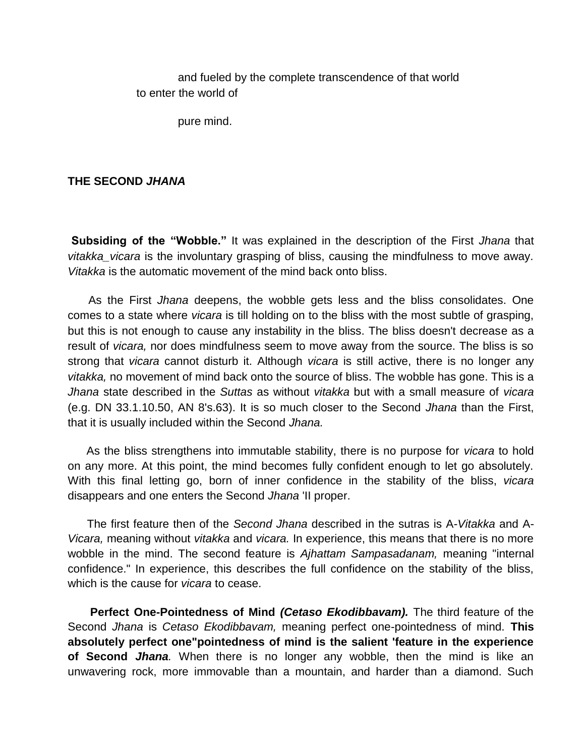and fueled by the complete transcendence of that world to enter the world of

pure mind.

## THE SECOND *JHANA*

**Subsiding of the "Wobble."** It was explained in the description of the First *Jhana* that *vitakka_vicara* is the involuntary grasping of bliss, causing the mindfulness to move away. *Vitakka* is the automatic movement of the mind back onto bliss.

As the First *Jhana* deepens, the wobble gets less and the bliss consolidates. One comes to a state where *vicara* is till holding on to the bliss with the most subtle of grasping, but this is not enough to cause any instability in the bliss. The bliss doesn't decrease as a result of *vicara,* nor does mindfulness seem to move away from the source. The bliss is so strong that *vicara* cannot disturb it. Although *vicara* is still active, there is no longer any *vitakka,* no movement of mind back onto the source of bliss. The wobble has gone. This is a *Jhana* state described in the *Suttas* as without *vitakka* but with a small measure of *vicara* (e.g. DN 33.1.10.50, AN 8's.63). It is so much closer to the Second *Jhana* than the First, that it is usually included within the Second *Jhana.*

As the bliss strengthens into immutable stability, there is no purpose for *vicara* to hold on any more. At this point, the mind becomes fully confident enough to let go absolutely. With this final letting go, born of inner confidence in the stability of the bliss, *vicara* disappears and one enters the Second *Jhana* 'II proper.

The first feature then of the *Second Jhana* described in the sutras is A-*Vitakka* and A-*Vicara,* meaning without *vitakka* and *vicara.* In experience, this means that there is no more wobble in the mind. The second feature is *Ajhattam Sampasadanam,* meaning "internal confidence." In experience, this describes the full confidence on the stability of the bliss, which is the cause for *vicara* to cease.

**Perfect One-Pointedness of Mind *(Cetaso Ekodibbavam).*** The third feature of the Second *Jhana* is *Cetaso Ekodibbavam,* meaning perfect one-pointedness of mind. **This absolutely perfect one"pointedness of mind is the salient 'feature in the experience of Second *Jhana*.** When there is no longer any wobble, then the mind is like an unwavering rock, more immovable than a mountain, and harder than a diamond. Such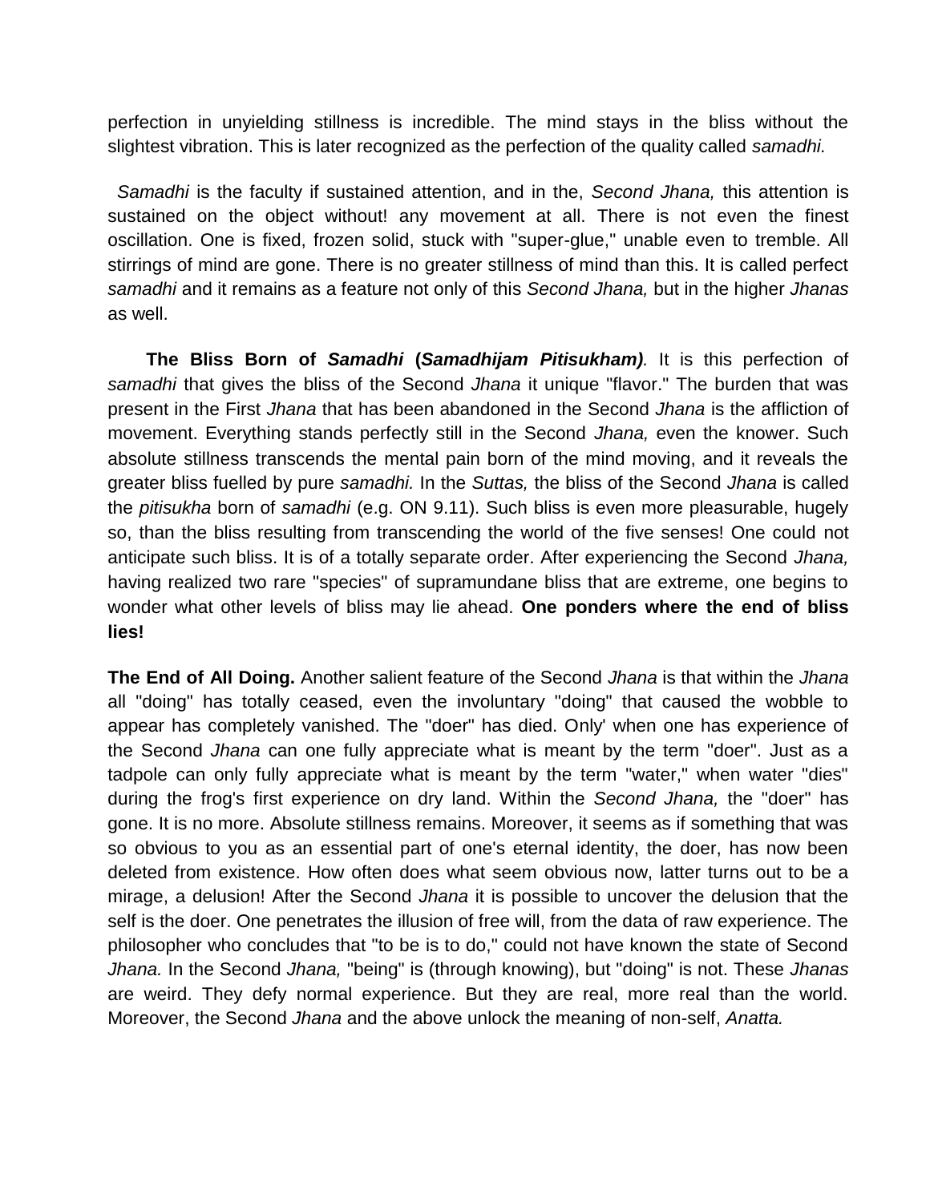perfection in unyielding stillness is incredible. The mind stays in the bliss without the slightest vibration. This is later recognized as the perfection of the quality called *samadhi.*

*Samadhi* is the faculty if sustained attention, and in the, *Second Jhana,* this attention is sustained on the object without! any movement at all. There is not even the finest oscillation. One is fixed, frozen solid, stuck with "super-glue," unable even to tremble. All stirrings of mind are gone. There is no greater stillness of mind than this. It is called perfect *samadhi* and it remains as a feature not only of this *Second Jhana,* but in the higher *Jhanas* as well.

**The Bliss Born of *Samadhi* (*Samadhijam Pitisukham*)**. It is this perfection of *samadhi* that gives the bliss of the Second *Jhana* it unique "flavor." The burden that was present in the First *Jhana* that has been abandoned in the Second *Jhana* is the affliction of movement. Everything stands perfectly still in the Second *Jhana,* even the knower. Such absolute stillness transcends the mental pain born of the mind moving, and it reveals the greater bliss fuelled by pure *samadhi.* In the *Suttas,* the bliss of the Second *Jhana* is called the *pitisukha* born of *samadhi* (e.g. ON 9.11). Such bliss is even more pleasurable, hugely so, than the bliss resulting from transcending the world of the five senses! One could not anticipate such bliss. It is of a totally separate order. After experiencing the Second *Jhana,* having realized two rare "species" of supramundane bliss that are extreme, one begins to wonder what other levels of bliss may lie ahead. **One ponders where the end of bliss lies!**

**The End of All Doing.** Another salient feature of the Second *Jhana* is that within the *Jhana* all "doing" has totally ceased, even the involuntary "doing" that caused the wobble to appear has completely vanished. The "doer" has died. Only' when one has experience of the Second *Jhana* can one fully appreciate what is meant by the term "doer". Just as a tadpole can only fully appreciate what is meant by the term "water," when water "dies" during the frog's first experience on dry land. Within the *Second Jhana,* the "doer" has gone. It is no more. Absolute stillness remains. Moreover, it seems as if something that was so obvious to you as an essential part of one's eternal identity, the doer, has now been deleted from existence. How often does what seem obvious now, latter turns out to be a mirage, a delusion! After the Second *Jhana* it is possible to uncover the delusion that the self is the doer. One penetrates the illusion of free will, from the data of raw experience. The philosopher who concludes that "to be is to do," could not have known the state of Second *Jhana.* In the Second *Jhana,* "being" is (through knowing), but "doing" is not. These *Jhanas* are weird. They defy normal experience. But they are real, more real than the world. Moreover, the Second *Jhana* and the above unlock the meaning of non-self, *Anatta.*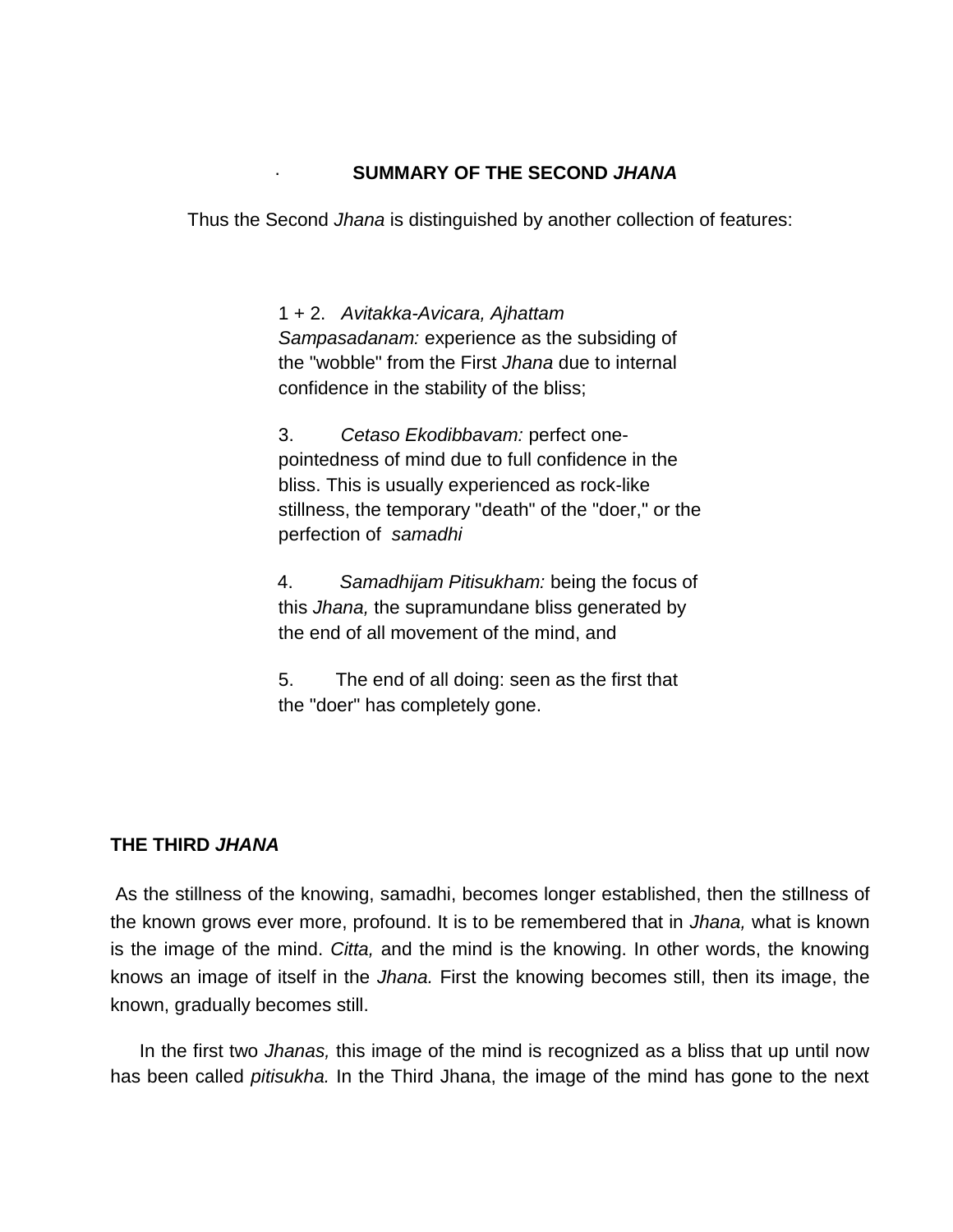## SUMMARY OF THE SECOND *JHANA*

Thus the Second *Jhana* is distinguished by another collection of features:

1 + 2. *Avitakka-Avicara, Ajhattam Sampasadanam:* experience as the subsiding of the "wobble" from the First *Jhana* due to internal confidence in the stability of the bliss;

3. *Cetaso Ekodibbavam:* perfect one-pointedness of mind due to full confidence in the bliss. This is usually experienced as rock-like stillness, the temporary "death" of the "doer," or the perfection of *samadhi*

4. *Samadhijam Pitisukham:* being the focus of this *Jhana,* the supramundane bliss generated by the end of all movement of the mind, and

5. The end of all doing: seen as the first that the "doer" has completely gone.

## THE THIRD *JHANA*

As the stillness of the knowing, samadhi, becomes longer established, then the stillness of the known grows ever more, profound. It is to be remembered that in *Jhana,* what is known is the image of the mind. *Citta,* and the mind is the knowing. In other words, the knowing knows an image of itself in the *Jhana.* First the knowing becomes still, then its image, the known, gradually becomes still.

In the first two *Jhanas,* this image of the mind is recognized as a bliss that up until now has been called *pitisukha.* In the Third Jhana, the image of the mind has gone to the next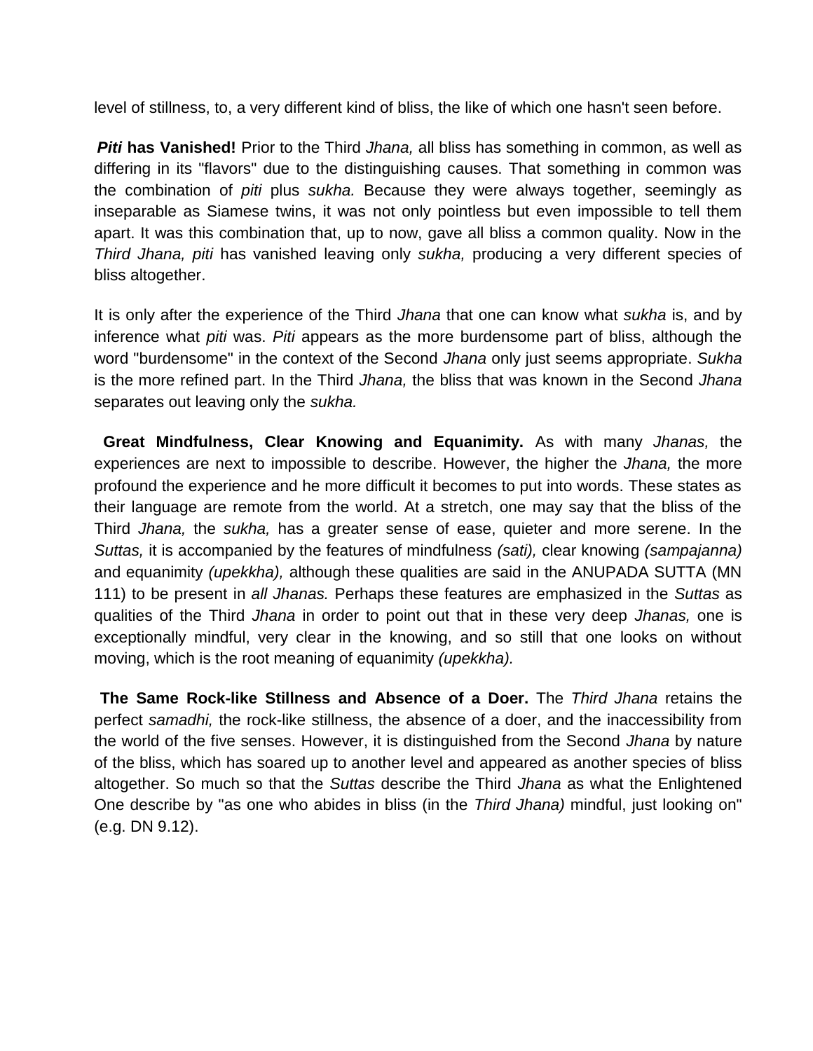level of stillness, to, a very different kind of bliss, the like of which one hasn't seen before.

***Piti* has Vanished!** Prior to the Third *Jhana,* all bliss has something in common, as well as differing in its "flavors" due to the distinguishing causes. That something in common was the combination of *piti* plus *sukha.* Because they were always together, seemingly as inseparable as Siamese twins, it was not only pointless but even impossible to tell them apart. It was this combination that, up to now, gave all bliss a common quality. Now in the *Third Jhana, piti* has vanished leaving only *sukha,* producing a very different species of bliss altogether.

It is only after the experience of the Third *Jhana* that one can know what *sukha* is, and by inference what *piti* was. *Piti* appears as the more burdensome part of bliss, although the word "burdensome" in the context of the Second *Jhana* only just seems appropriate. *Sukha* is the more refined part. In the Third *Jhana,* the bliss that was known in the Second *Jhana* separates out leaving only the *sukha.*

**Great Mindfulness, Clear Knowing and Equanimity.** As with many *Jhanas,* the experiences are next to impossible to describe. However, the higher the *Jhana,* the more profound the experience and he more difficult it becomes to put into words. These states as their language are remote from the world. At a stretch, one may say that the bliss of the Third *Jhana,* the *sukha,* has a greater sense of ease, quieter and more serene. In the *Suttas,* it is accompanied by the features of mindfulness *(sati),* clear knowing *(sampajanna)* and equanimity *(upekkha),* although these qualities are said in the ANUPADA SUTTA (MN 111) to be present in *all Jhanas.* Perhaps these features are emphasized in the *Suttas* as qualities of the Third *Jhana* in order to point out that in these very deep *Jhanas,* one is exceptionally mindful, very clear in the knowing, and so still that one looks on without moving, which is the root meaning of equanimity *(upekkha).*

**The Same Rock-like Stillness and Absence of a Doer.** The *Third Jhana* retains the perfect *samadhi,* the rock-like stillness, the absence of a doer, and the inaccessibility from the world of the five senses. However, it is distinguished from the Second *Jhana* by nature of the bliss, which has soared up to another level and appeared as another species of bliss altogether. So much so that the *Suttas* describe the Third *Jhana* as what the Enlightened One describe by "as one who abides in bliss (in the *Third Jhana)* mindful, just looking on" (e.g. DN 9.12).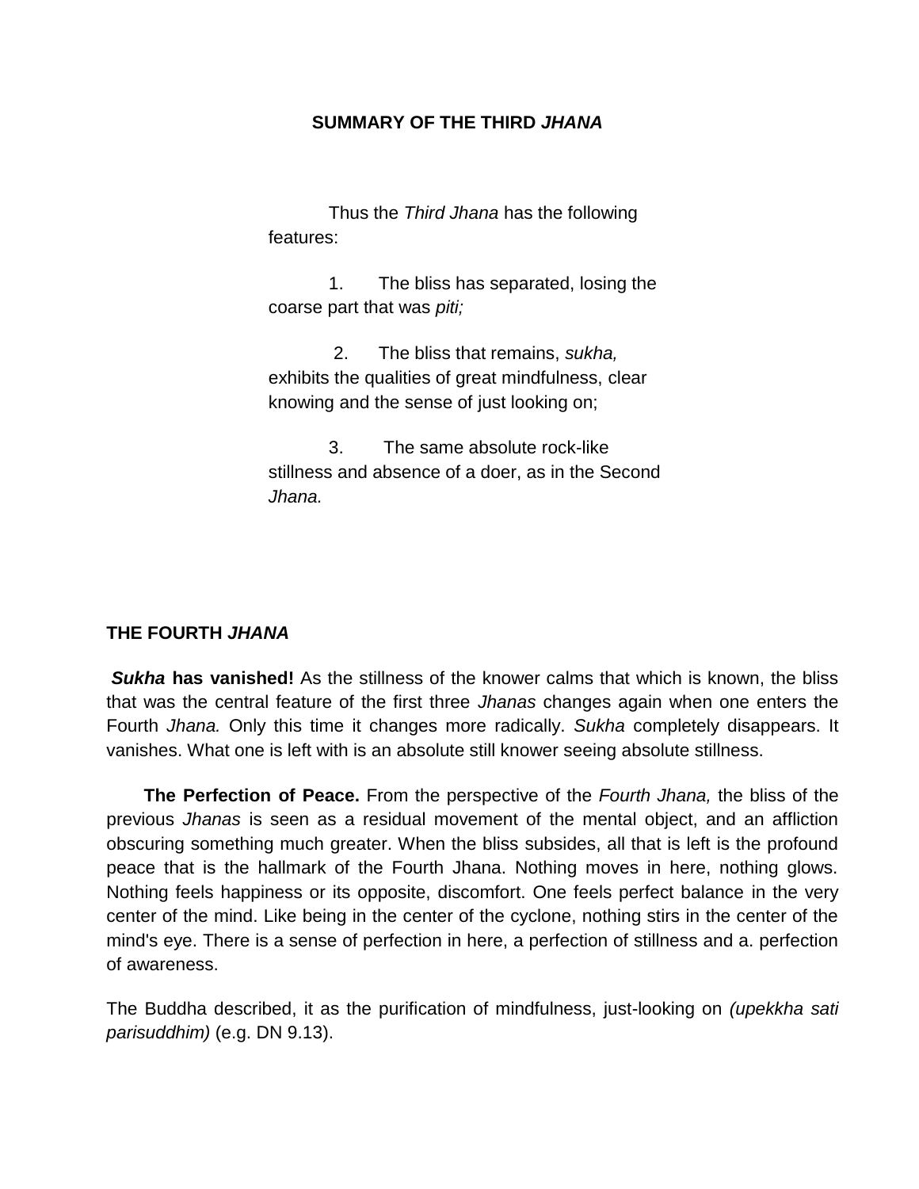## SUMMARY OF THE THIRD *JHANA*

Thus the *Third Jhana* has the following features:

1. The bliss has separated, losing the coarse part that was *piti;*

2. The bliss that remains, *sukha,* exhibits the qualities of great mindfulness, clear knowing and the sense of just looking on;

3. The same absolute rock-like stillness and absence of a doer, as in the Second *Jhana.*

## THE FOURTH *JHANA*

***Sukha* has vanished!** As the stillness of the knower calms that which is known, the bliss that was the central feature of the first three *Jhanas* changes again when one enters the Fourth *Jhana.* Only this time it changes more radically. *Sukha* completely disappears. It vanishes. What one is left with is an absolute still knower seeing absolute stillness.

**The Perfection of Peace.** From the perspective of the *Fourth Jhana,* the bliss of the previous *Jhanas* is seen as a residual movement of the mental object, and an affliction obscuring something much greater. When the bliss subsides, all that is left is the profound peace that is the hallmark of the Fourth Jhana. Nothing moves in here, nothing glows. Nothing feels happiness or its opposite, discomfort. One feels perfect balance in the very center of the mind. Like being in the center of the cyclone, nothing stirs in the center of the mind's eye. There is a sense of perfection in here, a perfection of stillness and a. perfection of awareness.

The Buddha described, it as the purification of mindfulness, just-looking on *(upekkha sati parisuddhim)* (e.g. DN 9.13).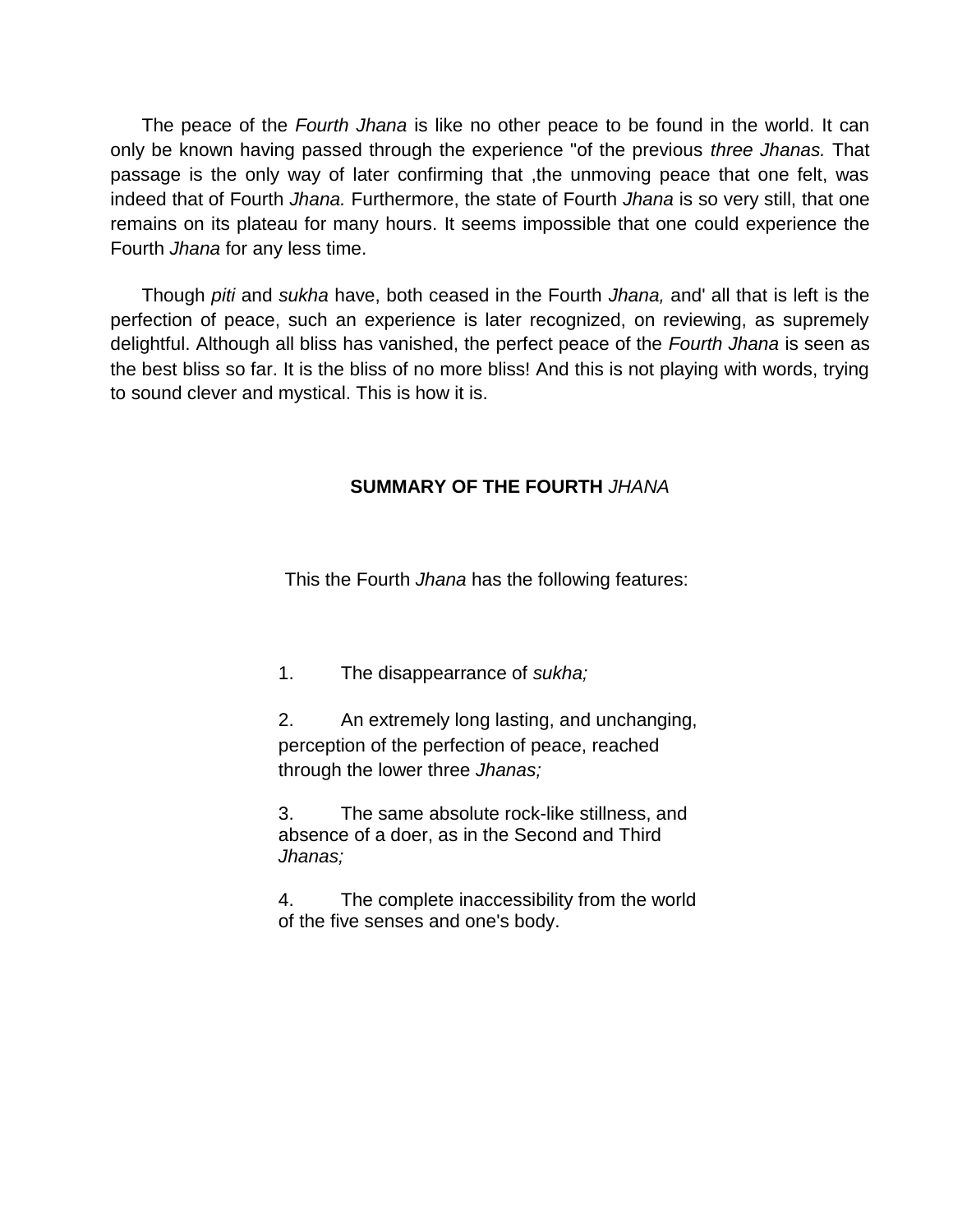The peace of the *Fourth Jhana* is like no other peace to be found in the world. It can only be known having passed through the experience "of the previous *three Jhanas.* That passage is the only way of later confirming that ,the unmoving peace that one felt, was indeed that of Fourth *Jhana.* Furthermore, the state of Fourth *Jhana* is so very still, that one remains on its plateau for many hours. It seems impossible that one could experience the Fourth *Jhana* for any less time.

Though *piti* and *sukha* have, both ceased in the Fourth *Jhana,* and' all that is left is the perfection of peace, such an experience is later recognized, on reviewing, as supremely delightful. Although all bliss has vanished, the perfect peace of the *Fourth Jhana* is seen as the best bliss so far. It is the bliss of no more bliss! And this is not playing with words, trying to sound clever and mystical. This is how it is.

## SUMMARY OF THE FOURTH *JHANA*

This the Fourth *Jhana* has the following features:

1. The disappearrance of *sukha;*

2. An extremely long lasting, and unchanging, perception of the perfection of peace, reached through the lower three *Jhanas;*

3. The same absolute rock-like stillness, and absence of a doer, as in the Second and Third *Jhanas;*

4. The complete inaccessibility from the world of the five senses and one's body.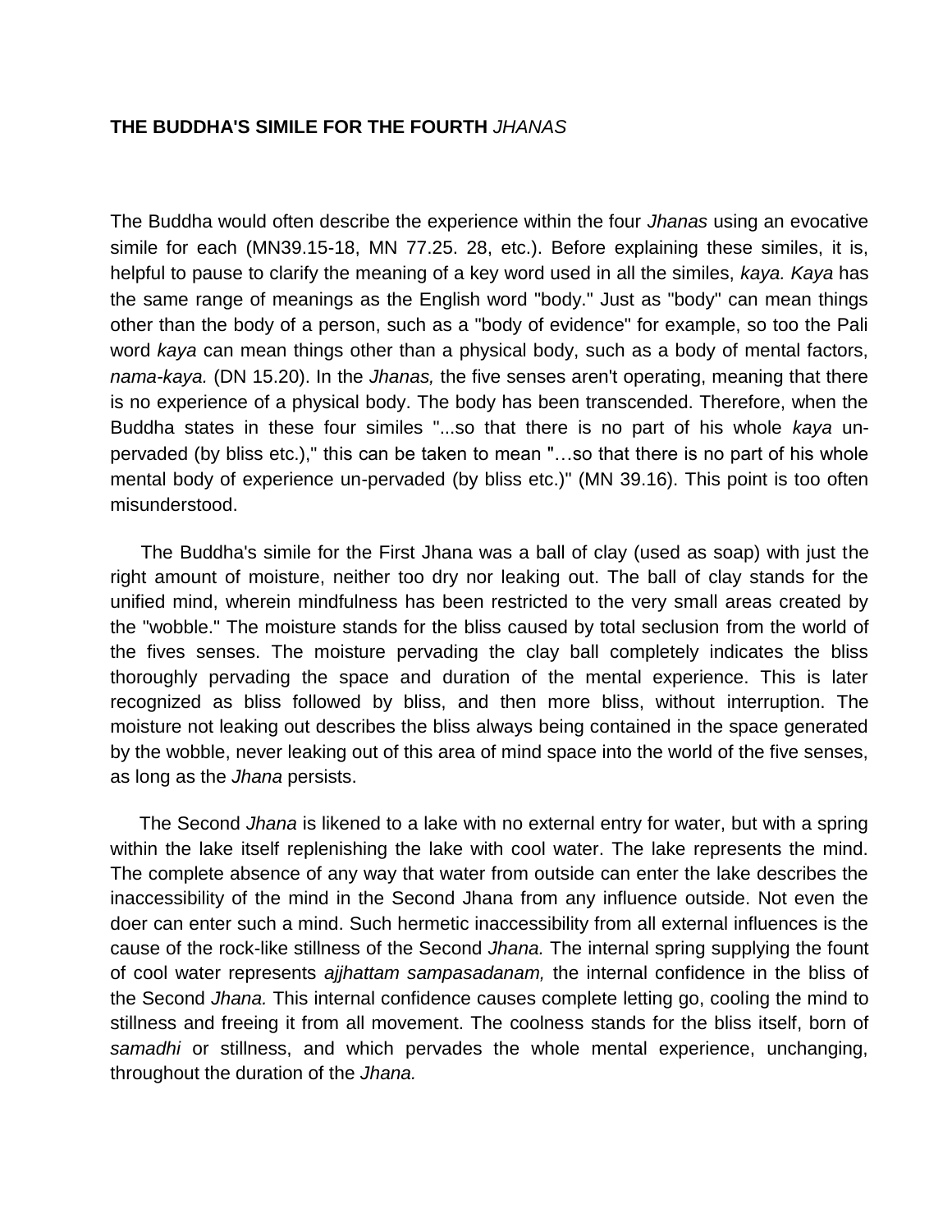**THE BUDDHA'S SIMILE FOR THE FOURTH** *JHANAS*

The Buddha would often describe the experience within the four *Jhanas* using an evocative simile for each (MN39.15-18, MN 77.25. 28, etc.). Before explaining these similes, it is, helpful to pause to clarify the meaning of a key word used in all the similes, *kaya. Kaya* has the same range of meanings as the English word "body." Just as "body" can mean things other than the body of a person, such as a "body of evidence" for example, so too the Pali word *kaya* can mean things other than a physical body, such as a body of mental factors, *nama-kaya.* (DN 15.20). In the *Jhanas,* the five senses aren't operating, meaning that there is no experience of a physical body. The body has been transcended. Therefore, when the Buddha states in these four similes "...so that there is no part of his whole *kaya* un-pervaded (by bliss etc.)," this can be taken to mean "…so that there is no part of his whole mental body of experience un-pervaded (by bliss etc.)" (MN 39.16). This point is too often misunderstood.

The Buddha's simile for the First Jhana was a ball of clay (used as soap) with just the right amount of moisture, neither too dry nor leaking out. The ball of clay stands for the unified mind, wherein mindfulness has been restricted to the very small areas created by the "wobble." The moisture stands for the bliss caused by total seclusion from the world of the fives senses. The moisture pervading the clay ball completely indicates the bliss thoroughly pervading the space and duration of the mental experience. This is later recognized as bliss followed by bliss, and then more bliss, without interruption. The moisture not leaking out describes the bliss always being contained in the space generated by the wobble, never leaking out of this area of mind space into the world of the five senses, as long as the *Jhana* persists.

The Second *Jhana* is likened to a lake with no external entry for water, but with a spring within the lake itself replenishing the lake with cool water. The lake represents the mind. The complete absence of any way that water from outside can enter the lake describes the inaccessibility of the mind in the Second Jhana from any influence outside. Not even the doer can enter such a mind. Such hermetic inaccessibility from all external influences is the cause of the rock-like stillness of the Second *Jhana.* The internal spring supplying the fount of cool water represents *ajjhattam sampasadanam,* the internal confidence in the bliss of the Second *Jhana.* This internal confidence causes complete letting go, cooling the mind to stillness and freeing it from all movement. The coolness stands for the bliss itself, born of *samadhi* or stillness, and which pervades the whole mental experience, unchanging, throughout the duration of the *Jhana.*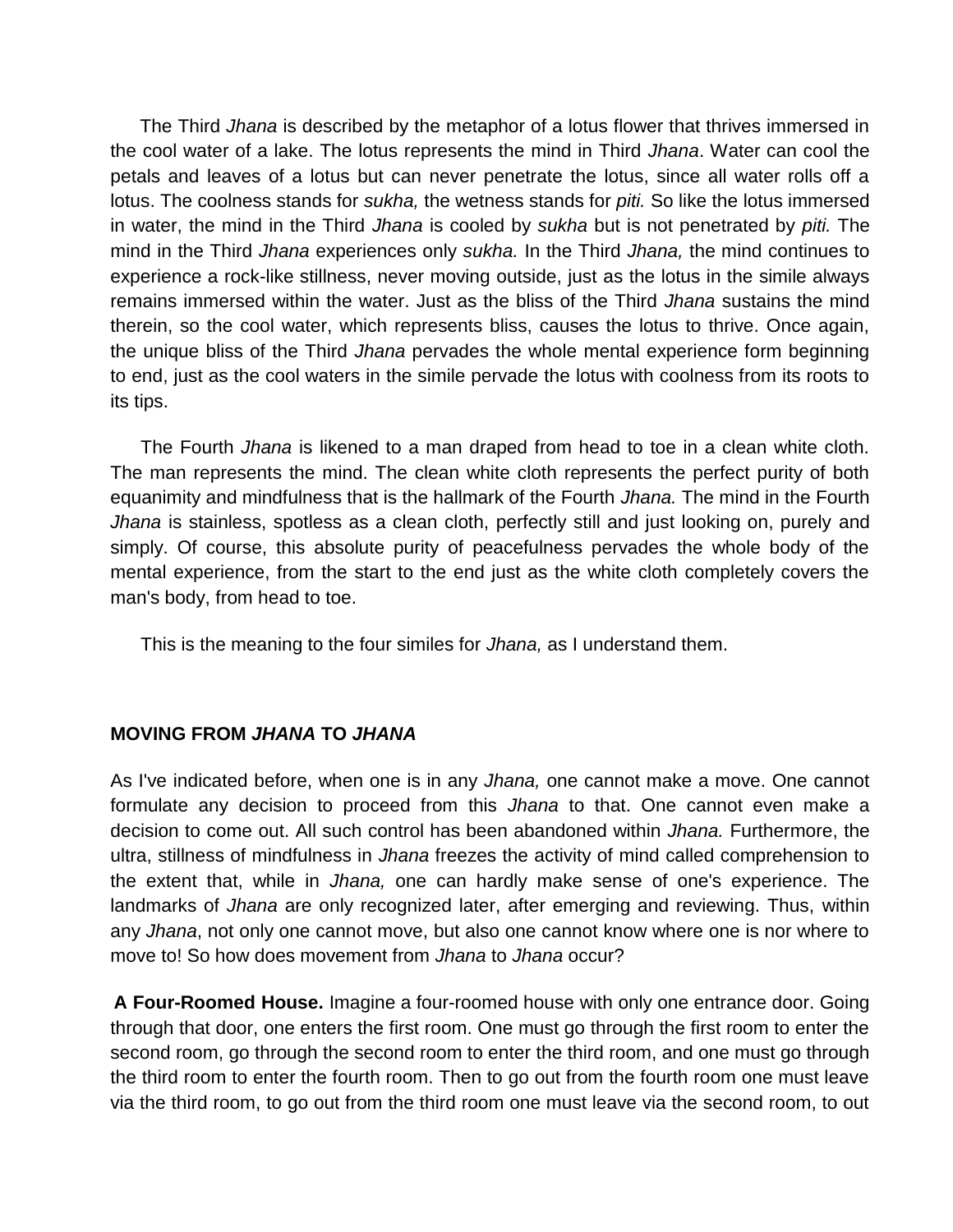The Third *Jhana* is described by the metaphor of a lotus flower that thrives immersed in the cool water of a lake. The lotus represents the mind in Third *Jhana*. Water can cool the petals and leaves of a lotus but can never penetrate the lotus, since all water rolls off a lotus. The coolness stands for *sukha,* the wetness stands for *piti.* So like the lotus immersed in water, the mind in the Third *Jhana* is cooled by *sukha* but is not penetrated by *piti.* The mind in the Third *Jhana* experiences only *sukha.* In the Third *Jhana,* the mind continues to experience a rock-like stillness, never moving outside, just as the lotus in the simile always remains immersed within the water. Just as the bliss of the Third *Jhana* sustains the mind therein, so the cool water, which represents bliss, causes the lotus to thrive. Once again, the unique bliss of the Third *Jhana* pervades the whole mental experience form beginning to end, just as the cool waters in the simile pervade the lotus with coolness from its roots to its tips.

The Fourth *Jhana* is likened to a man draped from head to toe in a clean white cloth. The man represents the mind. The clean white cloth represents the perfect purity of both equanimity and mindfulness that is the hallmark of the Fourth *Jhana.* The mind in the Fourth *Jhana* is stainless, spotless as a clean cloth, perfectly still and just looking on, purely and simply. Of course, this absolute purity of peacefulness pervades the whole body of the mental experience, from the start to the end just as the white cloth completely covers the man's body, from head to toe.

This is the meaning to the four similes for *Jhana,* as I understand them.

**MOVING FROM *JHANA* TO *JHANA***

As I've indicated before, when one is in any *Jhana,* one cannot make a move. One cannot formulate any decision to proceed from this *Jhana* to that. One cannot even make a decision to come out. All such control has been abandoned within *Jhana.* Furthermore, the ultra, stillness of mindfulness in *Jhana* freezes the activity of mind called comprehension to the extent that, while in *Jhana,* one can hardly make sense of one's experience. The landmarks of *Jhana* are only recognized later, after emerging and reviewing. Thus, within any *Jhana*, not only one cannot move, but also one cannot know where one is nor where to move to! So how does movement from *Jhana* to *Jhana* occur?

**A Four-Roomed House.** Imagine a four-roomed house with only one entrance door. Going through that door, one enters the first room. One must go through the first room to enter the second room, go through the second room to enter the third room, and one must go through the third room to enter the fourth room. Then to go out from the fourth room one must leave via the third room, to go out from the third room one must leave via the second room, to out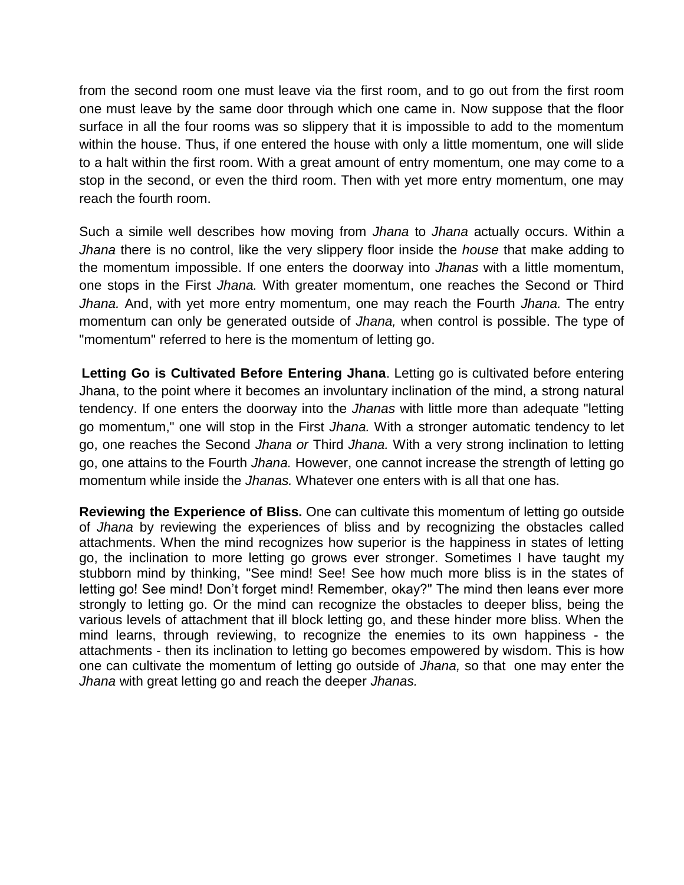from the second room one must leave via the first room, and to go out from the first room one must leave by the same door through which one came in. Now suppose that the floor surface in all the four rooms was so slippery that it is impossible to add to the momentum within the house. Thus, if one entered the house with only a little momentum, one will slide to a halt within the first room. With a great amount of entry momentum, one may come to a stop in the second, or even the third room. Then with yet more entry momentum, one may reach the fourth room.

Such a simile well describes how moving from *Jhana* to *Jhana* actually occurs. Within a *Jhana* there is no control, like the very slippery floor inside the *house* that make adding to the momentum impossible. If one enters the doorway into *Jhanas* with a little momentum, one stops in the First *Jhana.* With greater momentum, one reaches the Second or Third *Jhana.* And, with yet more entry momentum, one may reach the Fourth *Jhana.* The entry momentum can only be generated outside of *Jhana,* when control is possible. The type of "momentum" referred to here is the momentum of letting go.

**Letting Go is Cultivated Before Entering Jhana**. Letting go is cultivated before entering Jhana, to the point where it becomes an involuntary inclination of the mind, a strong natural tendency. If one enters the doorway into the *Jhanas* with little more than adequate "letting go momentum," one will stop in the First *Jhana.* With a stronger automatic tendency to let go, one reaches the Second *Jhana or* Third *Jhana.* With a very strong inclination to letting go, one attains to the Fourth *Jhana.* However, one cannot increase the strength of letting go momentum while inside the *Jhanas.* Whatever one enters with is all that one has.

**Reviewing the Experience of Bliss.** One can cultivate this momentum of letting go outside of *Jhana* by reviewing the experiences of bliss and by recognizing the obstacles called attachments. When the mind recognizes how superior is the happiness in states of letting go, the inclination to more letting go grows ever stronger. Sometimes I have taught my stubborn mind by thinking, "See mind! See! See how much more bliss is in the states of letting go! See mind! Don't forget mind! Remember, okay?" The mind then leans ever more strongly to letting go. Or the mind can recognize the obstacles to deeper bliss, being the various levels of attachment that ill block letting go, and these hinder more bliss. When the mind learns, through reviewing, to recognize the enemies to its own happiness - the attachments - then its inclination to letting go becomes empowered by wisdom. This is how one can cultivate the momentum of letting go outside of *Jhana,* so that one may enter the *Jhana* with great letting go and reach the deeper *Jhanas.*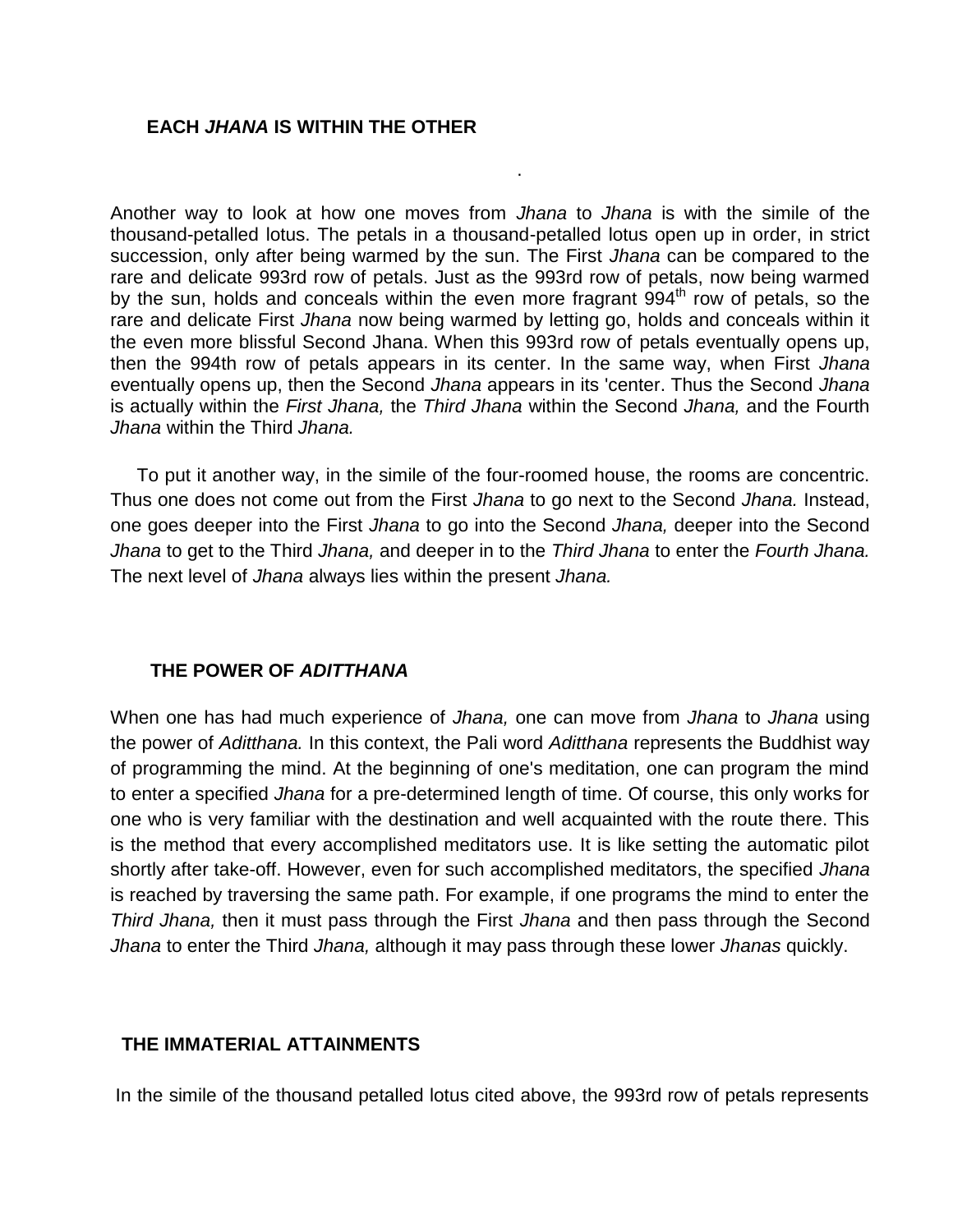## EACH *JHANA* IS WITHIN THE OTHER

Another way to look at how one moves from *Jhana* to *Jhana* is with the simile of the thousand-petalled lotus. The petals in a thousand-petalled lotus open up in order, in strict succession, only after being warmed by the sun. The First *Jhana* can be compared to the rare and delicate 993rd row of petals. Just as the 993rd row of petals, now being warmed by the sun, holds and conceals within the even more fragrant 994th row of petals, so the rare and delicate First *Jhana* now being warmed by letting go, holds and conceals within it the even more blissful Second Jhana. When this 993rd row of petals eventually opens up, then the 994th row of petals appears in its center. In the same way, when First *Jhana* eventually opens up, then the Second *Jhana* appears in its 'center. Thus the Second *Jhana* is actually within the *First Jhana,* the *Third Jhana* within the Second *Jhana,* and the Fourth *Jhana* within the Third *Jhana.*

To put it another way, in the simile of the four-roomed house, the rooms are concentric. Thus one does not come out from the First *Jhana* to go next to the Second *Jhana.* Instead, one goes deeper into the First *Jhana* to go into the Second *Jhana,* deeper into the Second *Jhana* to get to the Third *Jhana,* and deeper in to the *Third Jhana* to enter the *Fourth Jhana.* The next level of *Jhana* always lies within the present *Jhana.*

## THE POWER OF *ADITTHANA*

When one has had much experience of *Jhana,* one can move from *Jhana* to *Jhana* using the power of *Aditthana.* In this context, the Pali word *Aditthana* represents the Buddhist way of programming the mind. At the beginning of one's meditation, one can program the mind to enter a specified *Jhana* for a pre-determined length of time. Of course, this only works for one who is very familiar with the destination and well acquainted with the route there. This is the method that every accomplished meditators use. It is like setting the automatic pilot shortly after take-off. However, even for such accomplished meditators, the specified *Jhana* is reached by traversing the same path. For example, if one programs the mind to enter the *Third Jhana,* then it must pass through the First *Jhana* and then pass through the Second *Jhana* to enter the Third *Jhana,* although it may pass through these lower *Jhanas* quickly.

## THE IMMATERIAL ATTAINMENTS

In the simile of the thousand petalled lotus cited above, the 993rd row of petals represents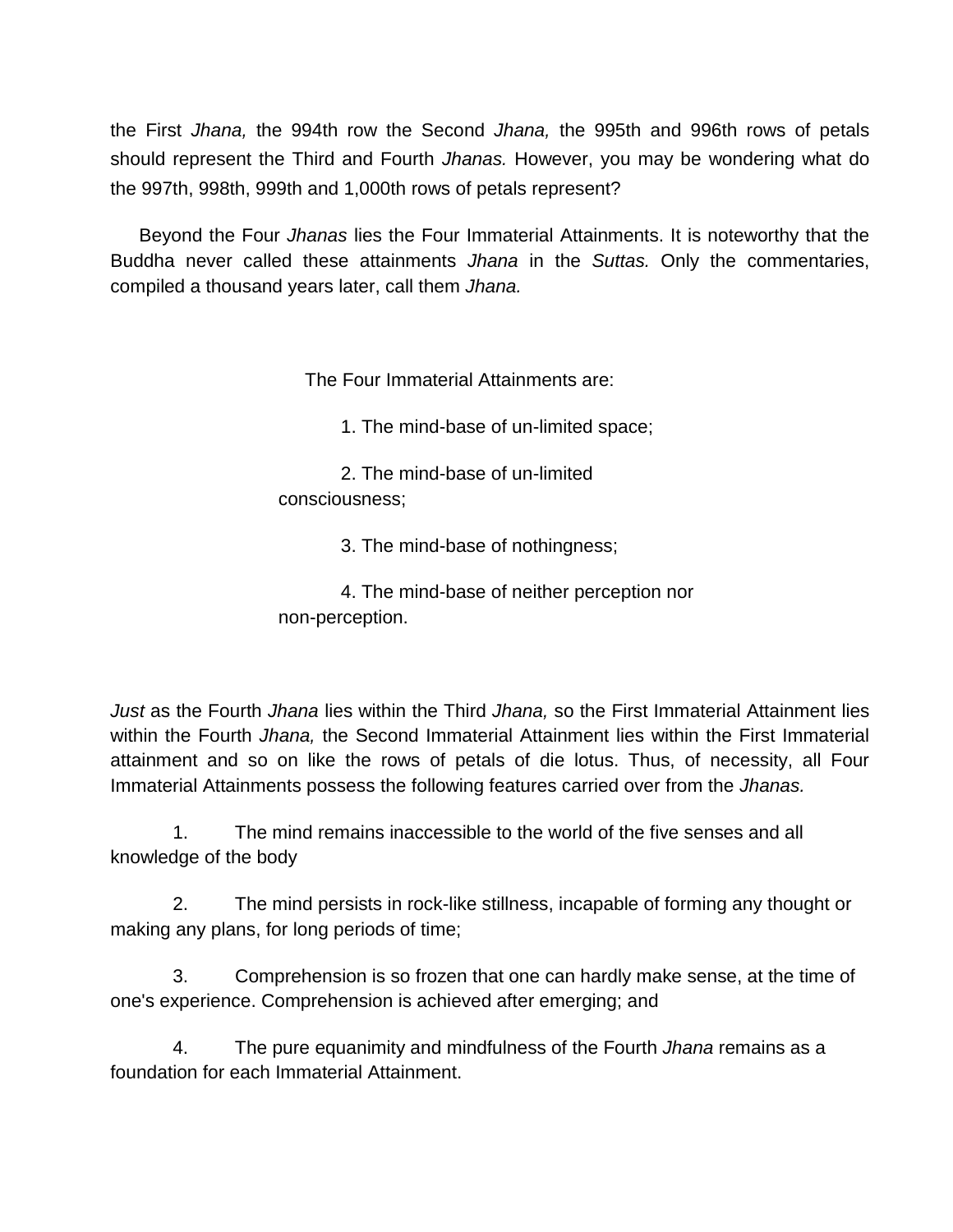the First *Jhana,* the 994th row the Second *Jhana,* the 995th and 996th rows of petals should represent the Third and Fourth *Jhanas.* However, you may be wondering what do the 997th, 998th, 999th and 1,000th rows of petals represent?

Beyond the Four *Jhanas* lies the Four Immaterial Attainments. It is noteworthy that the Buddha never called these attainments *Jhana* in the *Suttas.* Only the commentaries, compiled a thousand years later, call them *Jhana.*

The Four Immaterial Attainments are:

1. The mind-base of un-limited space;
2. The mind-base of un-limited consciousness;
3. The mind-base of nothingness;
4. The mind-base of neither perception nor non-perception.

*Just* as the Fourth *Jhana* lies within the Third *Jhana,* so the First Immaterial Attainment lies within the Fourth *Jhana,* the Second Immaterial Attainment lies within the First Immaterial attainment and so on like the rows of petals of die lotus. Thus, of necessity, all Four Immaterial Attainments possess the following features carried over from the *Jhanas.*

1. The mind remains inaccessible to the world of the five senses and all knowledge of the body
2. The mind persists in rock-like stillness, incapable of forming any thought or making any plans, for long periods of time;
3. Comprehension is so frozen that one can hardly make sense, at the time of one's experience. Comprehension is achieved after emerging; and
4. The pure equanimity and mindfulness of the Fourth *Jhana* remains as a foundation for each Immaterial Attainment.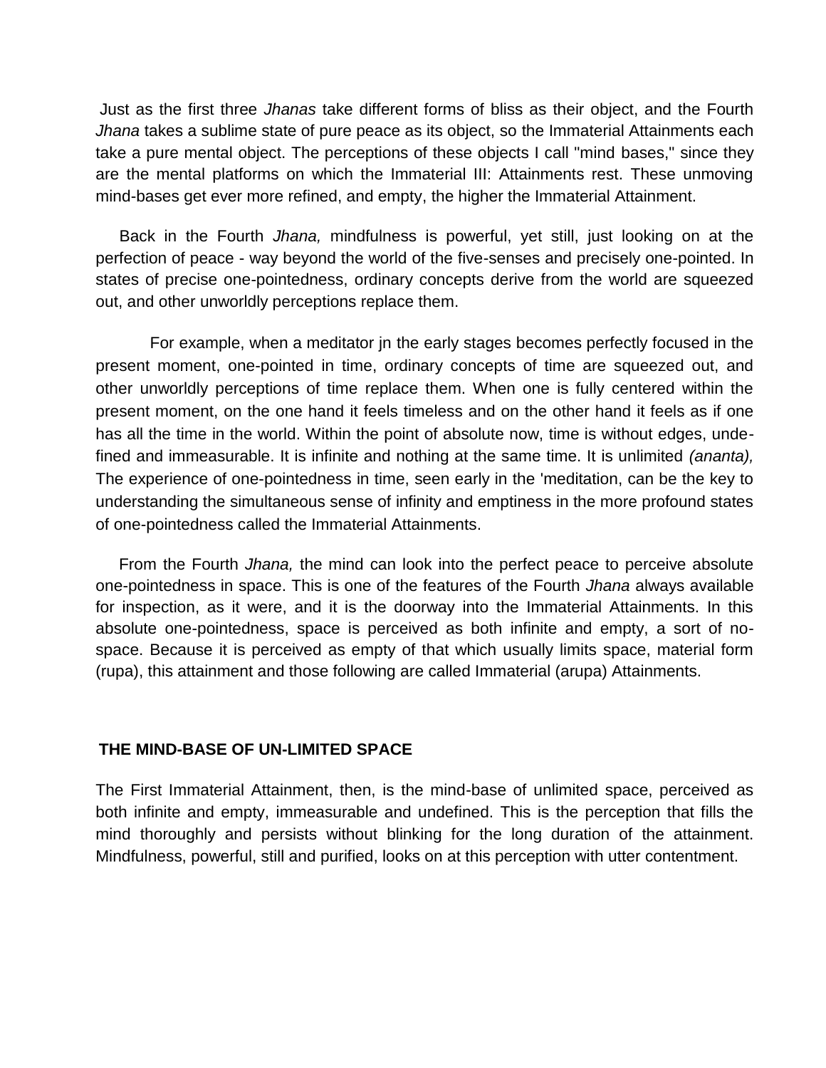Just as the first three *Jhanas* take different forms of bliss as their object, and the Fourth *Jhana* takes a sublime state of pure peace as its object, so the Immaterial Attainments each take a pure mental object. The perceptions of these objects I call "mind bases," since they are the mental platforms on which the Immaterial III: Attainments rest. These unmoving mind-bases get ever more refined, and empty, the higher the Immaterial Attainment.

Back in the Fourth *Jhana,* mindfulness is powerful, yet still, just looking on at the perfection of peace - way beyond the world of the five-senses and precisely one-pointed. In states of precise one-pointedness, ordinary concepts derive from the world are squeezed out, and other unworldly perceptions replace them.

For example, when a meditator jn the early stages becomes perfectly focused in the present moment, one-pointed in time, ordinary concepts of time are squeezed out, and other unworldly perceptions of time replace them. When one is fully centered within the present moment, on the one hand it feels timeless and on the other hand it feels as if one has all the time in the world. Within the point of absolute now, time is without edges, undefined and immeasurable. It is infinite and nothing at the same time. It is unlimited *(ananta),* The experience of one-pointedness in time, seen early in the 'meditation, can be the key to understanding the simultaneous sense of infinity and emptiness in the more profound states of one-pointedness called the Immaterial Attainments.

From the Fourth *Jhana,* the mind can look into the perfect peace to perceive absolute one-pointedness in space. This is one of the features of the Fourth *Jhana* always available for inspection, as it were, and it is the doorway into the Immaterial Attainments. In this absolute one-pointedness, space is perceived as both infinite and empty, a sort of no-space. Because it is perceived as empty of that which usually limits space, material form (rupa), this attainment and those following are called Immaterial (arupa) Attainments.

## THE MIND-BASE OF UN-LIMITED SPACE

The First Immaterial Attainment, then, is the mind-base of unlimited space, perceived as both infinite and empty, immeasurable and undefined. This is the perception that fills the mind thoroughly and persists without blinking for the long duration of the attainment. Mindfulness, powerful, still and purified, looks on at this perception with utter contentment.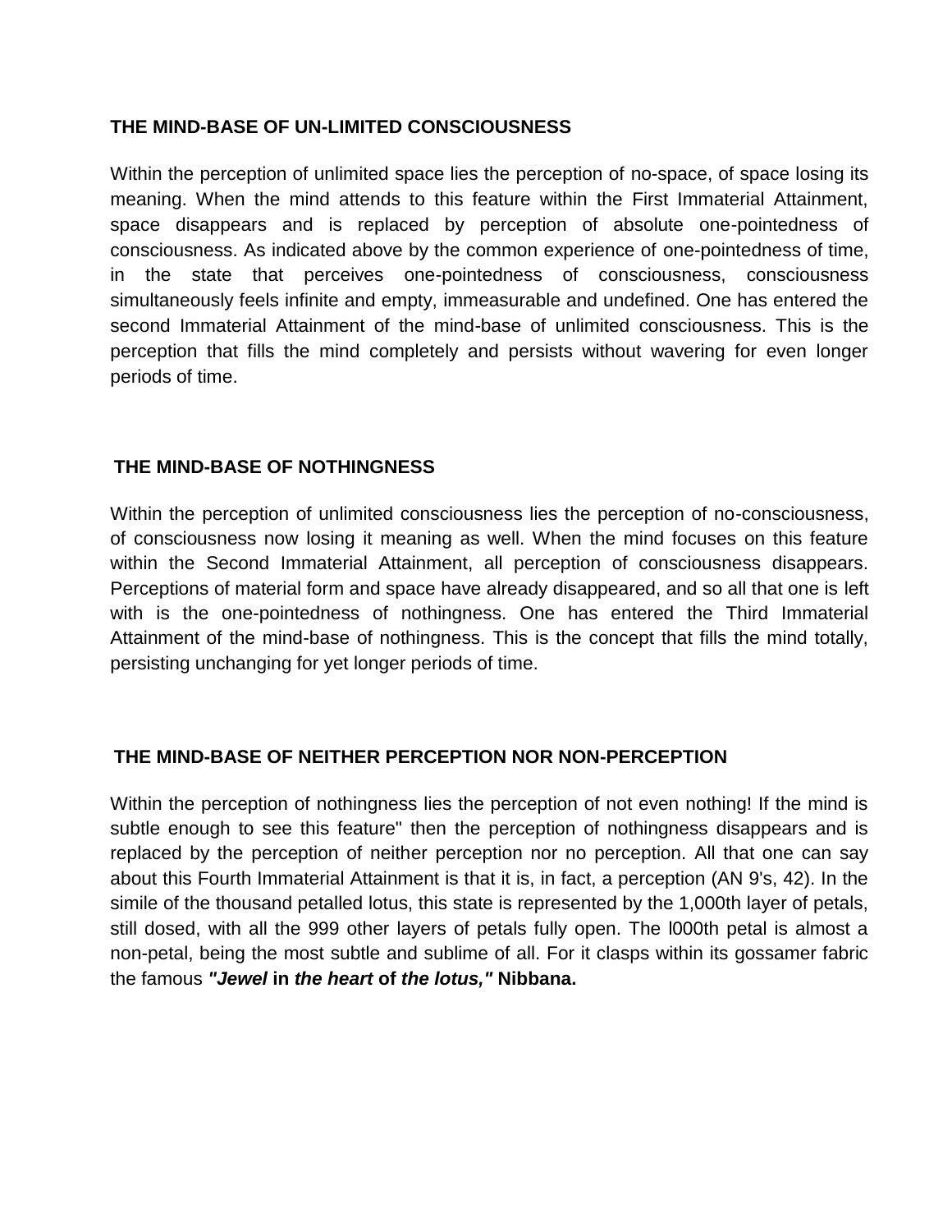### THE MIND-BASE OF UN-LIMITED CONSCIOUSNESS

Within the perception of unlimited space lies the perception of no-space, of space losing its meaning. When the mind attends to this feature within the First Immaterial Attainment, space disappears and is replaced by perception of absolute one-pointedness of consciousness. As indicated above by the common experience of one-pointedness of time, in the state that perceives one-pointedness of consciousness, consciousness simultaneously feels infinite and empty, immeasurable and undefined. One has entered the second Immaterial Attainment of the mind-base of unlimited consciousness. This is the perception that fills the mind completely and persists without wavering for even longer periods of time.

### THE MIND-BASE OF NOTHINGNESS

Within the perception of unlimited consciousness lies the perception of no-consciousness, of consciousness now losing it meaning as well. When the mind focuses on this feature within the Second Immaterial Attainment, all perception of consciousness disappears. Perceptions of material form and space have already disappeared, and so all that one is left with is the one-pointedness of nothingness. One has entered the Third Immaterial Attainment of the mind-base of nothingness. This is the concept that fills the mind totally, persisting unchanging for yet longer periods of time.

### THE MIND-BASE OF NEITHER PERCEPTION NOR NON-PERCEPTION

Within the perception of nothingness lies the perception of not even nothing! If the mind is subtle enough to see this feature" then the perception of nothingness disappears and is replaced by the perception of neither perception nor no perception. All that one can say about this Fourth Immaterial Attainment is that it is, in fact, a perception (AN 9's, 42). In the simile of the thousand petalled lotus, this state is represented by the 1,000th layer of petals, still dosed, with all the 999 other layers of petals fully open. The l000th petal is almost a non-petal, being the most subtle and sublime of all. For it clasps within its gossamer fabric the famous ***"Jewel* in *the heart* of *the lotus,"* Nibbana.**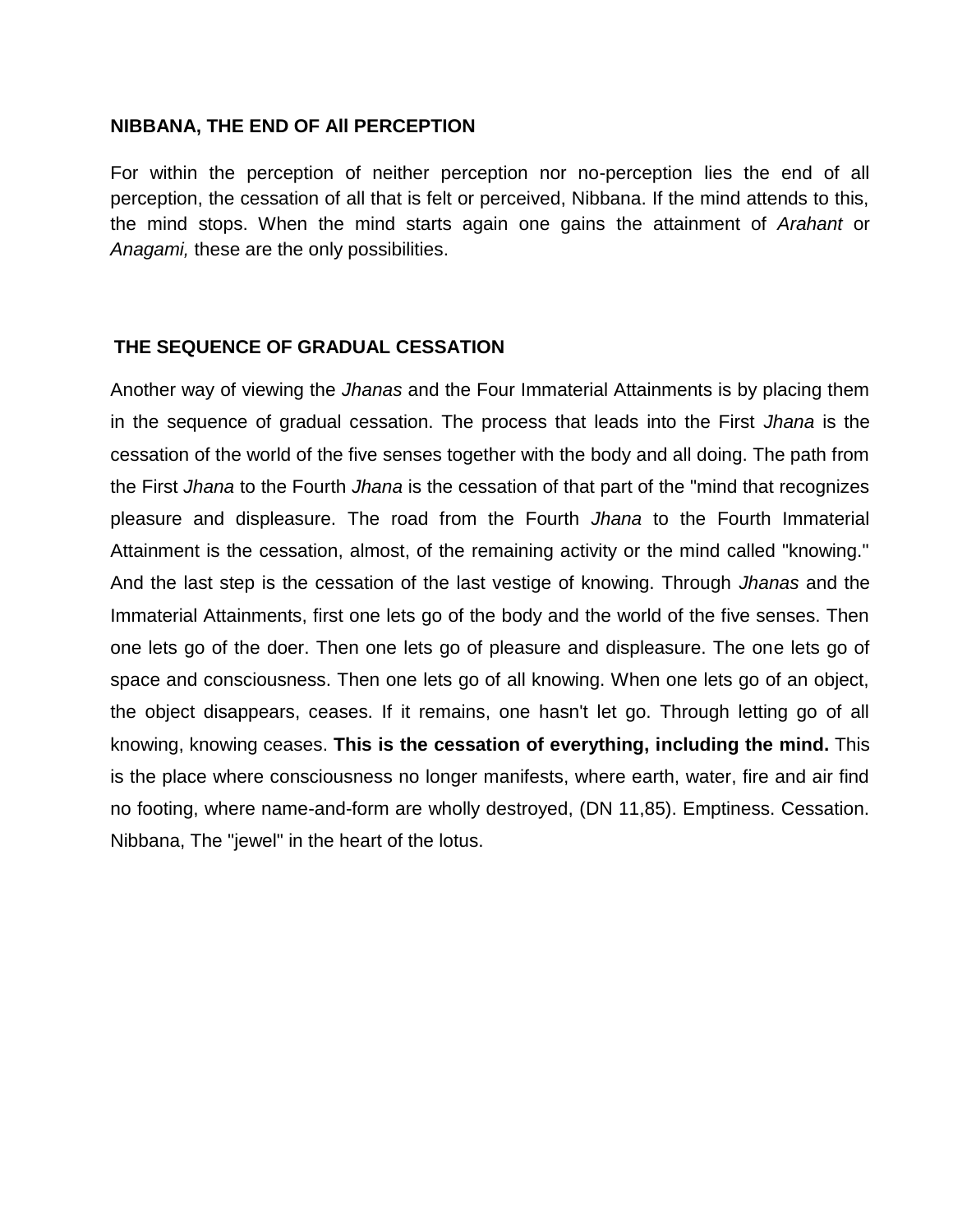## NIBBANA, THE END OF All PERCEPTION

For within the perception of neither perception nor no-perception lies the end of all perception, the cessation of all that is felt or perceived, Nibbana. If the mind attends to this, the mind stops. When the mind starts again one gains the attainment of *Arahant* or *Anagami,* these are the only possibilities.

## THE SEQUENCE OF GRADUAL CESSATION

Another way of viewing the *Jhanas* and the Four Immaterial Attainments is by placing them in the sequence of gradual cessation. The process that leads into the First *Jhana* is the cessation of the world of the five senses together with the body and all doing. The path from the First *Jhana* to the Fourth *Jhana* is the cessation of that part of the "mind that recognizes pleasure and displeasure. The road from the Fourth *Jhana* to the Fourth Immaterial Attainment is the cessation, almost, of the remaining activity or the mind called "knowing." And the last step is the cessation of the last vestige of knowing. Through *Jhanas* and the Immaterial Attainments, first one lets go of the body and the world of the five senses. Then one lets go of the doer. Then one lets go of pleasure and displeasure. The one lets go of space and consciousness. Then one lets go of all knowing. When one lets go of an object, the object disappears, ceases. If it remains, one hasn't let go. Through letting go of all knowing, knowing ceases. **This is the cessation of everything, including the mind.** This is the place where consciousness no longer manifests, where earth, water, fire and air find no footing, where name-and-form are wholly destroyed, (DN 11,85). Emptiness. Cessation. Nibbana, The "jewel" in the heart of the lotus.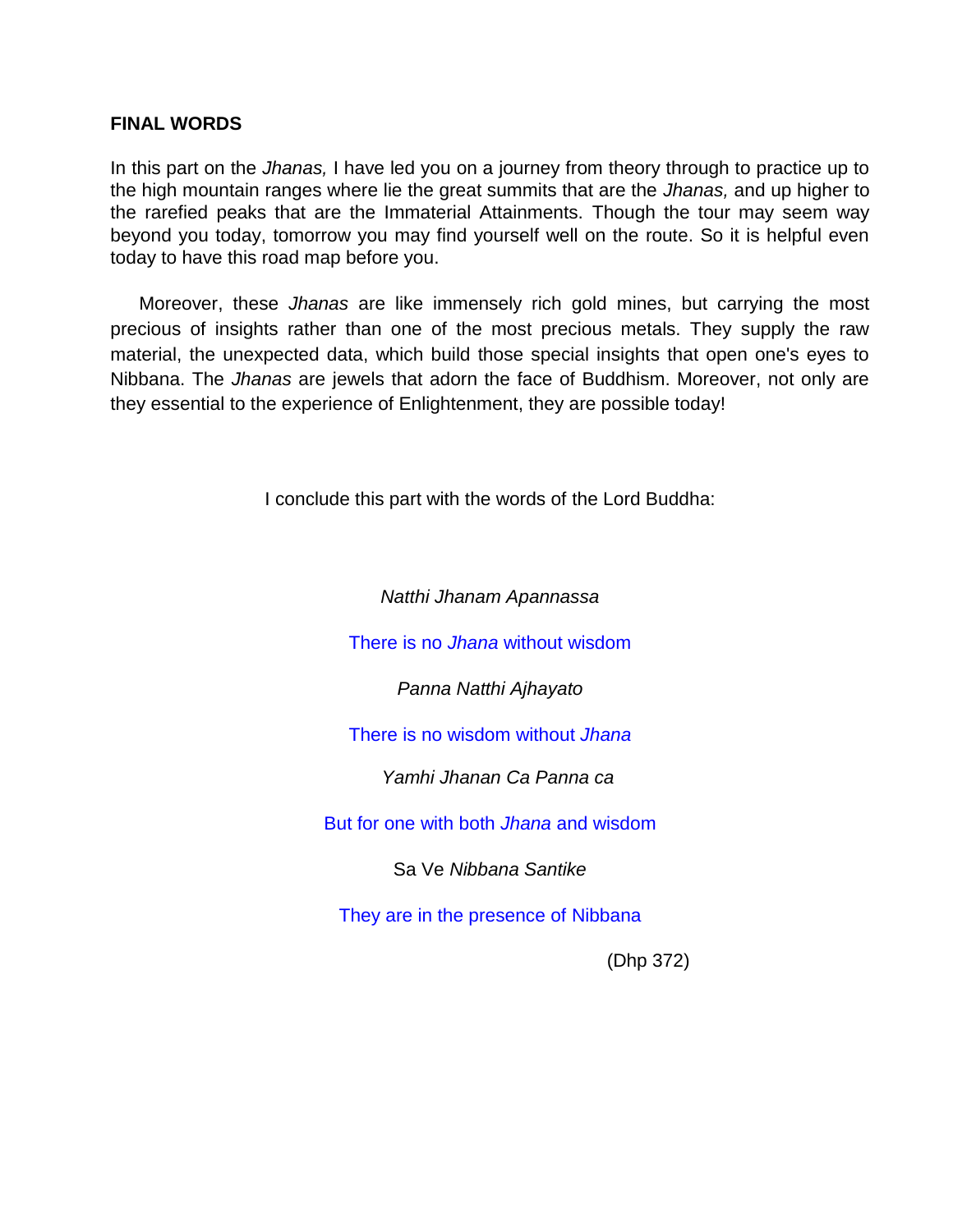## FINAL WORDS

In this part on the *Jhanas,* I have led you on a journey from theory through to practice up to the high mountain ranges where lie the great summits that are the *Jhanas,* and up higher to the rarefied peaks that are the Immaterial Attainments. Though the tour may seem way beyond you today, tomorrow you may find yourself well on the route. So it is helpful even today to have this road map before you.

Moreover, these *Jhanas* are like immensely rich gold mines, but carrying the most precious of insights rather than one of the most precious metals. They supply the raw material, the unexpected data, which build those special insights that open one's eyes to Nibbana. The *Jhanas* are jewels that adorn the face of Buddhism. Moreover, not only are they essential to the experience of Enlightenment, they are possible today!

I conclude this part with the words of the Lord Buddha:

*Natthi Jhanam Apannassa*

There is no *Jhana* without wisdom

*Panna Natthi Ajhayato*

There is no wisdom without *Jhana*

*Yamhi Jhanan Ca Panna ca*

But for one with both *Jhana* and wisdom

Sa Ve *Nibbana Santike*

They are in the presence of Nibbana

(Dhp 372)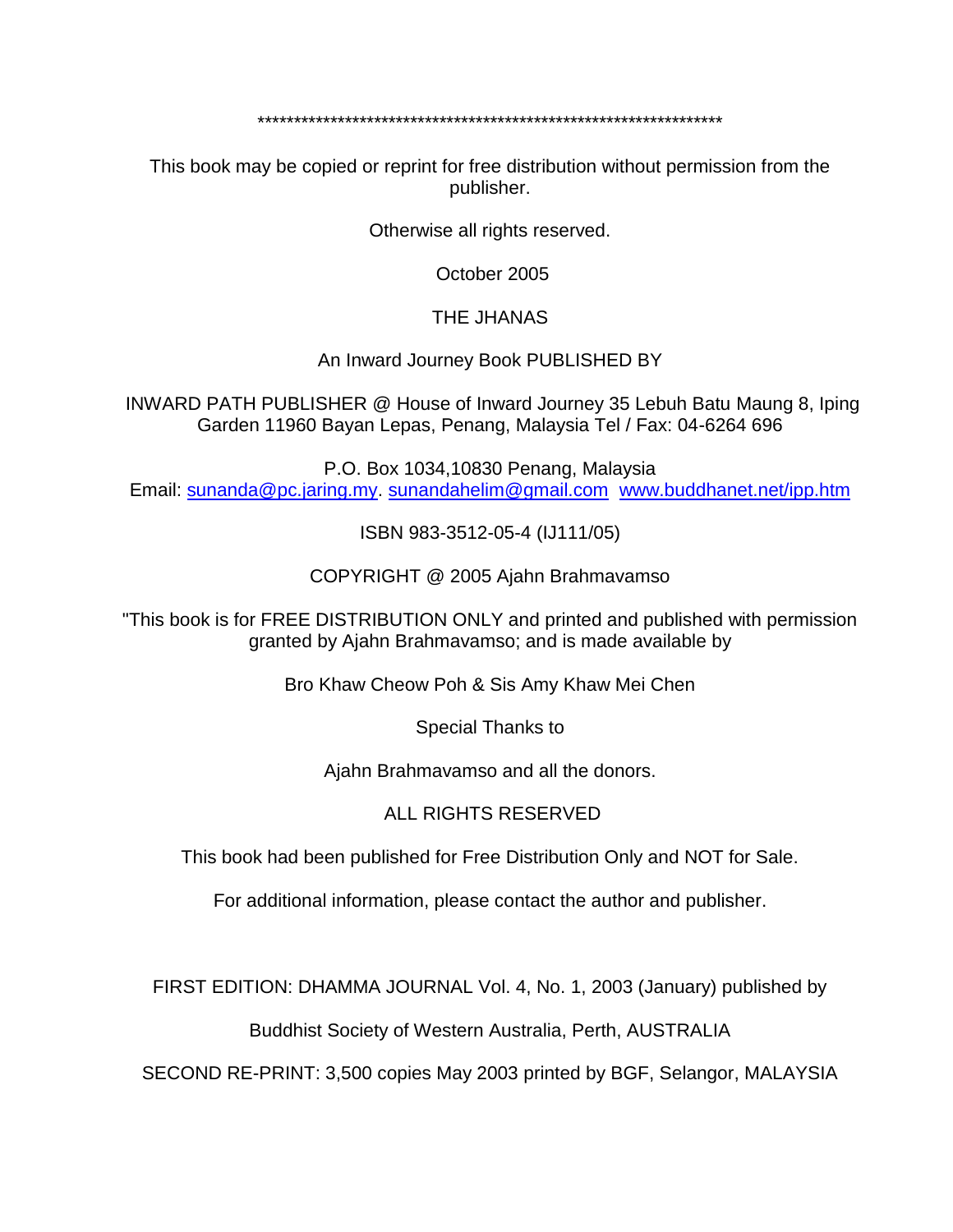*******************************************************************

This book may be copied or reprint for free distribution without permission from the publisher.

Otherwise all rights reserved.

October 2005

THE JHANAS

An Inward Journey Book PUBLISHED BY

INWARD PATH PUBLISHER @ House of Inward Journey 35 Lebuh Batu Maung 8, Iping Garden 11960 Bayan Lepas, Penang, Malaysia Tel / Fax: 04-6264 696

P.O. Box 1034,10830 Penang, Malaysia
Email: sunanda@pc.jaring.my. sunandahelim@gmail.com www.buddhanet.net/ipp.htm

ISBN 983-3512-05-4 (IJ111/05)

COPYRIGHT @ 2005 Ajahn Brahmavamso

"This book is for FREE DISTRIBUTION ONLY and printed and published with permission granted by Ajahn Brahmavamso; and is made available by

Bro Khaw Cheow Poh & Sis Amy Khaw Mei Chen

Special Thanks to

Ajahn Brahmavamso and all the donors.

ALL RIGHTS RESERVED

This book had been published for Free Distribution Only and NOT for Sale.

For additional information, please contact the author and publisher.

FIRST EDITION: DHAMMA JOURNAL Vol. 4, No. 1, 2003 (January) published by

Buddhist Society of Western Australia, Perth, AUSTRALIA

SECOND RE-PRINT: 3,500 copies May 2003 printed by BGF, Selangor, MALAYSIA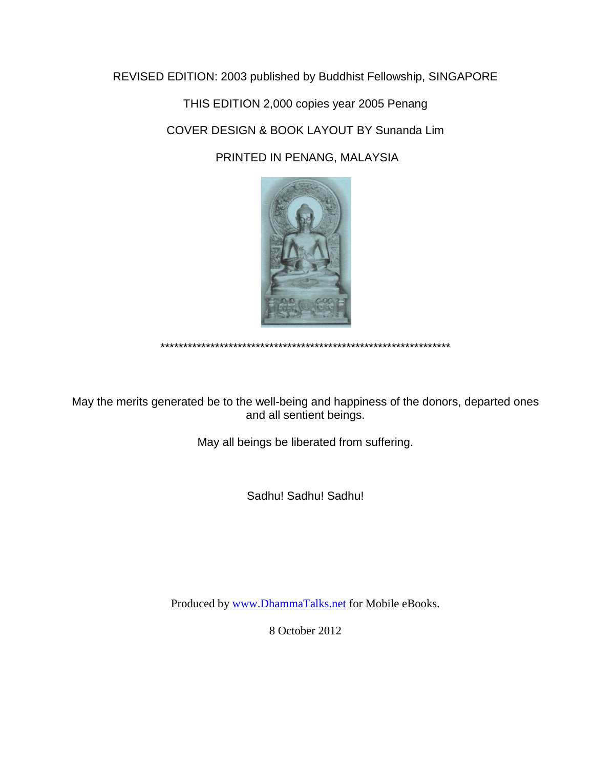REVISED EDITION: 2003 published by Buddhist Fellowship, SINGAPORE

THIS EDITION 2,000 copies year 2005 Penang

COVER DESIGN & BOOK LAYOUT BY Sunanda Lim

PRINTED IN PENANG, MALAYSIA

*****************************************************************

May the merits generated be to the well-being and happiness of the donors, departed ones and all sentient beings.

May all beings be liberated from suffering.

Sadhu! Sadhu! Sadhu!

Produced by [www.DhammaTalks.net](http://www.DhammaTalks.net) for Mobile eBooks.

8 October 2012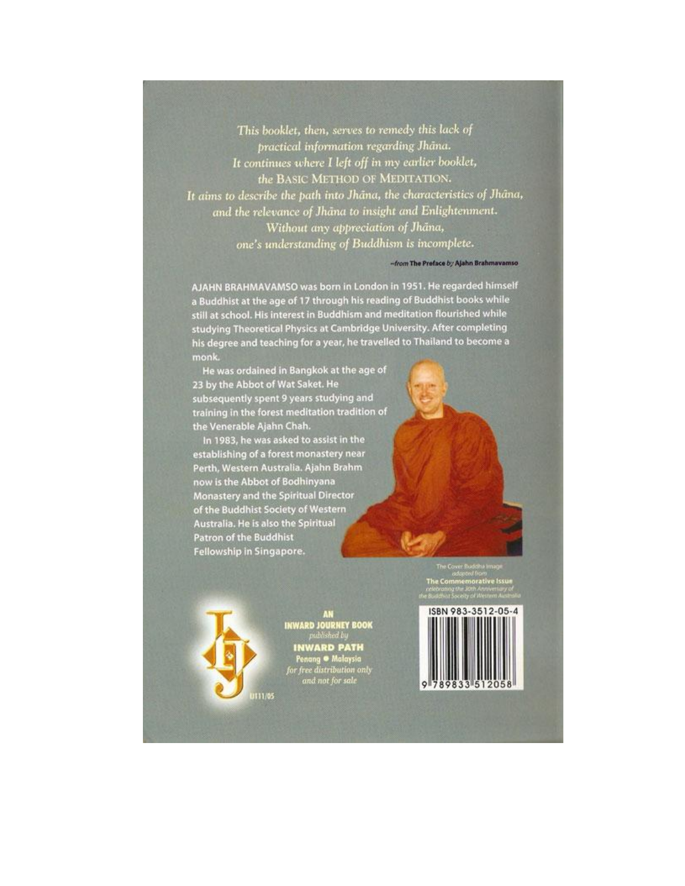*This booklet, then, serves to remedy this lack of practical information regarding Jhāna. It continues where I left off in my earlier booklet, the BASIC METHOD OF MEDITATION. It aims to describe the path into Jhāna, the characteristics of Jhāna, and the relevance of Jhāna to insight and Enlightenment. Without any appreciation of Jhāna, one's understanding of Buddhism is incomplete.*

–*from* **The Preface** *by* **Ajahn Brahmavamso**

AJAHN BRAHMAVAMSO was born in London in 1951. He regarded himself a Buddhist at the age of 17 through his reading of Buddhist books while still at school. His interest in Buddhism and meditation flourished while studying Theoretical Physics at Cambridge University. After completing his degree and teaching for a year, he travelled to Thailand to become a monk.

He was ordained in Bangkok at the age of 23 by the Abbot of Wat Saket. He subsequently spent 9 years studying and training in the forest meditation tradition of the Venerable Ajahn Chah.

In 1983, he was asked to assist in the establishing of a forest monastery near Perth, Western Australia. Ajahn Brahm now is the Abbot of Bodhinyana Monastery and the Spiritual Director of the Buddhist Society of Western Australia. He is also the Spiritual Patron of the Buddhist Fellowship in Singapore.

The Cover Buddha Image *adapted from* **The Commemorative Issue** *celebrating the 30th Anniversary of the Buddhist Society of Western Australia*

**AN INWARD JOURNEY BOOK** *published by* **INWARD PATH** **Penang • Malaysia** *for free distribution only and not for sale*

IJ111/05

ISBN 983-3512-05-4

9 789833 512058